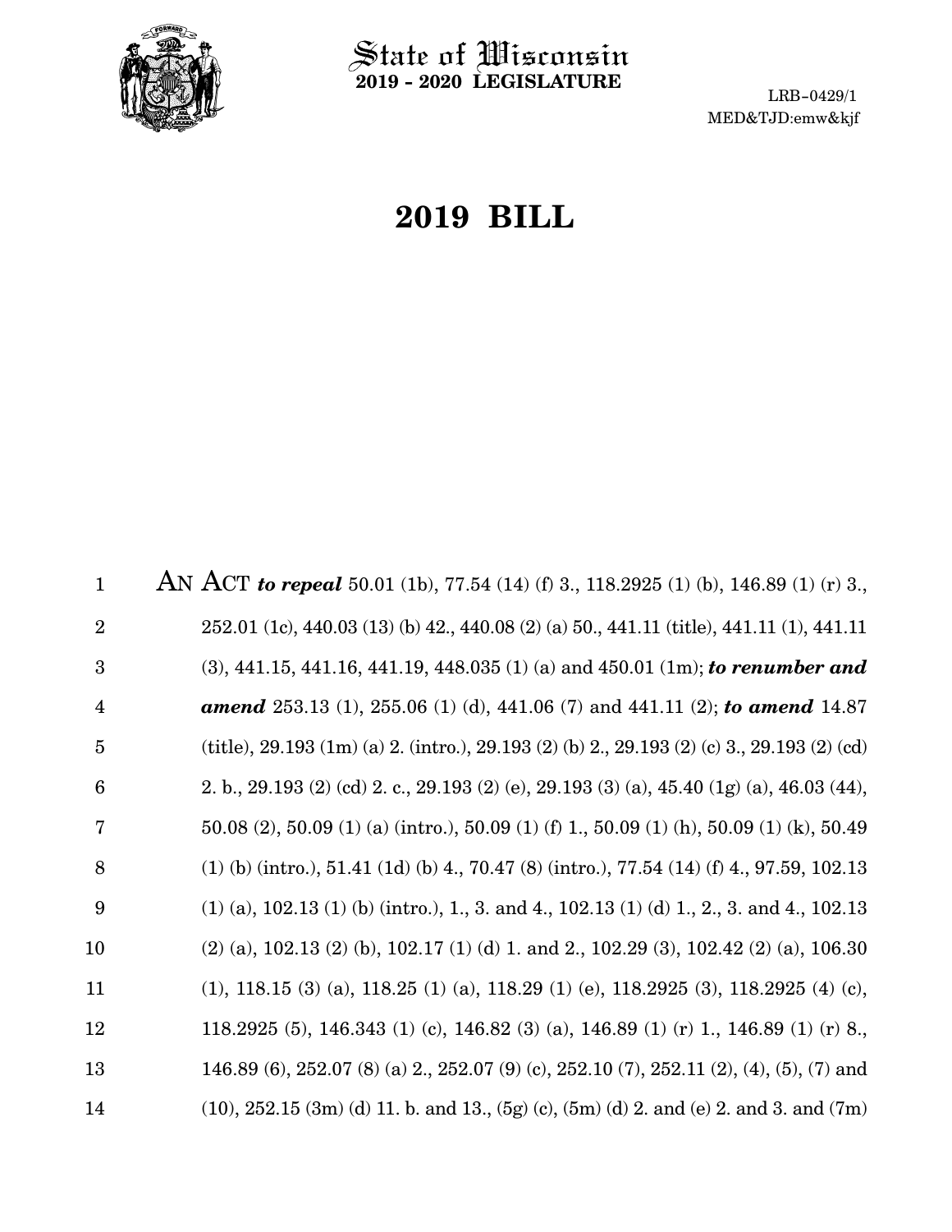State of Wisconsin
**2019 - 2020 LEGISLATURE**

LRB-0429/1
MED&TJD:emw&kjf

# 2019 BILL

AN ACT ***to repeal*** 50.01 (1b), 77.54 (14) (f) 3., 118.2925 (1) (b), 146.89 (1) (r) 3., 252.01 (1c), 440.03 (13) (b) 42., 440.08 (2) (a) 50., 441.11 (title), 441.11 (1), 441.11 (3), 441.15, 441.16, 441.19, 448.035 (1) (a) and 450.01 (1m); ***to renumber and amend*** 253.13 (1), 255.06 (1) (d), 441.06 (7) and 441.11 (2); ***to amend*** 14.87 (title), 29.193 (1m) (a) 2. (intro.), 29.193 (2) (b) 2., 29.193 (2) (c) 3., 29.193 (2) (cd) 2. b., 29.193 (2) (cd) 2. c., 29.193 (2) (e), 29.193 (3) (a), 45.40 (1g) (a), 46.03 (44), 50.08 (2), 50.09 (1) (a) (intro.), 50.09 (1) (f) 1., 50.09 (1) (h), 50.09 (1) (k), 50.49 (1) (b) (intro.), 51.41 (1d) (b) 4., 70.47 (8) (intro.), 77.54 (14) (f) 4., 97.59, 102.13 (1) (a), 102.13 (1) (b) (intro.), 1., 3. and 4., 102.13 (1) (d) 1., 2., 3. and 4., 102.13 (2) (a), 102.13 (2) (b), 102.17 (1) (d) 1. and 2., 102.29 (3), 102.42 (2) (a), 106.30 (1), 118.15 (3) (a), 118.25 (1) (a), 118.29 (1) (e), 118.2925 (3), 118.2925 (4) (c), 118.2925 (5), 146.343 (1) (c), 146.82 (3) (a), 146.89 (1) (r) 1., 146.89 (1) (r) 8., 146.89 (6), 252.07 (8) (a) 2., 252.07 (9) (c), 252.10 (7), 252.11 (2), (4), (5), (7) and (10), 252.15 (3m) (d) 11. b. and 13., (5g) (c), (5m) (d) 2. and (e) 2. and 3. and (7m)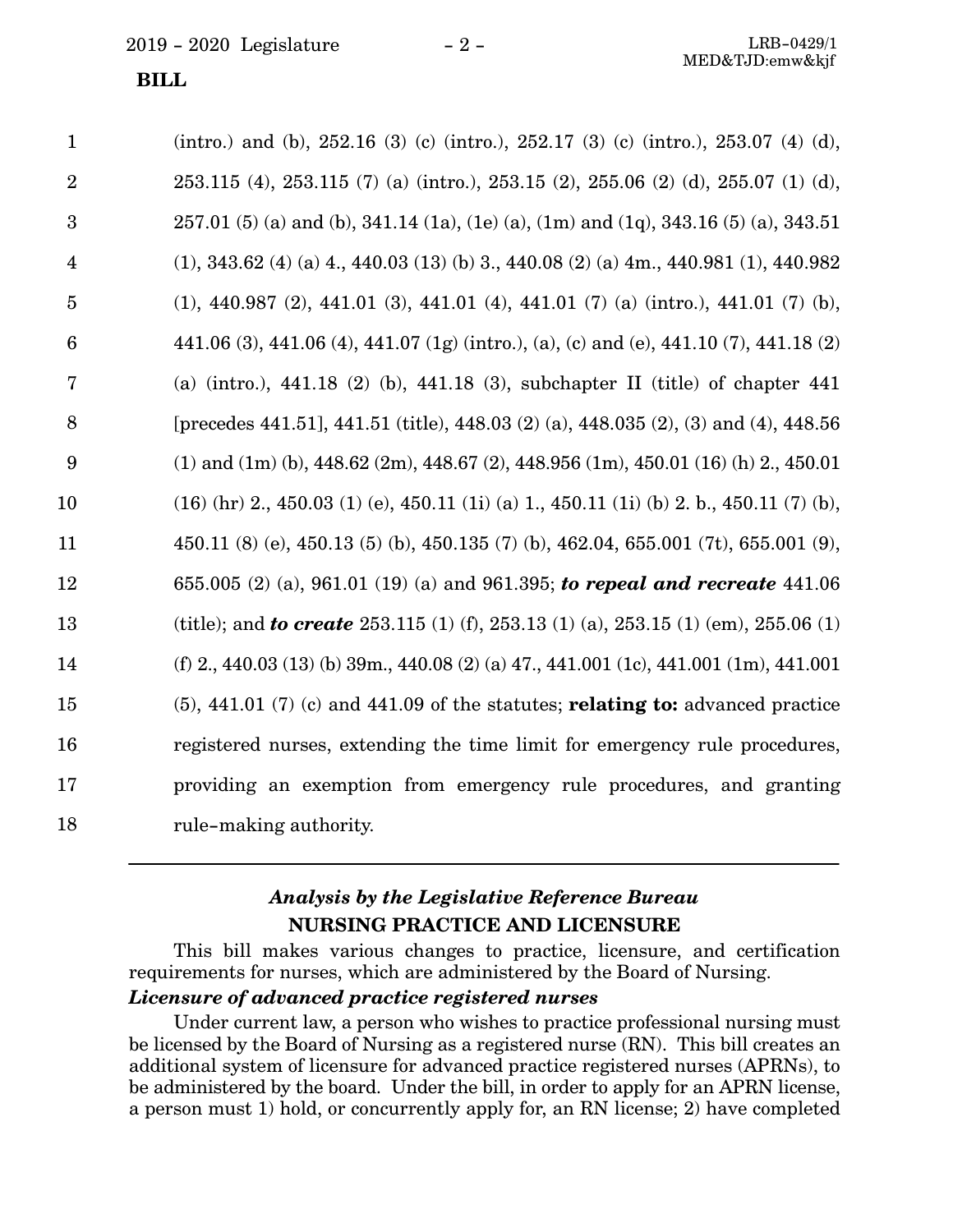(intro.) and (b), 252.16 (3) (c) (intro.), 252.17 (3) (c) (intro.), 253.07 (4) (d), 253.115 (4), 253.115 (7) (a) (intro.), 253.15 (2), 255.06 (2) (d), 255.07 (1) (d), 257.01 (5) (a) and (b), 341.14 (1a), (1e) (a), (1m) and (1q), 343.16 (5) (a), 343.51 (1), 343.62 (4) (a) 4., 440.03 (13) (b) 3., 440.08 (2) (a) 4m., 440.981 (1), 440.982 (1), 440.987 (2), 441.01 (3), 441.01 (4), 441.01 (7) (a) (intro.), 441.01 (7) (b), 441.06 (3), 441.06 (4), 441.07 (1g) (intro.), (a), (c) and (e), 441.10 (7), 441.18 (2) (a) (intro.), 441.18 (2) (b), 441.18 (3), subchapter II (title) of chapter 441 [precedes 441.51], 441.51 (title), 448.03 (2) (a), 448.035 (2), (3) and (4), 448.56 (1) and (1m) (b), 448.62 (2m), 448.67 (2), 448.956 (1m), 450.01 (16) (h) 2., 450.01 (16) (hr) 2., 450.03 (1) (e), 450.11 (1i) (a) 1., 450.11 (1i) (b) 2. b., 450.11 (7) (b), 450.11 (8) (e), 450.13 (5) (b), 450.135 (7) (b), 462.04, 655.001 (7t), 655.001 (9), 655.005 (2) (a), 961.01 (19) (a) and 961.395; ***to repeal and recreate*** 441.06 (title); and ***to create*** 253.115 (1) (f), 253.13 (1) (a), 253.15 (1) (em), 255.06 (1) (f) 2., 440.03 (13) (b) 39m., 440.08 (2) (a) 47., 441.001 (1c), 441.001 (1m), 441.001 (5), 441.01 (7) (c) and 441.09 of the statutes; **relating to:** advanced practice registered nurses, extending the time limit for emergency rule procedures, providing an exemption from emergency rule procedures, and granting rule-making authority.

---

### *Analysis by the Legislative Reference Bureau*

### NURSING PRACTICE AND LICENSURE

This bill makes various changes to practice, licensure, and certification requirements for nurses, which are administered by the Board of Nursing.

#### *Licensure of advanced practice registered nurses*

Under current law, a person who wishes to practice professional nursing must be licensed by the Board of Nursing as a registered nurse (RN). This bill creates an additional system of licensure for advanced practice registered nurses (APRNs), to be administered by the board. Under the bill, in order to apply for an APRN license, a person must 1) hold, or concurrently apply for, an RN license; 2) have completed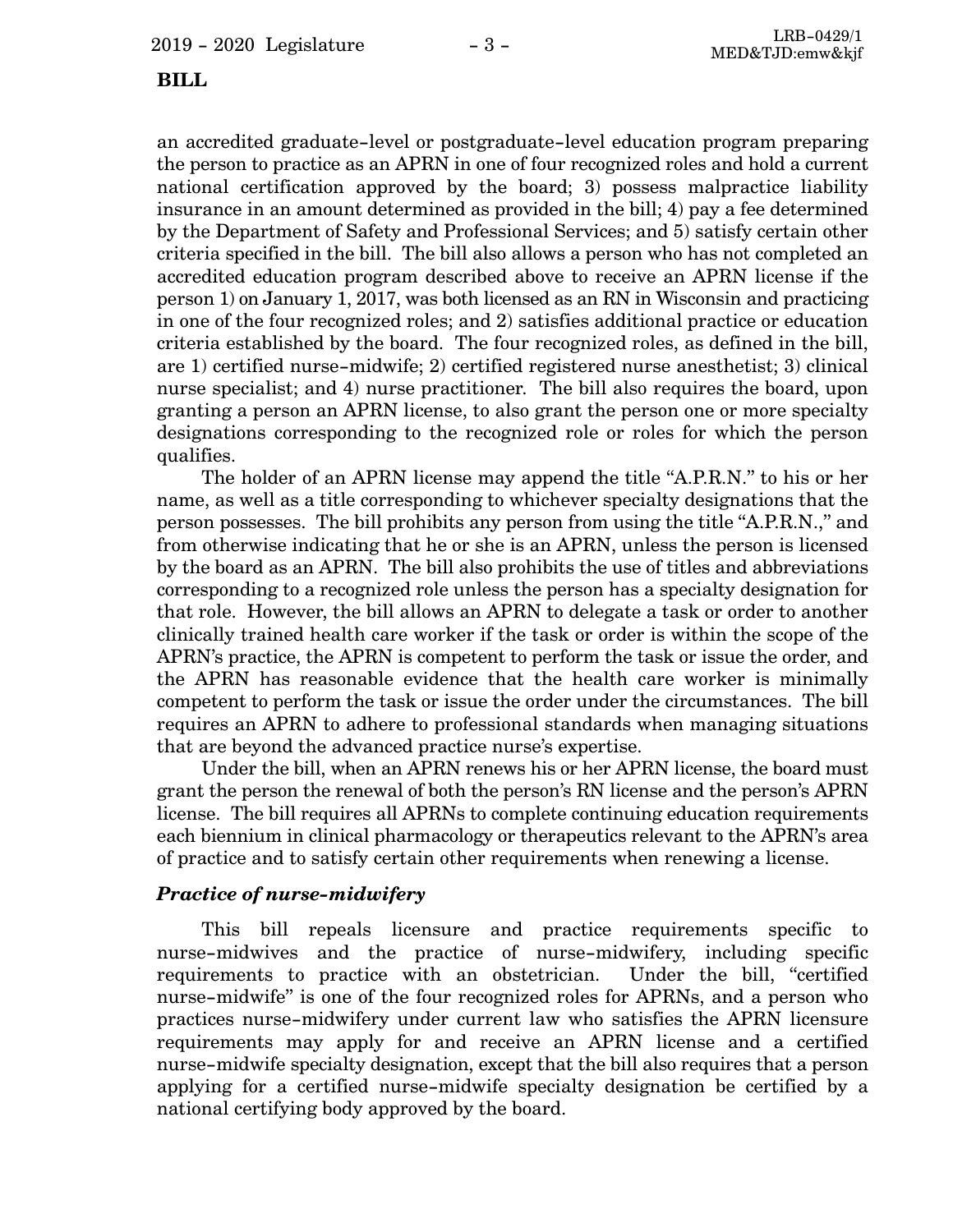an accredited graduate-level or postgraduate-level education program preparing the person to practice as an APRN in one of four recognized roles and hold a current national certification approved by the board; 3) possess malpractice liability insurance in an amount determined as provided in the bill; 4) pay a fee determined by the Department of Safety and Professional Services; and 5) satisfy certain other criteria specified in the bill. The bill also allows a person who has not completed an accredited education program described above to receive an APRN license if the person 1) on January 1, 2017, was both licensed as an RN in Wisconsin and practicing in one of the four recognized roles; and 2) satisfies additional practice or education criteria established by the board. The four recognized roles, as defined in the bill, are 1) certified nurse-midwife; 2) certified registered nurse anesthetist; 3) clinical nurse specialist; and 4) nurse practitioner. The bill also requires the board, upon granting a person an APRN license, to also grant the person one or more specialty designations corresponding to the recognized role or roles for which the person qualifies.

The holder of an APRN license may append the title "A.P.R.N." to his or her name, as well as a title corresponding to whichever specialty designations that the person possesses. The bill prohibits any person from using the title "A.P.R.N.," and from otherwise indicating that he or she is an APRN, unless the person is licensed by the board as an APRN. The bill also prohibits the use of titles and abbreviations corresponding to a recognized role unless the person has a specialty designation for that role. However, the bill allows an APRN to delegate a task or order to another clinically trained health care worker if the task or order is within the scope of the APRN's practice, the APRN is competent to perform the task or issue the order, and the APRN has reasonable evidence that the health care worker is minimally competent to perform the task or issue the order under the circumstances. The bill requires an APRN to adhere to professional standards when managing situations that are beyond the advanced practice nurse's expertise.

Under the bill, when an APRN renews his or her APRN license, the board must grant the person the renewal of both the person's RN license and the person's APRN license. The bill requires all APRNs to complete continuing education requirements each biennium in clinical pharmacology or therapeutics relevant to the APRN's area of practice and to satisfy certain other requirements when renewing a license.

***Practice of nurse-midwifery***

This bill repeals licensure and practice requirements specific to nurse-midwives and the practice of nurse-midwifery, including specific requirements to practice with an obstetrician. Under the bill, "certified nurse-midwife" is one of the four recognized roles for APRNs, and a person who practices nurse-midwifery under current law who satisfies the APRN licensure requirements may apply for and receive an APRN license and a certified nurse-midwife specialty designation, except that the bill also requires that a person applying for a certified nurse-midwife specialty designation be certified by a national certifying body approved by the board.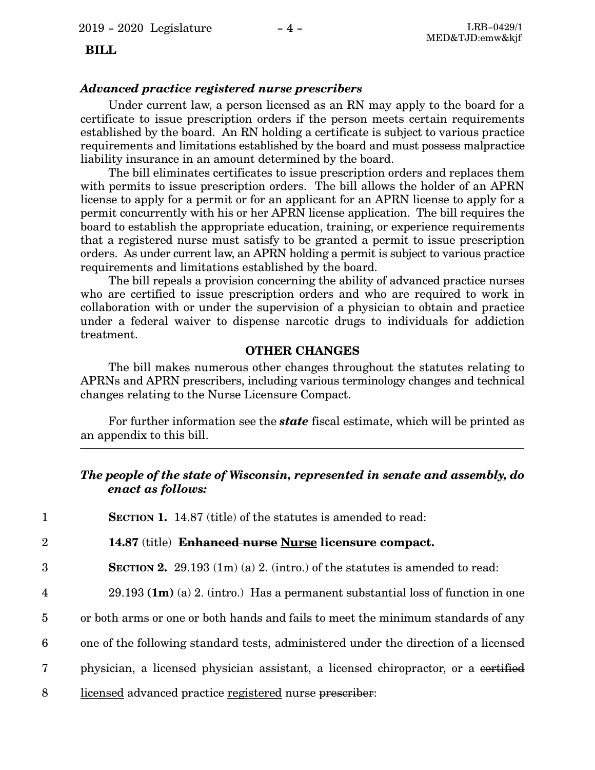***Advanced practice registered nurse prescribers***

Under current law, a person licensed as an RN may apply to the board for a certificate to issue prescription orders if the person meets certain requirements established by the board. An RN holding a certificate is subject to various practice requirements and limitations established by the board and must possess malpractice liability insurance in an amount determined by the board.

The bill eliminates certificates to issue prescription orders and replaces them with permits to issue prescription orders. The bill allows the holder of an APRN license to apply for a permit or for an applicant for an APRN license to apply for a permit concurrently with his or her APRN license application. The bill requires the board to establish the appropriate education, training, or experience requirements that a registered nurse must satisfy to be granted a permit to issue prescription orders. As under current law, an APRN holding a permit is subject to various practice requirements and limitations established by the board.

The bill repeals a provision concerning the ability of advanced practice nurses who are certified to issue prescription orders and who are required to work in collaboration with or under the supervision of a physician to obtain and practice under a federal waiver to dispense narcotic drugs to individuals for addiction treatment.

**OTHER CHANGES**

The bill makes numerous other changes throughout the statutes relating to APRNs and APRN prescribers, including various terminology changes and technical changes relating to the Nurse Licensure Compact.

For further information see the ***state*** fiscal estimate, which will be printed as an appendix to this bill.

---

***The people of the state of Wisconsin, represented in senate and assembly, do enact as follows:***

1 **SECTION 1.** 14.87 (title) of the statutes is amended to read:

2 **14.87** (title) **~~Enhanced nurse~~ Nurse licensure compact.**

3 **SECTION 2.** 29.193 (1m) (a) 2. (intro.) of the statutes is amended to read:

4 29.193 **(1m)** (a) 2. (intro.) Has a permanent substantial loss of function in one
5 or both arms or one or both hands and fails to meet the minimum standards of any
6 one of the following standard tests, administered under the direction of a licensed
7 physician, a licensed physician assistant, a licensed chiropractor, or a ~~certified~~
8 licensed advanced practice registered nurse ~~prescriber~~: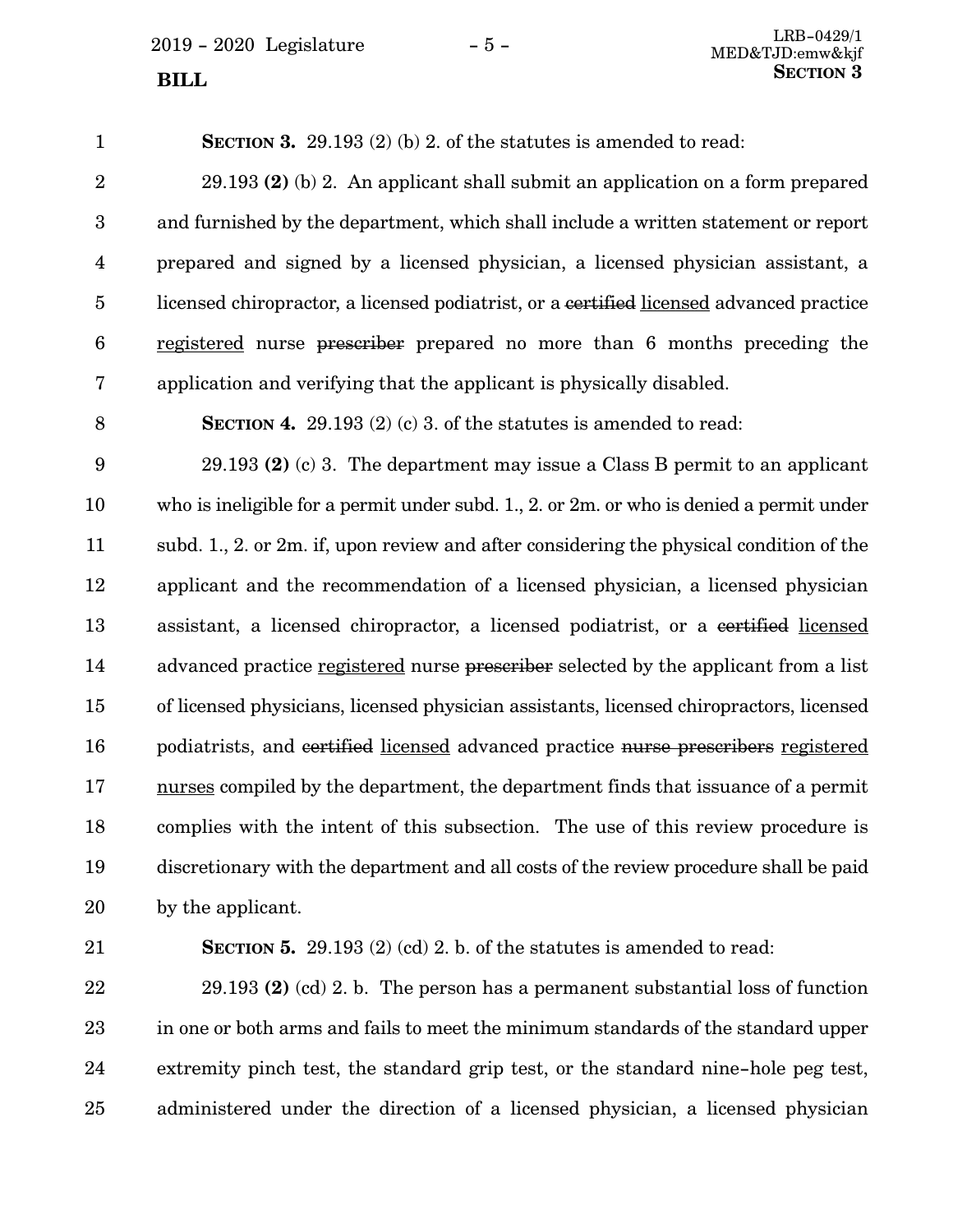**SECTION 3.** 29.193 (2) (b) 2. of the statutes is amended to read:

29.193 **(2)** (b) 2. An applicant shall submit an application on a form prepared and furnished by the department, which shall include a written statement or report prepared and signed by a licensed physician, a licensed physician assistant, a licensed chiropractor, a licensed podiatrist, or a ~~certified~~ <u>licensed</u> advanced practice <u>registered</u> nurse ~~prescriber~~ prepared no more than 6 months preceding the application and verifying that the applicant is physically disabled.

**SECTION 4.** 29.193 (2) (c) 3. of the statutes is amended to read:

29.193 **(2)** (c) 3. The department may issue a Class B permit to an applicant who is ineligible for a permit under subd. 1., 2. or 2m. or who is denied a permit under subd. 1., 2. or 2m. if, upon review and after considering the physical condition of the applicant and the recommendation of a licensed physician, a licensed physician assistant, a licensed chiropractor, a licensed podiatrist, or a ~~certified~~ <u>licensed</u> advanced practice <u>registered</u> nurse ~~prescriber~~ selected by the applicant from a list of licensed physicians, licensed physician assistants, licensed chiropractors, licensed podiatrists, and ~~certified~~ <u>licensed</u> advanced practice ~~nurse prescribers~~ <u>registered nurses</u> compiled by the department, the department finds that issuance of a permit complies with the intent of this subsection. The use of this review procedure is discretionary with the department and all costs of the review procedure shall be paid by the applicant.

**SECTION 5.** 29.193 (2) (cd) 2. b. of the statutes is amended to read:

29.193 **(2)** (cd) 2. b. The person has a permanent substantial loss of function in one or both arms and fails to meet the minimum standards of the standard upper extremity pinch test, the standard grip test, or the standard nine-hole peg test, administered under the direction of a licensed physician, a licensed physician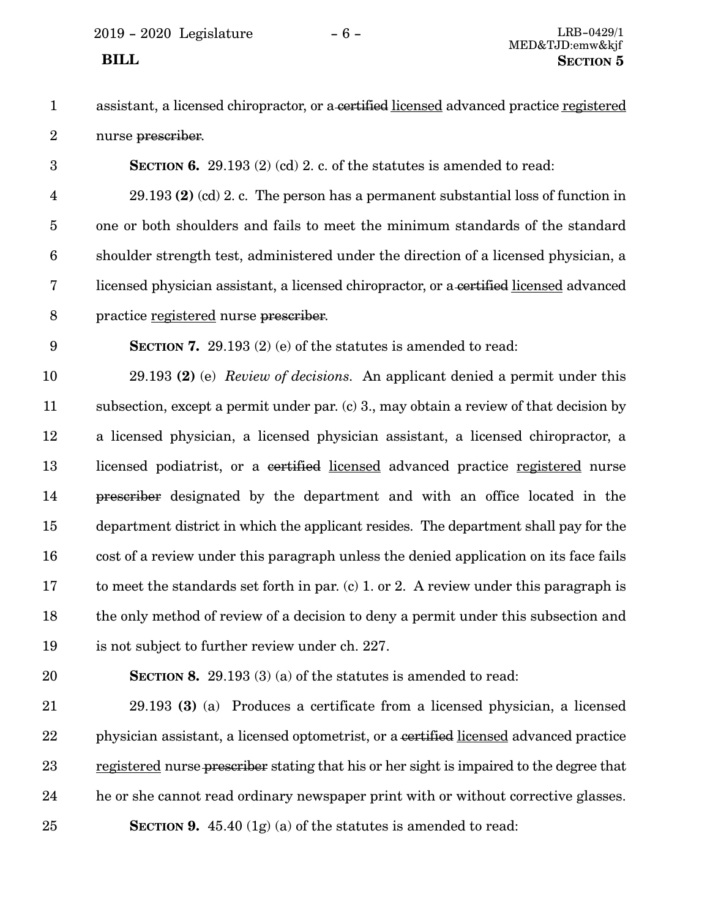assistant, a licensed chiropractor, or a ~~certified~~ <u>licensed</u> advanced practice <u>registered</u> nurse ~~prescriber~~.

**SECTION 6.** 29.193 (2) (cd) 2. c. of the statutes is amended to read:

29.193 **(2)** (cd) 2. c. The person has a permanent substantial loss of function in one or both shoulders and fails to meet the minimum standards of the standard shoulder strength test, administered under the direction of a licensed physician, a licensed physician assistant, a licensed chiropractor, or a ~~certified~~ <u>licensed</u> advanced practice <u>registered</u> nurse ~~prescriber~~.

**SECTION 7.** 29.193 (2) (e) of the statutes is amended to read:

29.193 **(2)** (e) *Review of decisions.* An applicant denied a permit under this subsection, except a permit under par. (c) 3., may obtain a review of that decision by a licensed physician, a licensed physician assistant, a licensed chiropractor, a licensed podiatrist, or a ~~certified~~ <u>licensed</u> advanced practice <u>registered</u> nurse ~~prescriber~~ designated by the department and with an office located in the department district in which the applicant resides. The department shall pay for the cost of a review under this paragraph unless the denied application on its face fails to meet the standards set forth in par. (c) 1. or 2. A review under this paragraph is the only method of review of a decision to deny a permit under this subsection and is not subject to further review under ch. 227.

**SECTION 8.** 29.193 (3) (a) of the statutes is amended to read:

29.193 **(3)** (a) Produces a certificate from a licensed physician, a licensed physician assistant, a licensed optometrist, or a ~~certified~~ <u>licensed</u> advanced practice <u>registered</u> nurse ~~prescriber~~ stating that his or her sight is impaired to the degree that he or she cannot read ordinary newspaper print with or without corrective glasses.

**SECTION 9.** 45.40 (1g) (a) of the statutes is amended to read: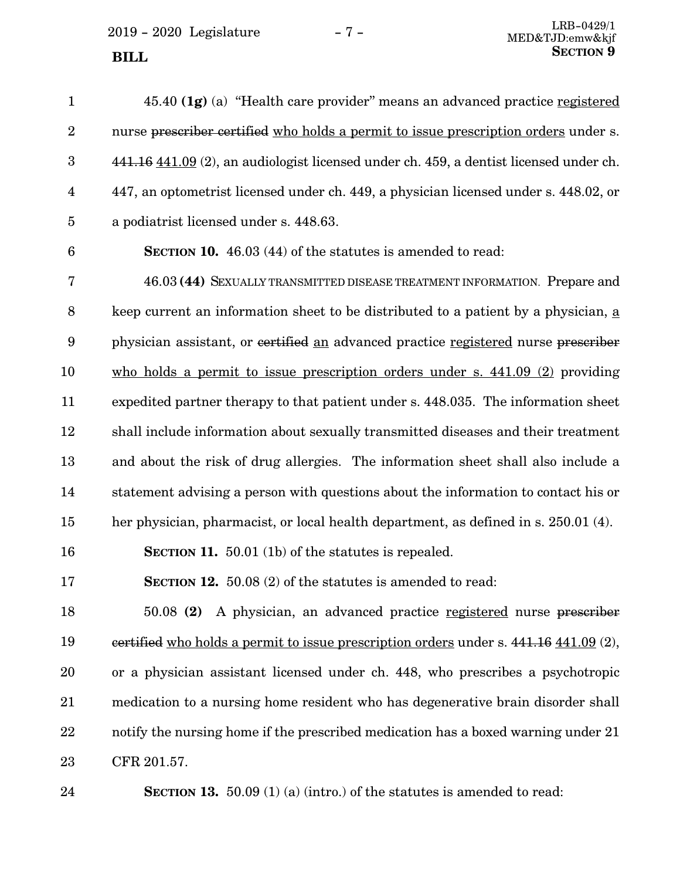45.40 **(1g)** (a) "Health care provider" means an advanced practice <u>registered</u> nurse ~~prescriber certified~~ <u>who holds a permit to issue prescription orders</u> under s. ~~441.16~~ <u>441.09</u> (2), an audiologist licensed under ch. 459, a dentist licensed under ch. 447, an optometrist licensed under ch. 449, a physician licensed under s. 448.02, or a podiatrist licensed under s. 448.63.

**SECTION 10.** 46.03 (44) of the statutes is amended to read:

46.03 **(44)** SEXUALLY TRANSMITTED DISEASE TREATMENT INFORMATION. Prepare and keep current an information sheet to be distributed to a patient by a physician, <u>a</u> physician assistant, or ~~certified~~ <u>an</u> advanced practice <u>registered</u> nurse ~~prescriber~~ <u>who holds a permit to issue prescription orders under s. 441.09 (2)</u> providing expedited partner therapy to that patient under s. 448.035. The information sheet shall include information about sexually transmitted diseases and their treatment and about the risk of drug allergies. The information sheet shall also include a statement advising a person with questions about the information to contact his or her physician, pharmacist, or local health department, as defined in s. 250.01 (4).

**SECTION 11.** 50.01 (1b) of the statutes is repealed.

**SECTION 12.** 50.08 (2) of the statutes is amended to read:

50.08 **(2)** A physician, an advanced practice <u>registered</u> nurse ~~prescriber certified~~ <u>who holds a permit to issue prescription orders</u> under s. ~~441.16~~ <u>441.09</u> (2), or a physician assistant licensed under ch. 448, who prescribes a psychotropic medication to a nursing home resident who has degenerative brain disorder shall notify the nursing home if the prescribed medication has a boxed warning under 21 CFR 201.57.

**SECTION 13.** 50.09 (1) (a) (intro.) of the statutes is amended to read: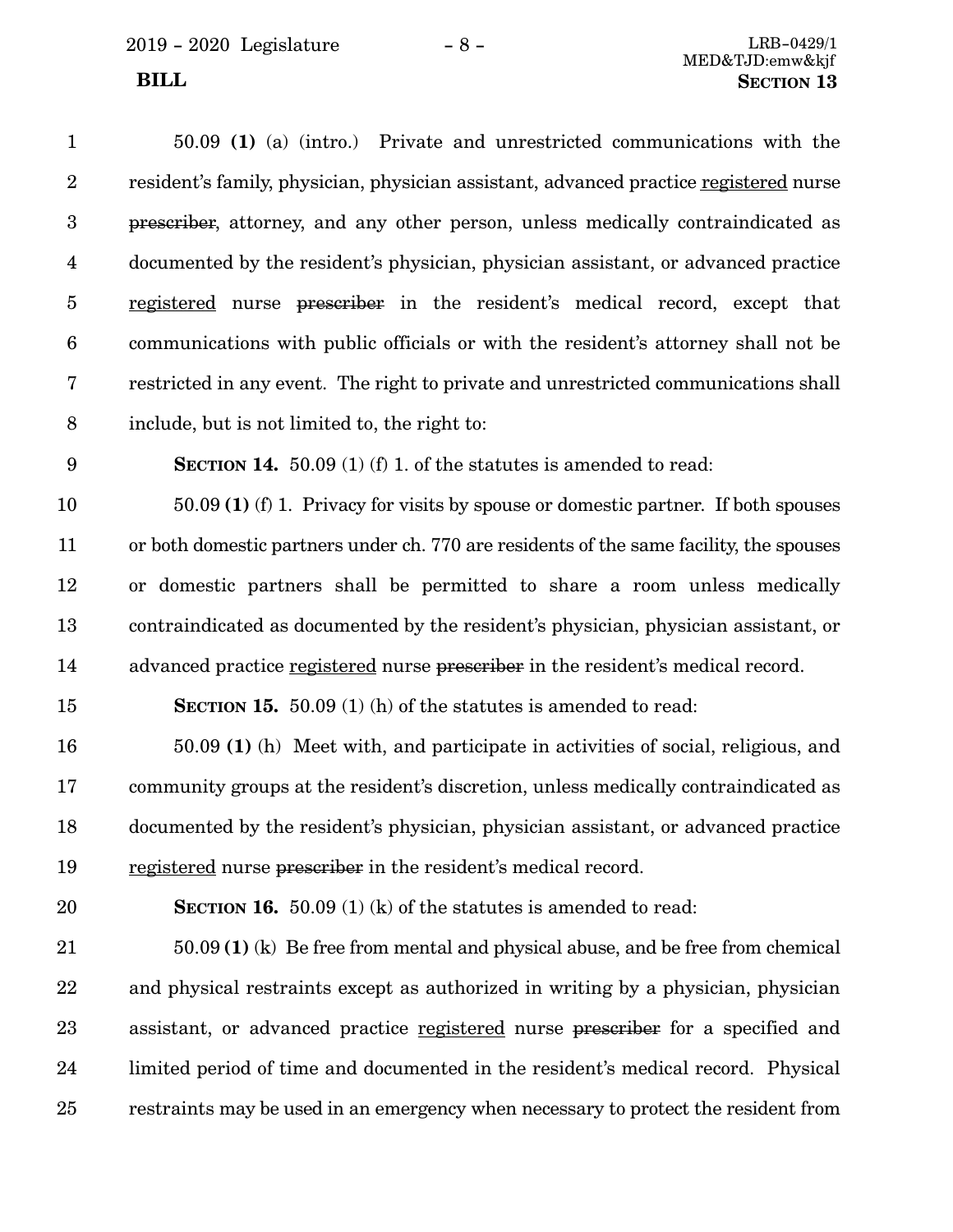50.09 **(1)** (a) (intro.) Private and unrestricted communications with the resident's family, physician, physician assistant, advanced practice <u>registered</u> nurse ~~prescriber~~, attorney, and any other person, unless medically contraindicated as documented by the resident's physician, physician assistant, or advanced practice <u>registered</u> nurse ~~prescriber~~ in the resident's medical record, except that communications with public officials or with the resident's attorney shall not be restricted in any event. The right to private and unrestricted communications shall include, but is not limited to, the right to:

**SECTION 14.** 50.09 (1) (f) 1. of the statutes is amended to read:

50.09 **(1)** (f) 1. Privacy for visits by spouse or domestic partner. If both spouses or both domestic partners under ch. 770 are residents of the same facility, the spouses or domestic partners shall be permitted to share a room unless medically contraindicated as documented by the resident's physician, physician assistant, or advanced practice <u>registered</u> nurse ~~prescriber~~ in the resident's medical record.

**SECTION 15.** 50.09 (1) (h) of the statutes is amended to read:

50.09 **(1)** (h) Meet with, and participate in activities of social, religious, and community groups at the resident's discretion, unless medically contraindicated as documented by the resident's physician, physician assistant, or advanced practice <u>registered</u> nurse ~~prescriber~~ in the resident's medical record.

**SECTION 16.** 50.09 (1) (k) of the statutes is amended to read:

50.09 **(1)** (k) Be free from mental and physical abuse, and be free from chemical and physical restraints except as authorized in writing by a physician, physician assistant, or advanced practice <u>registered</u> nurse ~~prescriber~~ for a specified and limited period of time and documented in the resident's medical record. Physical restraints may be used in an emergency when necessary to protect the resident from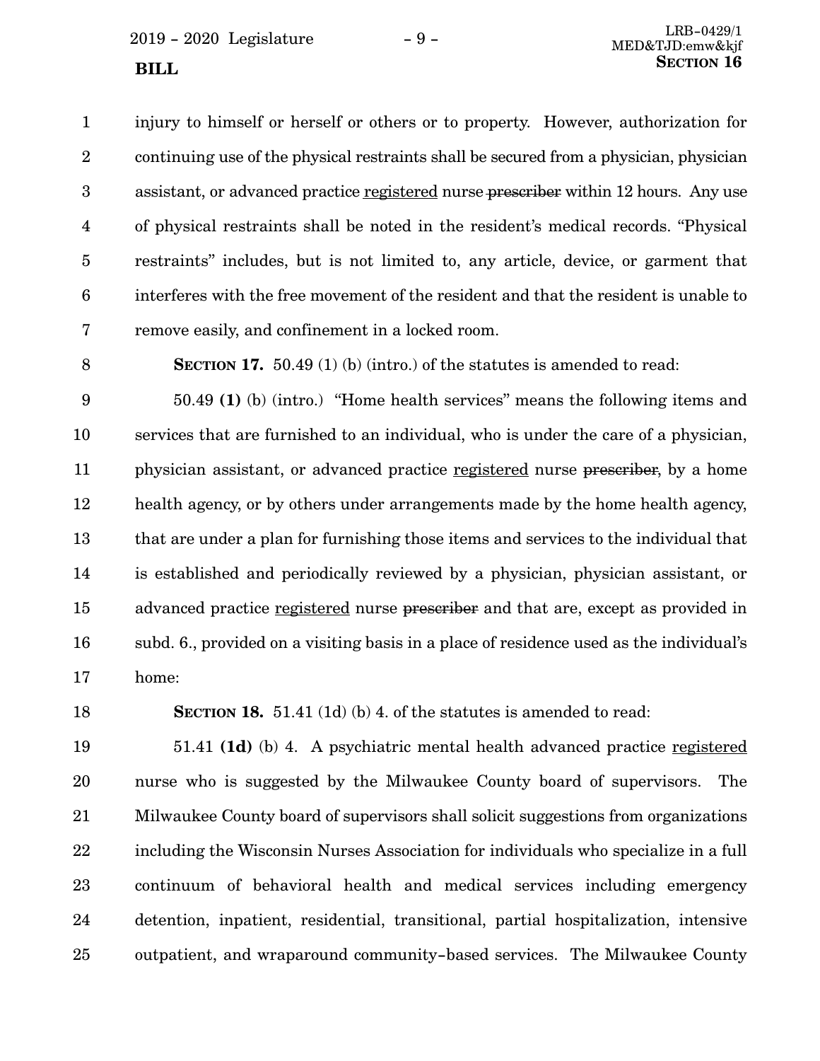injury to himself or herself or others or to property. However, authorization for continuing use of the physical restraints shall be secured from a physician, physician assistant, or advanced practice <u>registered</u> nurse ~~prescriber~~ within 12 hours. Any use of physical restraints shall be noted in the resident's medical records. "Physical restraints" includes, but is not limited to, any article, device, or garment that interferes with the free movement of the resident and that the resident is unable to remove easily, and confinement in a locked room.

**SECTION 17.** 50.49 (1) (b) (intro.) of the statutes is amended to read:

50.49 **(1)** (b) (intro.) "Home health services" means the following items and services that are furnished to an individual, who is under the care of a physician, physician assistant, or advanced practice <u>registered</u> nurse ~~prescriber~~, by a home health agency, or by others under arrangements made by the home health agency, that are under a plan for furnishing those items and services to the individual that is established and periodically reviewed by a physician, physician assistant, or advanced practice <u>registered</u> nurse ~~prescriber~~ and that are, except as provided in subd. 6., provided on a visiting basis in a place of residence used as the individual's home:

**SECTION 18.** 51.41 (1d) (b) 4. of the statutes is amended to read:

51.41 **(1d)** (b) 4. A psychiatric mental health advanced practice <u>registered</u> nurse who is suggested by the Milwaukee County board of supervisors. The Milwaukee County board of supervisors shall solicit suggestions from organizations including the Wisconsin Nurses Association for individuals who specialize in a full continuum of behavioral health and medical services including emergency detention, inpatient, residential, transitional, partial hospitalization, intensive outpatient, and wraparound community-based services. The Milwaukee County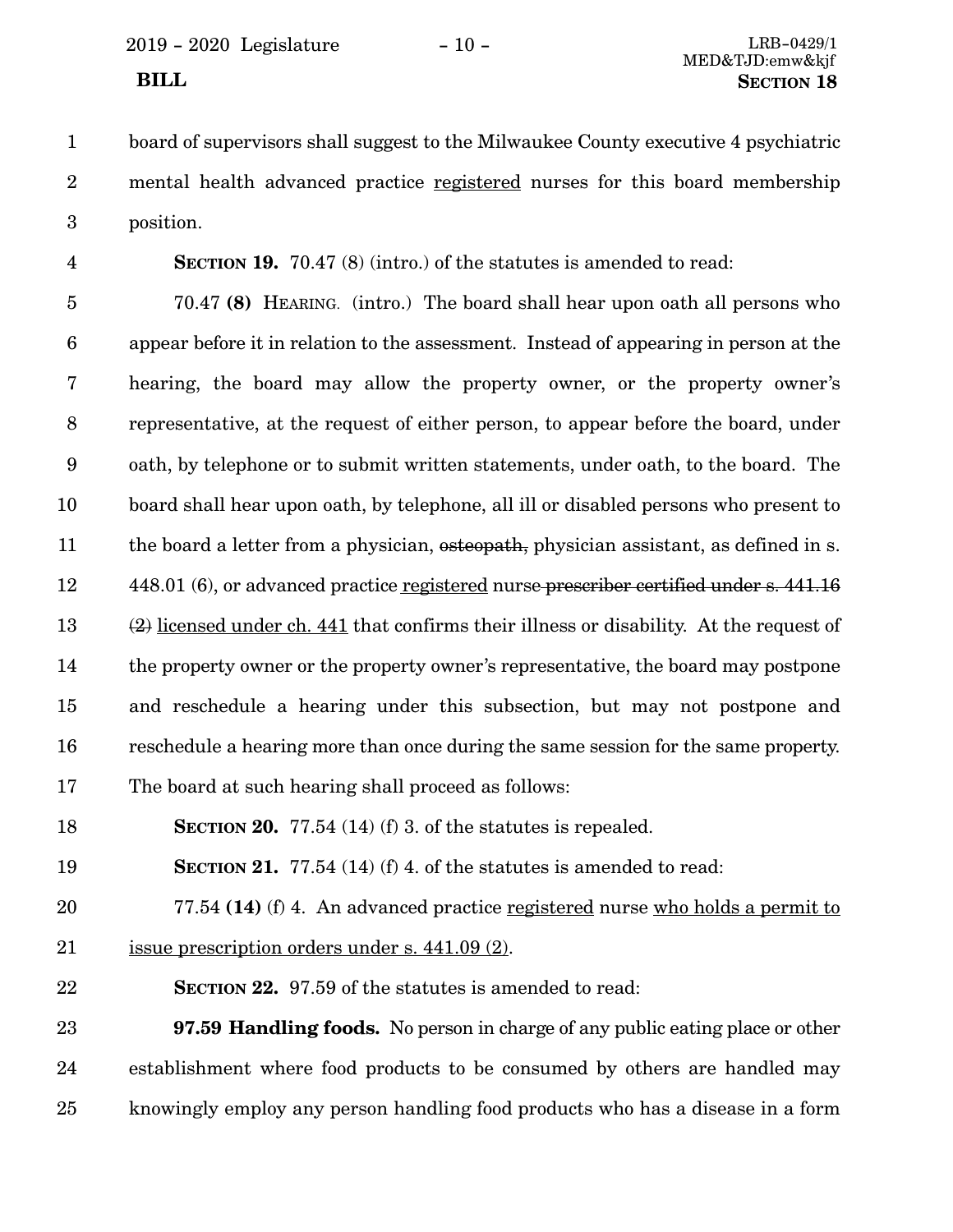board of supervisors shall suggest to the Milwaukee County executive 4 psychiatric mental health advanced practice <u>registered</u> nurses for this board membership position.

**SECTION 19.** 70.47 (8) (intro.) of the statutes is amended to read:

70.47 **(8)** HEARING. (intro.) The board shall hear upon oath all persons who appear before it in relation to the assessment. Instead of appearing in person at the hearing, the board may allow the property owner, or the property owner's representative, at the request of either person, to appear before the board, under oath, by telephone or to submit written statements, under oath, to the board. The board shall hear upon oath, by telephone, all ill or disabled persons who present to the board a letter from a physician, ~~osteopath,~~ physician assistant, as defined in s. 448.01 (6), or advanced practice <u>registered</u> nurse ~~prescriber certified under s. 441.16 (2)~~ <u>licensed under ch. 441</u> that confirms their illness or disability. At the request of the property owner or the property owner's representative, the board may postpone and reschedule a hearing under this subsection, but may not postpone and reschedule a hearing more than once during the same session for the same property. The board at such hearing shall proceed as follows:

**SECTION 20.** 77.54 (14) (f) 3. of the statutes is repealed.

**SECTION 21.** 77.54 (14) (f) 4. of the statutes is amended to read:

77.54 **(14)** (f) 4. An advanced practice <u>registered</u> nurse <u>who holds a permit to issue prescription orders under s. 441.09 (2)</u>.

**SECTION 22.** 97.59 of the statutes is amended to read:

**97.59 Handling foods.** No person in charge of any public eating place or other establishment where food products to be consumed by others are handled may knowingly employ any person handling food products who has a disease in a form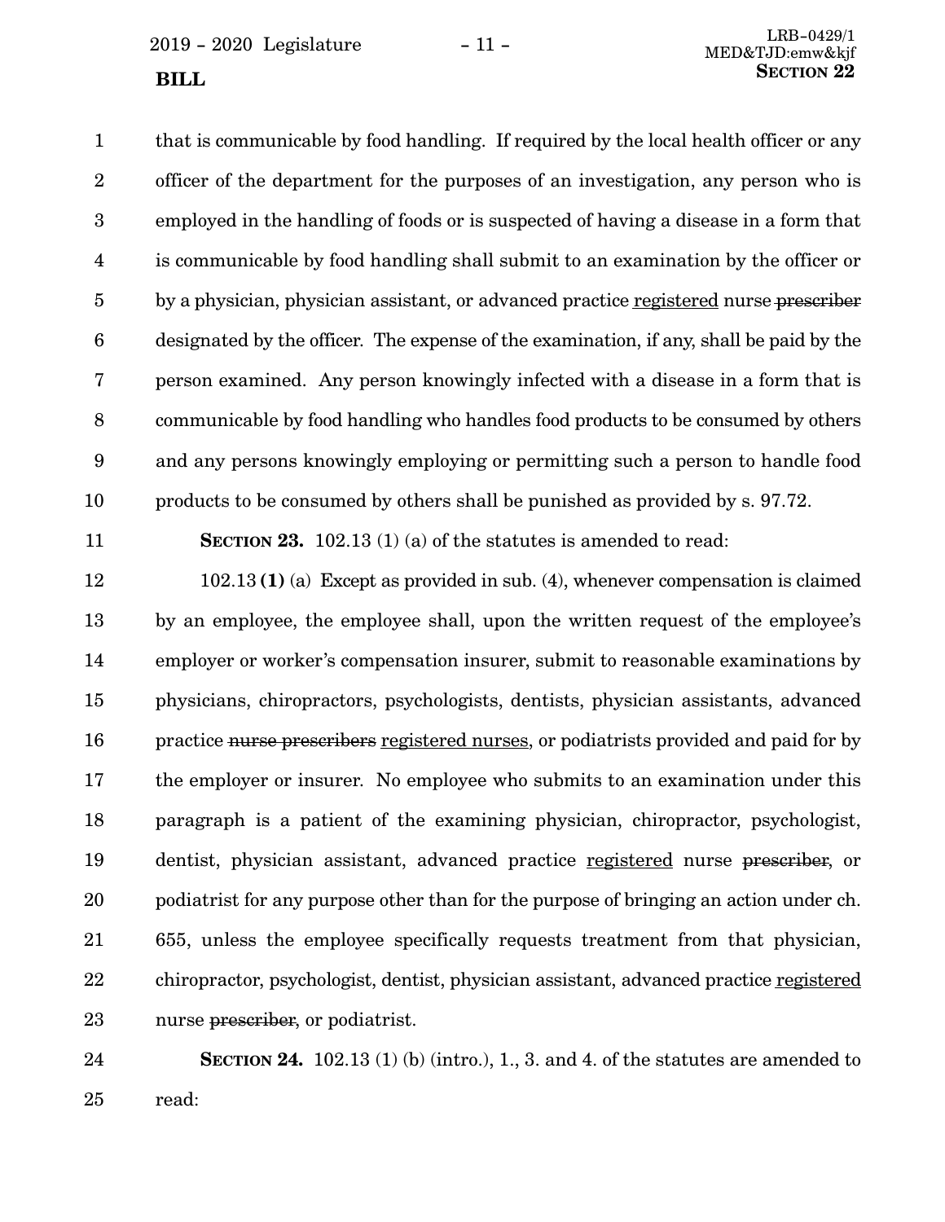that is communicable by food handling. If required by the local health officer or any officer of the department for the purposes of an investigation, any person who is employed in the handling of foods or is suspected of having a disease in a form that is communicable by food handling shall submit to an examination by the officer or by a physician, physician assistant, or advanced practice <u>registered</u> nurse ~~prescriber~~ designated by the officer. The expense of the examination, if any, shall be paid by the person examined. Any person knowingly infected with a disease in a form that is communicable by food handling who handles food products to be consumed by others and any persons knowingly employing or permitting such a person to handle food products to be consumed by others shall be punished as provided by s. 97.72.

**SECTION 23.** 102.13 (1) (a) of the statutes is amended to read:

102.13 **(1)** (a) Except as provided in sub. (4), whenever compensation is claimed by an employee, the employee shall, upon the written request of the employee's employer or worker's compensation insurer, submit to reasonable examinations by physicians, chiropractors, psychologists, dentists, physician assistants, advanced practice ~~nurse prescribers~~ <u>registered nurses</u>, or podiatrists provided and paid for by the employer or insurer. No employee who submits to an examination under this paragraph is a patient of the examining physician, chiropractor, psychologist, dentist, physician assistant, advanced practice <u>registered</u> nurse ~~prescriber~~, or podiatrist for any purpose other than for the purpose of bringing an action under ch. 655, unless the employee specifically requests treatment from that physician, chiropractor, psychologist, dentist, physician assistant, advanced practice <u>registered</u> nurse ~~prescriber~~, or podiatrist.

**SECTION 24.** 102.13 (1) (b) (intro.), 1., 3. and 4. of the statutes are amended to read: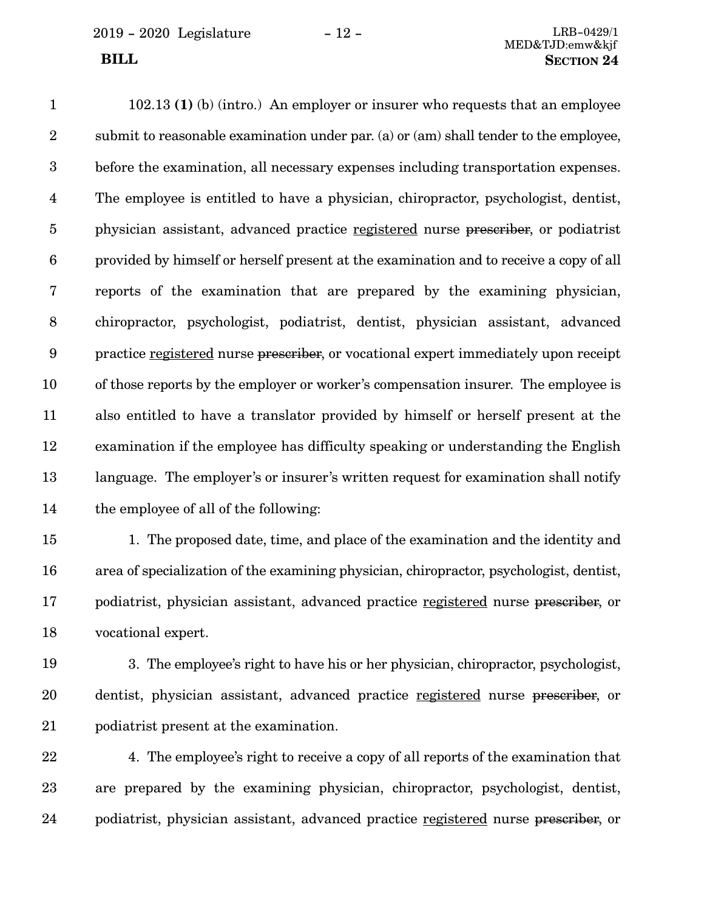102.13 **(1)** (b) (intro.) An employer or insurer who requests that an employee submit to reasonable examination under par. (a) or (am) shall tender to the employee, before the examination, all necessary expenses including transportation expenses. The employee is entitled to have a physician, chiropractor, psychologist, dentist, physician assistant, advanced practice <u>registered</u> nurse ~~prescriber~~, or podiatrist provided by himself or herself present at the examination and to receive a copy of all reports of the examination that are prepared by the examining physician, chiropractor, psychologist, podiatrist, dentist, physician assistant, advanced practice <u>registered</u> nurse ~~prescriber~~, or vocational expert immediately upon receipt of those reports by the employer or worker's compensation insurer. The employee is also entitled to have a translator provided by himself or herself present at the examination if the employee has difficulty speaking or understanding the English language. The employer's or insurer's written request for examination shall notify the employee of all of the following:

1. The proposed date, time, and place of the examination and the identity and area of specialization of the examining physician, chiropractor, psychologist, dentist, podiatrist, physician assistant, advanced practice <u>registered</u> nurse ~~prescriber~~, or vocational expert.

3. The employee's right to have his or her physician, chiropractor, psychologist, dentist, physician assistant, advanced practice <u>registered</u> nurse ~~prescriber~~, or podiatrist present at the examination.

4. The employee's right to receive a copy of all reports of the examination that are prepared by the examining physician, chiropractor, psychologist, dentist, podiatrist, physician assistant, advanced practice <u>registered</u> nurse ~~prescriber~~, or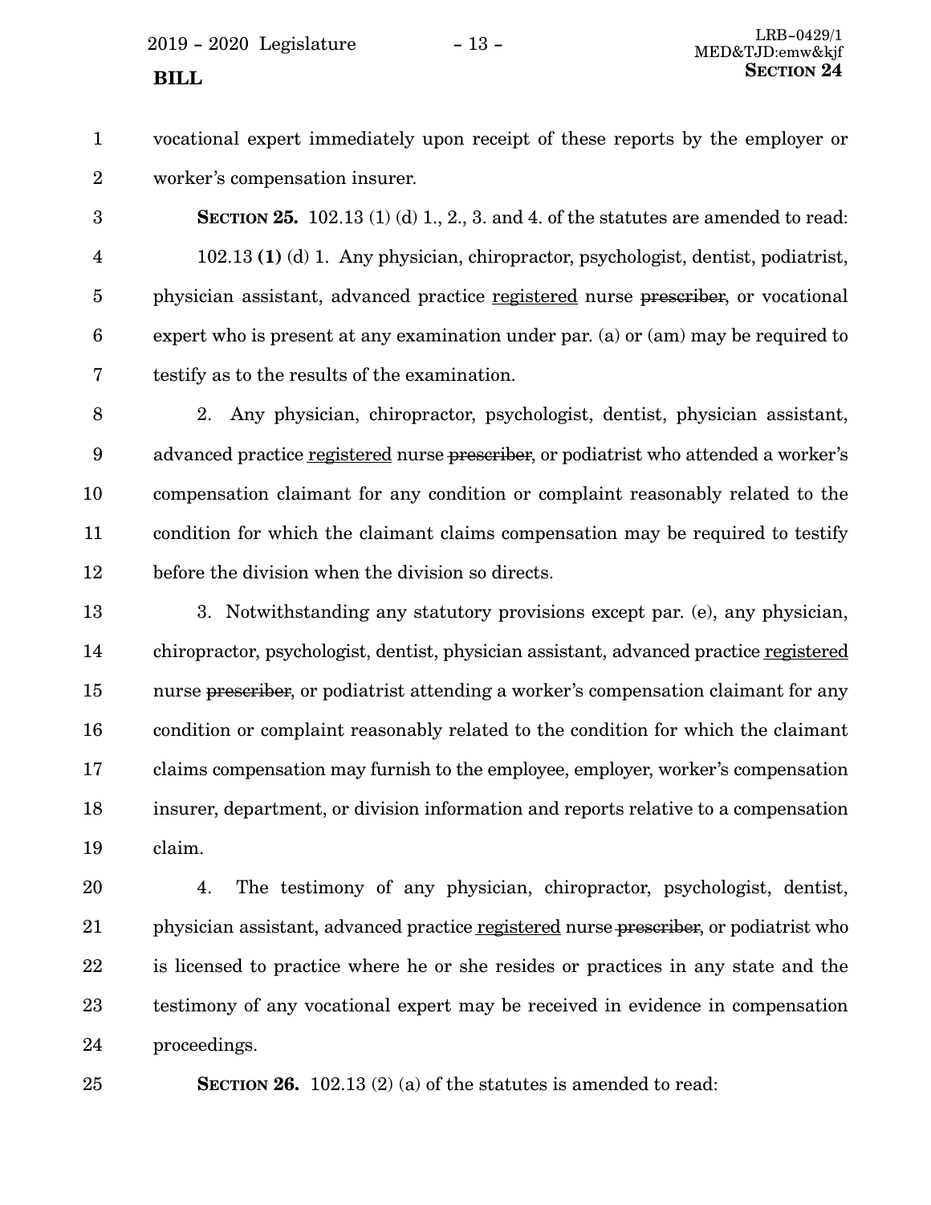vocational expert immediately upon receipt of these reports by the employer or worker's compensation insurer.

**SECTION 25.** 102.13 (1) (d) 1., 2., 3. and 4. of the statutes are amended to read:

102.13 **(1)** (d) 1. Any physician, chiropractor, psychologist, dentist, podiatrist, physician assistant, advanced practice <u>registered</u> nurse ~~prescriber~~, or vocational expert who is present at any examination under par. (a) or (am) may be required to testify as to the results of the examination.

2. Any physician, chiropractor, psychologist, dentist, physician assistant, advanced practice <u>registered</u> nurse ~~prescriber~~, or podiatrist who attended a worker's compensation claimant for any condition or complaint reasonably related to the condition for which the claimant claims compensation may be required to testify before the division when the division so directs.

3. Notwithstanding any statutory provisions except par. (e), any physician, chiropractor, psychologist, dentist, physician assistant, advanced practice <u>registered</u> nurse ~~prescriber~~, or podiatrist attending a worker's compensation claimant for any condition or complaint reasonably related to the condition for which the claimant claims compensation may furnish to the employee, employer, worker's compensation insurer, department, or division information and reports relative to a compensation claim.

4. The testimony of any physician, chiropractor, psychologist, dentist, physician assistant, advanced practice <u>registered</u> nurse ~~prescriber~~, or podiatrist who is licensed to practice where he or she resides or practices in any state and the testimony of any vocational expert may be received in evidence in compensation proceedings.

**SECTION 26.** 102.13 (2) (a) of the statutes is amended to read: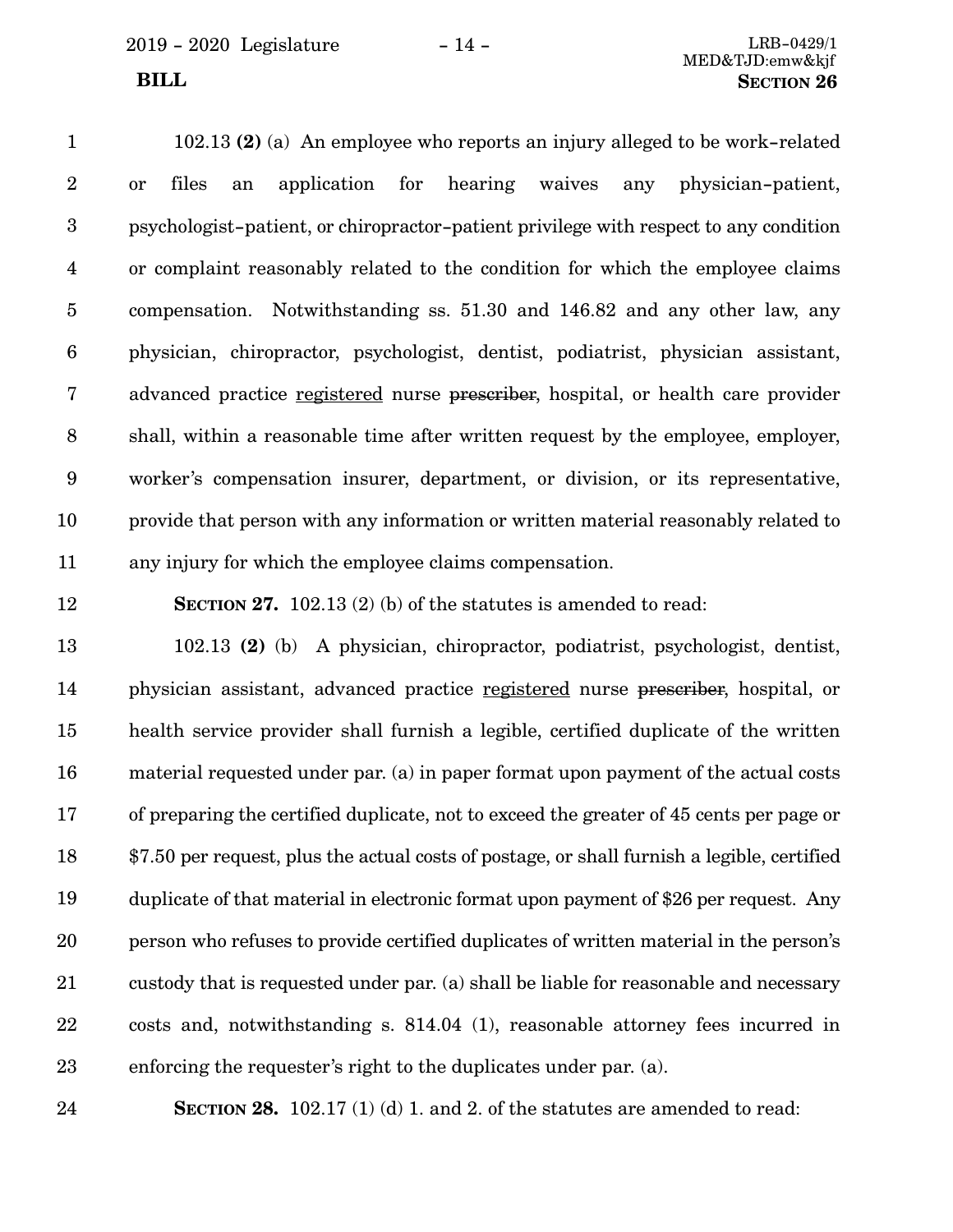102.13 **(2)** (a) An employee who reports an injury alleged to be work-related or files an application for hearing waives any physician-patient, psychologist-patient, or chiropractor-patient privilege with respect to any condition or complaint reasonably related to the condition for which the employee claims compensation. Notwithstanding ss. 51.30 and 146.82 and any other law, any physician, chiropractor, psychologist, dentist, podiatrist, physician assistant, advanced practice <u>registered</u> nurse ~~prescriber~~, hospital, or health care provider shall, within a reasonable time after written request by the employee, employer, worker's compensation insurer, department, or division, or its representative, provide that person with any information or written material reasonably related to any injury for which the employee claims compensation.

**SECTION 27.** 102.13 (2) (b) of the statutes is amended to read:

102.13 **(2)** (b) A physician, chiropractor, podiatrist, psychologist, dentist, physician assistant, advanced practice <u>registered</u> nurse ~~prescriber~~, hospital, or health service provider shall furnish a legible, certified duplicate of the written material requested under par. (a) in paper format upon payment of the actual costs of preparing the certified duplicate, not to exceed the greater of 45 cents per page or $7.50 per request, plus the actual costs of postage, or shall furnish a legible, certified duplicate of that material in electronic format upon payment of $26 per request. Any person who refuses to provide certified duplicates of written material in the person's custody that is requested under par. (a) shall be liable for reasonable and necessary costs and, notwithstanding s. 814.04 (1), reasonable attorney fees incurred in enforcing the requester's right to the duplicates under par. (a).

**SECTION 28.** 102.17 (1) (d) 1. and 2. of the statutes are amended to read: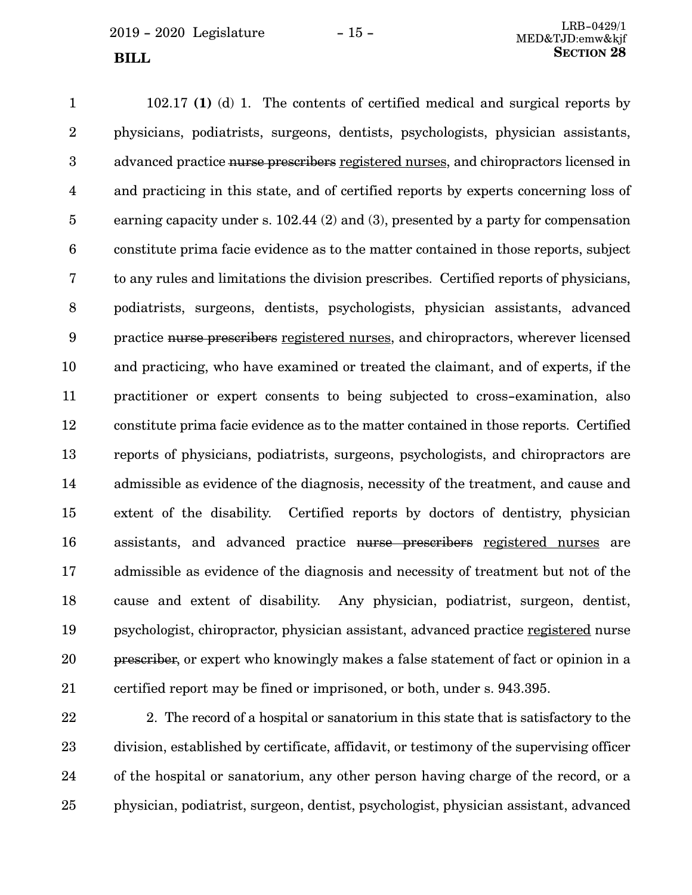102.17 **(1)** (d) 1. The contents of certified medical and surgical reports by physicians, podiatrists, surgeons, dentists, psychologists, physician assistants, advanced practice ~~nurse prescribers~~ <u>registered nurses</u>, and chiropractors licensed in and practicing in this state, and of certified reports by experts concerning loss of earning capacity under s. 102.44 (2) and (3), presented by a party for compensation constitute prima facie evidence as to the matter contained in those reports, subject to any rules and limitations the division prescribes. Certified reports of physicians, podiatrists, surgeons, dentists, psychologists, physician assistants, advanced practice ~~nurse prescribers~~ <u>registered nurses</u>, and chiropractors, wherever licensed and practicing, who have examined or treated the claimant, and of experts, if the practitioner or expert consents to being subjected to cross-examination, also constitute prima facie evidence as to the matter contained in those reports. Certified reports of physicians, podiatrists, surgeons, psychologists, and chiropractors are admissible as evidence of the diagnosis, necessity of the treatment, and cause and extent of the disability. Certified reports by doctors of dentistry, physician assistants, and advanced practice ~~nurse prescribers~~ <u>registered nurses</u> are admissible as evidence of the diagnosis and necessity of treatment but not of the cause and extent of disability. Any physician, podiatrist, surgeon, dentist, psychologist, chiropractor, physician assistant, advanced practice <u>registered</u> nurse ~~prescriber~~, or expert who knowingly makes a false statement of fact or opinion in a certified report may be fined or imprisoned, or both, under s. 943.395.

2. The record of a hospital or sanatorium in this state that is satisfactory to the division, established by certificate, affidavit, or testimony of the supervising officer of the hospital or sanatorium, any other person having charge of the record, or a physician, podiatrist, surgeon, dentist, psychologist, physician assistant, advanced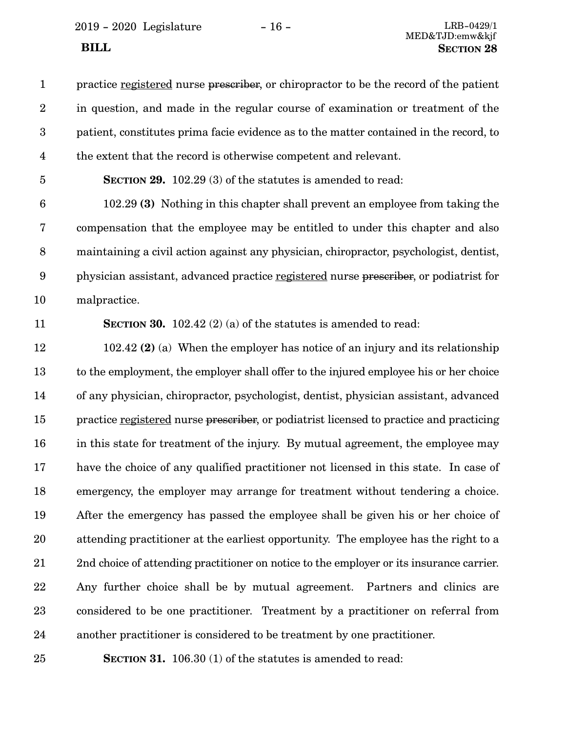practice <u>registered</u> nurse ~~prescriber~~, or chiropractor to be the record of the patient in question, and made in the regular course of examination or treatment of the patient, constitutes prima facie evidence as to the matter contained in the record, to the extent that the record is otherwise competent and relevant.

**SECTION 29.** 102.29 (3) of the statutes is amended to read:

102.29 **(3)** Nothing in this chapter shall prevent an employee from taking the compensation that the employee may be entitled to under this chapter and also maintaining a civil action against any physician, chiropractor, psychologist, dentist, physician assistant, advanced practice <u>registered</u> nurse ~~prescriber~~, or podiatrist for malpractice.

**SECTION 30.** 102.42 (2) (a) of the statutes is amended to read:

102.42 **(2)** (a) When the employer has notice of an injury and its relationship to the employment, the employer shall offer to the injured employee his or her choice of any physician, chiropractor, psychologist, dentist, physician assistant, advanced practice <u>registered</u> nurse ~~prescriber~~, or podiatrist licensed to practice and practicing in this state for treatment of the injury. By mutual agreement, the employee may have the choice of any qualified practitioner not licensed in this state. In case of emergency, the employer may arrange for treatment without tendering a choice. After the emergency has passed the employee shall be given his or her choice of attending practitioner at the earliest opportunity. The employee has the right to a 2nd choice of attending practitioner on notice to the employer or its insurance carrier. Any further choice shall be by mutual agreement. Partners and clinics are considered to be one practitioner. Treatment by a practitioner on referral from another practitioner is considered to be treatment by one practitioner.

**SECTION 31.** 106.30 (1) of the statutes is amended to read: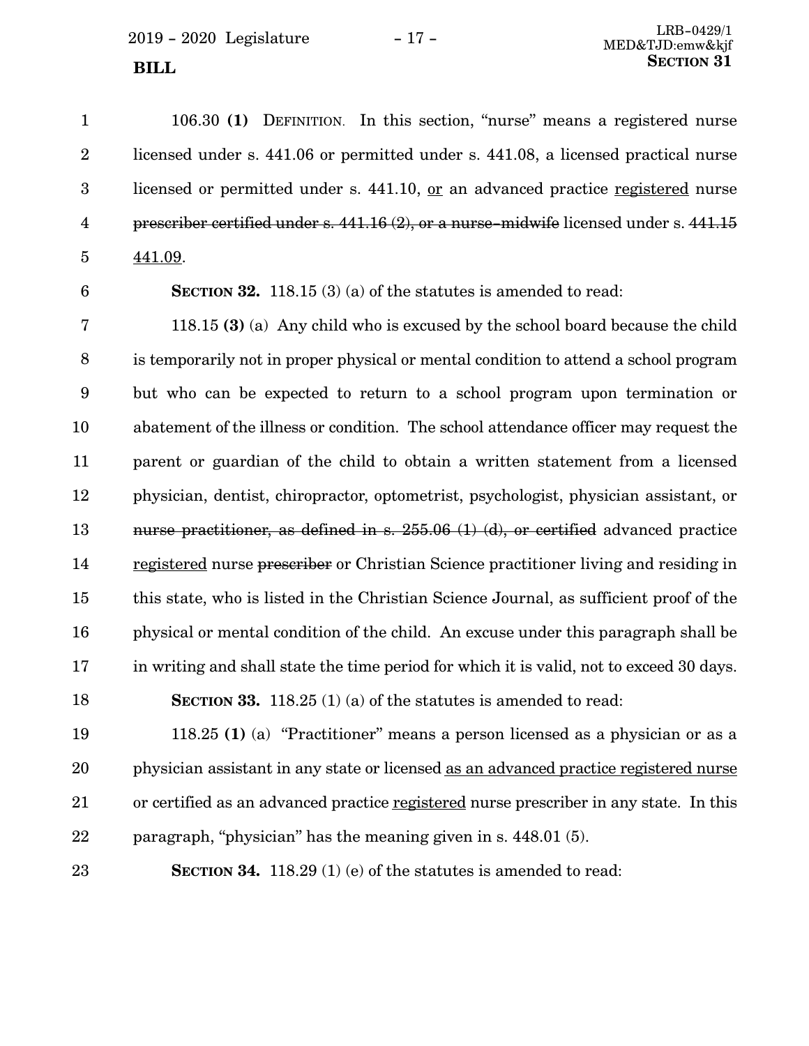106.30 **(1)** DEFINITION. In this section, "nurse" means a registered nurse licensed under s. 441.06 or permitted under s. 441.08, a licensed practical nurse licensed or permitted under s. 441.10, <u>or</u> an advanced practice <u>registered</u> nurse ~~prescriber certified under s. 441.16 (2), or a nurse–midwife~~ licensed under s. ~~441.15~~ <u>441.09</u>.

**SECTION 32.** 118.15 (3) (a) of the statutes is amended to read:

118.15 **(3)** (a) Any child who is excused by the school board because the child is temporarily not in proper physical or mental condition to attend a school program but who can be expected to return to a school program upon termination or abatement of the illness or condition. The school attendance officer may request the parent or guardian of the child to obtain a written statement from a licensed physician, dentist, chiropractor, optometrist, psychologist, physician assistant, or ~~nurse practitioner, as defined in s. 255.06 (1) (d), or certified~~ advanced practice <u>registered</u> nurse ~~prescriber~~ or Christian Science practitioner living and residing in this state, who is listed in the Christian Science Journal, as sufficient proof of the physical or mental condition of the child. An excuse under this paragraph shall be in writing and shall state the time period for which it is valid, not to exceed 30 days.

**SECTION 33.** 118.25 (1) (a) of the statutes is amended to read:

118.25 **(1)** (a) "Practitioner" means a person licensed as a physician or as a physician assistant in any state or licensed <u>as an advanced practice registered nurse</u> or certified as an advanced practice <u>registered</u> nurse prescriber in any state. In this paragraph, "physician" has the meaning given in s. 448.01 (5).

**SECTION 34.** 118.29 (1) (e) of the statutes is amended to read: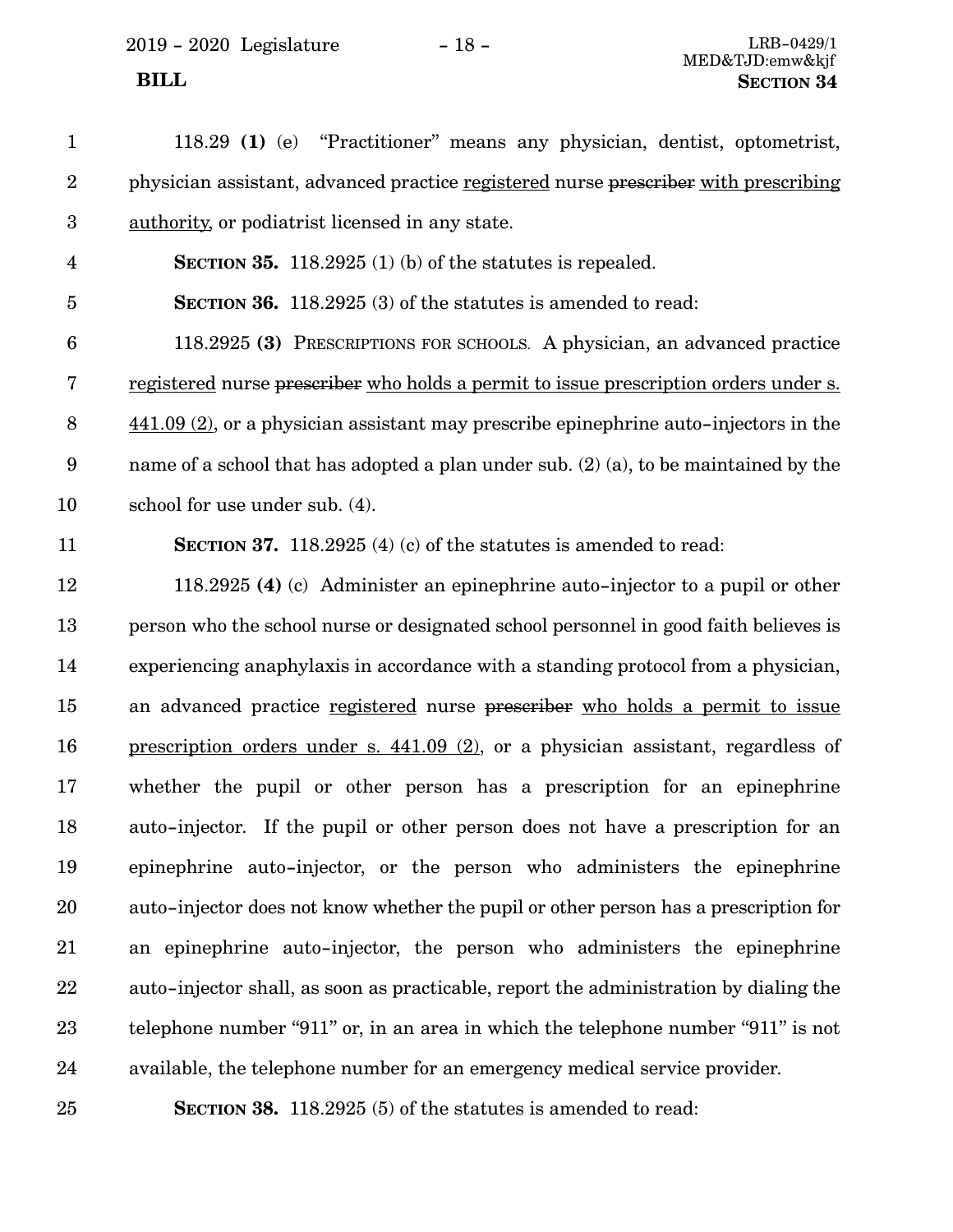118.29 **(1)** (e) "Practitioner" means any physician, dentist, optometrist, physician assistant, advanced practice registered nurse ~~prescriber~~ with prescribing authority, or podiatrist licensed in any state.

**SECTION 35.** 118.2925 (1) (b) of the statutes is repealed.

**SECTION 36.** 118.2925 (3) of the statutes is amended to read:

118.2925 **(3)** PRESCRIPTIONS FOR SCHOOLS. A physician, an advanced practice registered nurse ~~prescriber~~ who holds a permit to issue prescription orders under s. 441.09 (2), or a physician assistant may prescribe epinephrine auto-injectors in the name of a school that has adopted a plan under sub. (2) (a), to be maintained by the school for use under sub. (4).

**SECTION 37.** 118.2925 (4) (c) of the statutes is amended to read:

118.2925 **(4)** (c) Administer an epinephrine auto-injector to a pupil or other person who the school nurse or designated school personnel in good faith believes is experiencing anaphylaxis in accordance with a standing protocol from a physician, an advanced practice registered nurse ~~prescriber~~ who holds a permit to issue prescription orders under s. 441.09 (2), or a physician assistant, regardless of whether the pupil or other person has a prescription for an epinephrine auto-injector. If the pupil or other person does not have a prescription for an epinephrine auto-injector, or the person who administers the epinephrine auto-injector does not know whether the pupil or other person has a prescription for an epinephrine auto-injector, the person who administers the epinephrine auto-injector shall, as soon as practicable, report the administration by dialing the telephone number "911" or, in an area in which the telephone number "911" is not available, the telephone number for an emergency medical service provider.

**SECTION 38.** 118.2925 (5) of the statutes is amended to read: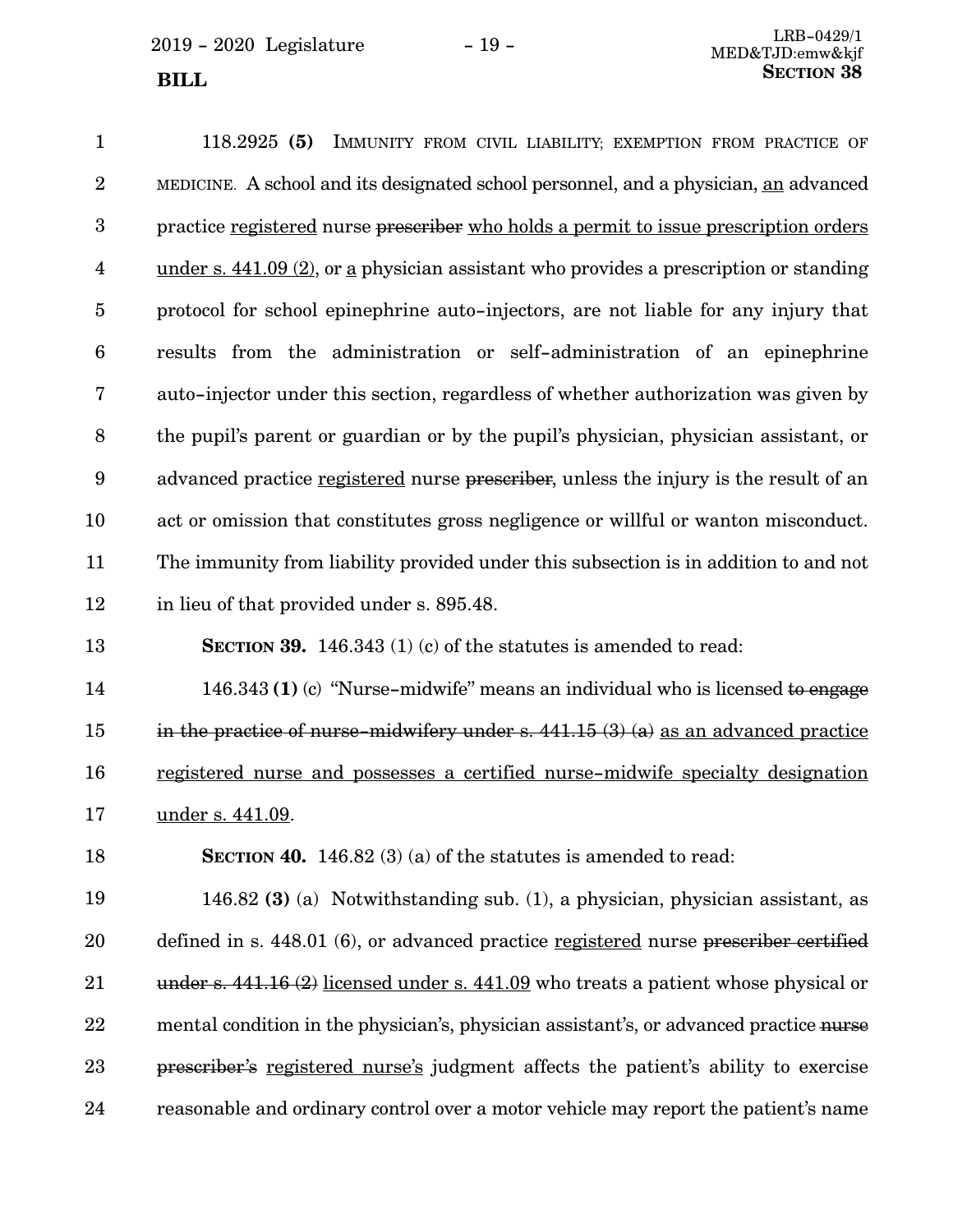118.2925 **(5)** IMMUNITY FROM CIVIL LIABILITY; EXEMPTION FROM PRACTICE OF MEDICINE. A school and its designated school personnel, and a physician, <u>an</u> advanced practice <u>registered</u> nurse ~~prescriber~~ <u>who holds a permit to issue prescription orders under s. 441.09 (2)</u>, or <u>a</u> physician assistant who provides a prescription or standing protocol for school epinephrine auto-injectors, are not liable for any injury that results from the administration or self-administration of an epinephrine auto-injector under this section, regardless of whether authorization was given by the pupil's parent or guardian or by the pupil's physician, physician assistant, or advanced practice <u>registered</u> nurse ~~prescriber~~, unless the injury is the result of an act or omission that constitutes gross negligence or willful or wanton misconduct. The immunity from liability provided under this subsection is in addition to and not in lieu of that provided under s. 895.48.

**SECTION 39.** 146.343 (1) (c) of the statutes is amended to read:

146.343 **(1)** (c) "Nurse-midwife" means an individual who is licensed ~~to engage in the practice of nurse-midwifery under s. 441.15 (3) (a)~~ <u>as an advanced practice registered nurse and possesses a certified nurse-midwife specialty designation under s. 441.09</u>.

**SECTION 40.** 146.82 (3) (a) of the statutes is amended to read:

146.82 **(3)** (a) Notwithstanding sub. (1), a physician, physician assistant, as defined in s. 448.01 (6), or advanced practice <u>registered</u> nurse ~~prescriber certified under s. 441.16 (2)~~ <u>licensed under s. 441.09</u> who treats a patient whose physical or mental condition in the physician's, physician assistant's, or advanced practice ~~nurse prescriber's~~ <u>registered nurse's</u> judgment affects the patient's ability to exercise reasonable and ordinary control over a motor vehicle may report the patient's name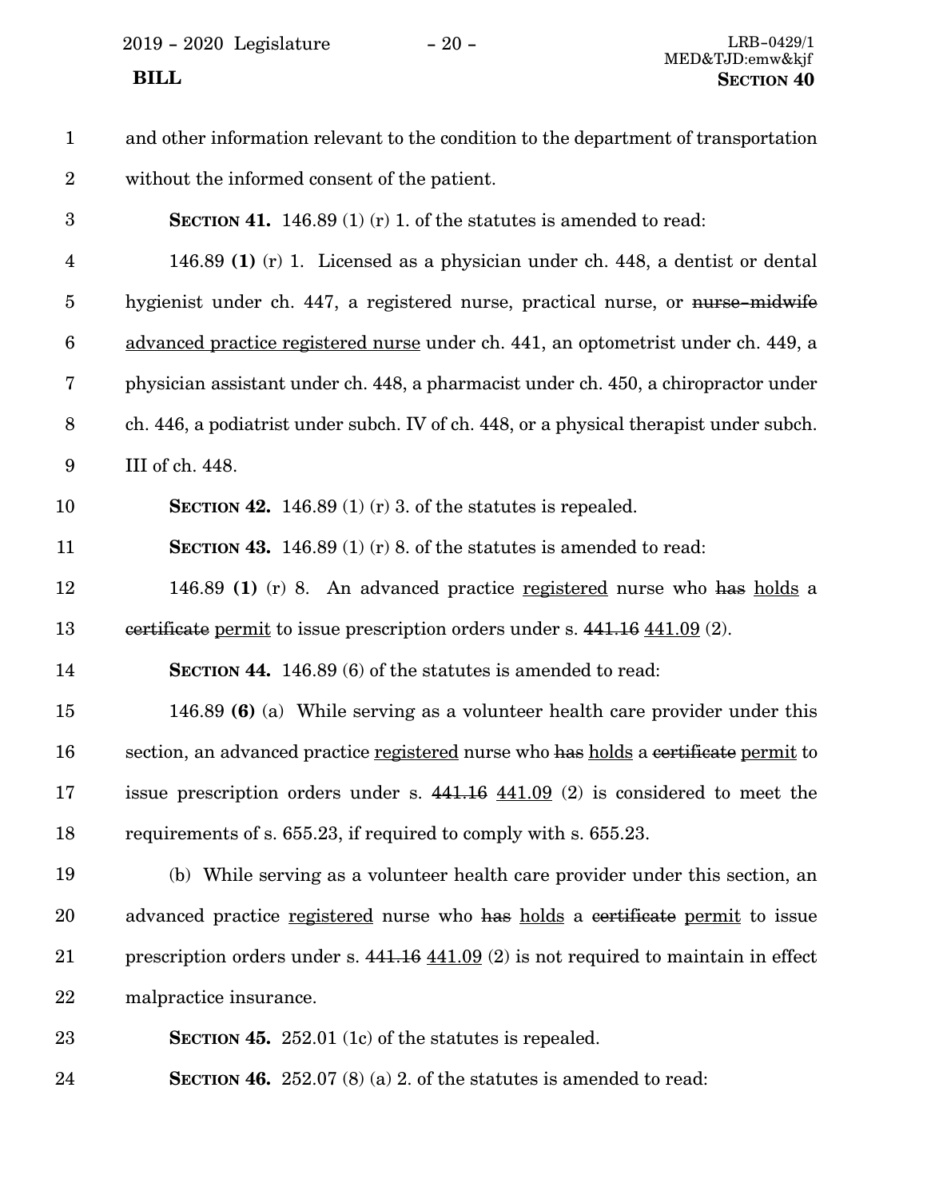and other information relevant to the condition to the department of transportation without the informed consent of the patient.

**SECTION 41.** 146.89 (1) (r) 1. of the statutes is amended to read:

146.89 **(1)** (r) 1. Licensed as a physician under ch. 448, a dentist or dental hygienist under ch. 447, a registered nurse, practical nurse, or ~~nurse-midwife~~ <u>advanced practice registered nurse</u> under ch. 441, an optometrist under ch. 449, a physician assistant under ch. 448, a pharmacist under ch. 450, a chiropractor under ch. 446, a podiatrist under subch. IV of ch. 448, or a physical therapist under subch. III of ch. 448.

**SECTION 42.** 146.89 (1) (r) 3. of the statutes is repealed.

**SECTION 43.** 146.89 (1) (r) 8. of the statutes is amended to read:

146.89 **(1)** (r) 8. An advanced practice <u>registered</u> nurse who ~~has~~ <u>holds</u> a ~~certificate~~ <u>permit</u> to issue prescription orders under s. ~~441.16~~ <u>441.09</u> (2).

**SECTION 44.** 146.89 (6) of the statutes is amended to read:

146.89 **(6)** (a) While serving as a volunteer health care provider under this section, an advanced practice <u>registered</u> nurse who ~~has~~ <u>holds</u> a ~~certificate~~ <u>permit</u> to issue prescription orders under s. ~~441.16~~ <u>441.09</u> (2) is considered to meet the requirements of s. 655.23, if required to comply with s. 655.23.

(b) While serving as a volunteer health care provider under this section, an advanced practice <u>registered</u> nurse who ~~has~~ <u>holds</u> a ~~certificate~~ <u>permit</u> to issue prescription orders under s. ~~441.16~~ <u>441.09</u> (2) is not required to maintain in effect malpractice insurance.

**SECTION 45.** 252.01 (1c) of the statutes is repealed.

**SECTION 46.** 252.07 (8) (a) 2. of the statutes is amended to read: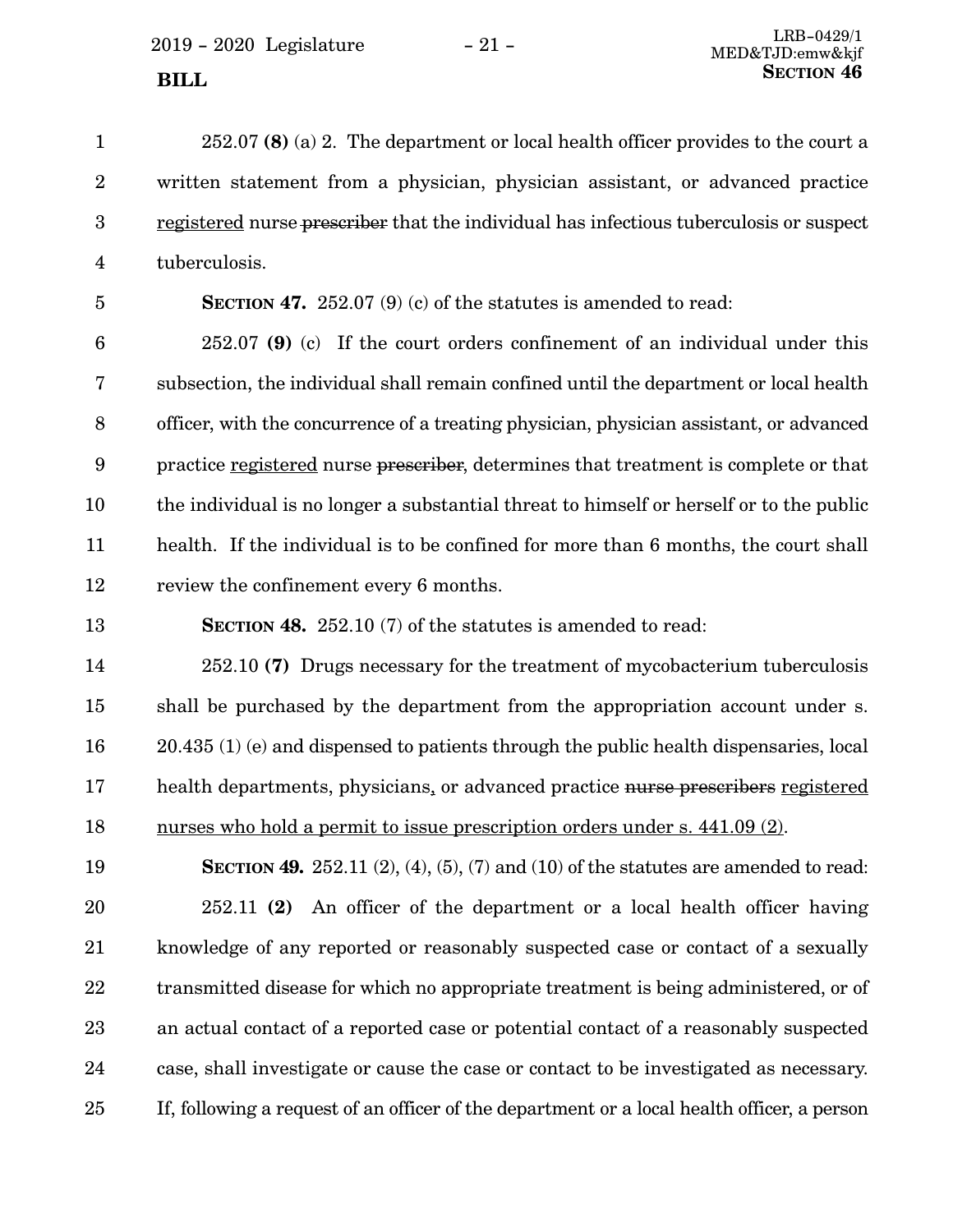252.07 **(8)** (a) 2. The department or local health officer provides to the court a written statement from a physician, physician assistant, or advanced practice <u>registered</u> nurse ~~prescriber~~ that the individual has infectious tuberculosis or suspect tuberculosis.

**SECTION 47.** 252.07 (9) (c) of the statutes is amended to read:

252.07 **(9)** (c) If the court orders confinement of an individual under this subsection, the individual shall remain confined until the department or local health officer, with the concurrence of a treating physician, physician assistant, or advanced practice <u>registered</u> nurse ~~prescriber~~, determines that treatment is complete or that the individual is no longer a substantial threat to himself or herself or to the public health. If the individual is to be confined for more than 6 months, the court shall review the confinement every 6 months.

**SECTION 48.** 252.10 (7) of the statutes is amended to read:

252.10 **(7)** Drugs necessary for the treatment of mycobacterium tuberculosis shall be purchased by the department from the appropriation account under s. 20.435 (1) (e) and dispensed to patients through the public health dispensaries, local health departments, physicians<u>,</u> or advanced practice ~~nurse prescribers~~ <u>registered nurses who hold a permit to issue prescription orders under s. 441.09 (2)</u>.

**SECTION 49.** 252.11 (2), (4), (5), (7) and (10) of the statutes are amended to read:

252.11 **(2)** An officer of the department or a local health officer having knowledge of any reported or reasonably suspected case or contact of a sexually transmitted disease for which no appropriate treatment is being administered, or of an actual contact of a reported case or potential contact of a reasonably suspected case, shall investigate or cause the case or contact to be investigated as necessary. If, following a request of an officer of the department or a local health officer, a person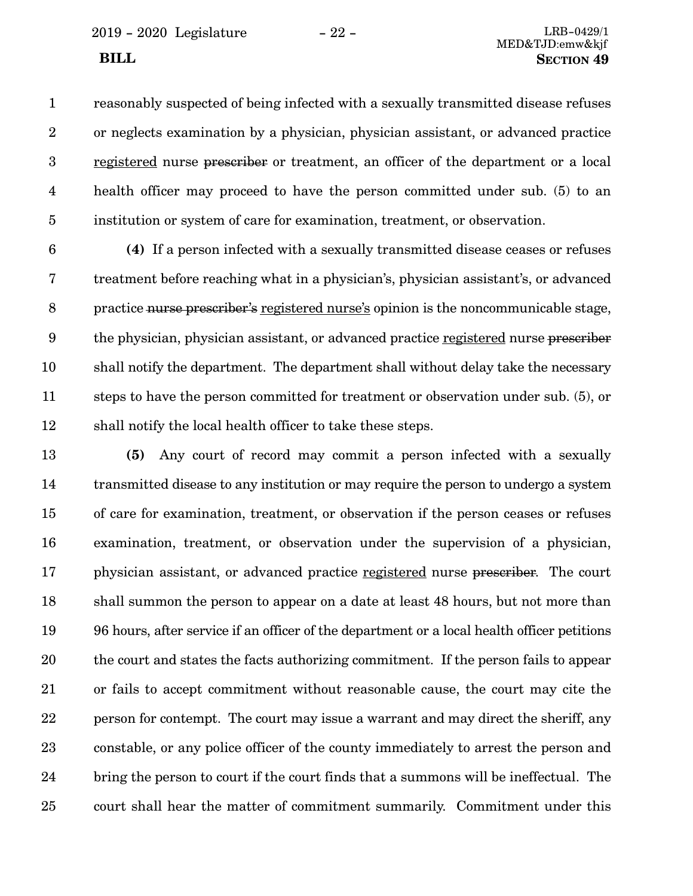reasonably suspected of being infected with a sexually transmitted disease refuses or neglects examination by a physician, physician assistant, or advanced practice registered nurse ~~prescriber~~ or treatment, an officer of the department or a local health officer may proceed to have the person committed under sub. (5) to an institution or system of care for examination, treatment, or observation.

**(4)** If a person infected with a sexually transmitted disease ceases or refuses treatment before reaching what in a physician's, physician assistant's, or advanced practice ~~nurse prescriber's~~ registered nurse's opinion is the noncommunicable stage, the physician, physician assistant, or advanced practice registered nurse ~~prescriber~~ shall notify the department. The department shall without delay take the necessary steps to have the person committed for treatment or observation under sub. (5), or shall notify the local health officer to take these steps.

**(5)** Any court of record may commit a person infected with a sexually transmitted disease to any institution or may require the person to undergo a system of care for examination, treatment, or observation if the person ceases or refuses examination, treatment, or observation under the supervision of a physician, physician assistant, or advanced practice registered nurse ~~prescriber~~. The court shall summon the person to appear on a date at least 48 hours, but not more than 96 hours, after service if an officer of the department or a local health officer petitions the court and states the facts authorizing commitment. If the person fails to appear or fails to accept commitment without reasonable cause, the court may cite the person for contempt. The court may issue a warrant and may direct the sheriff, any constable, or any police officer of the county immediately to arrest the person and bring the person to court if the court finds that a summons will be ineffectual. The court shall hear the matter of commitment summarily. Commitment under this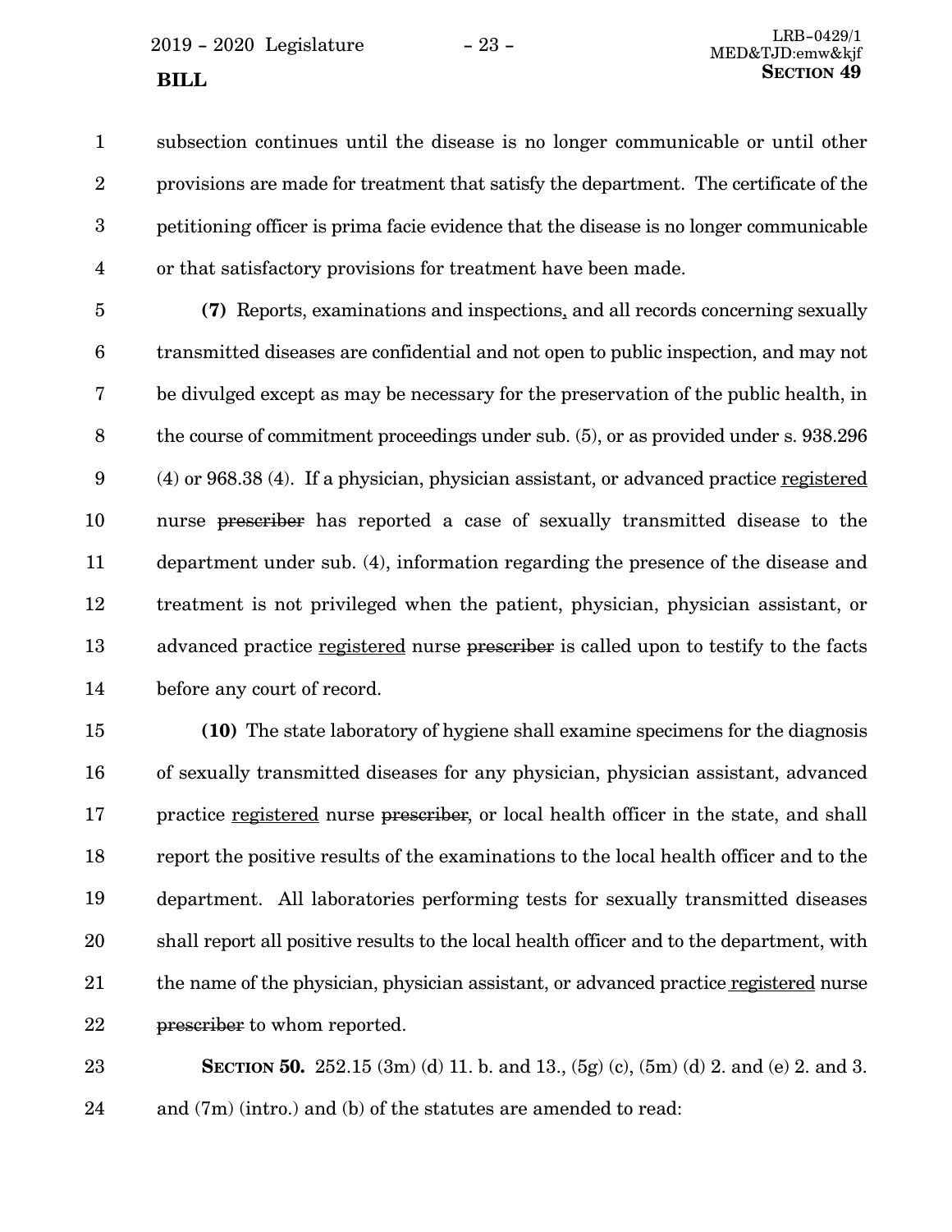subsection continues until the disease is no longer communicable or until other provisions are made for treatment that satisfy the department. The certificate of the petitioning officer is prima facie evidence that the disease is no longer communicable or that satisfactory provisions for treatment have been made.

**(7)** Reports, examinations and inspections, and all records concerning sexually transmitted diseases are confidential and not open to public inspection, and may not be divulged except as may be necessary for the preservation of the public health, in the course of commitment proceedings under sub. (5), or as provided under s. 938.296 (4) or 968.38 (4). If a physician, physician assistant, or advanced practice <u>registered</u> nurse ~~prescriber~~ has reported a case of sexually transmitted disease to the department under sub. (4), information regarding the presence of the disease and treatment is not privileged when the patient, physician, physician assistant, or advanced practice <u>registered</u> nurse ~~prescriber~~ is called upon to testify to the facts before any court of record.

**(10)** The state laboratory of hygiene shall examine specimens for the diagnosis of sexually transmitted diseases for any physician, physician assistant, advanced practice <u>registered</u> nurse ~~prescriber~~, or local health officer in the state, and shall report the positive results of the examinations to the local health officer and to the department. All laboratories performing tests for sexually transmitted diseases shall report all positive results to the local health officer and to the department, with the name of the physician, physician assistant, or advanced practice <u>registered</u> nurse ~~prescriber~~ to whom reported.

**SECTION 50.** 252.15 (3m) (d) 11. b. and 13., (5g) (c), (5m) (d) 2. and (e) 2. and 3. and (7m) (intro.) and (b) of the statutes are amended to read: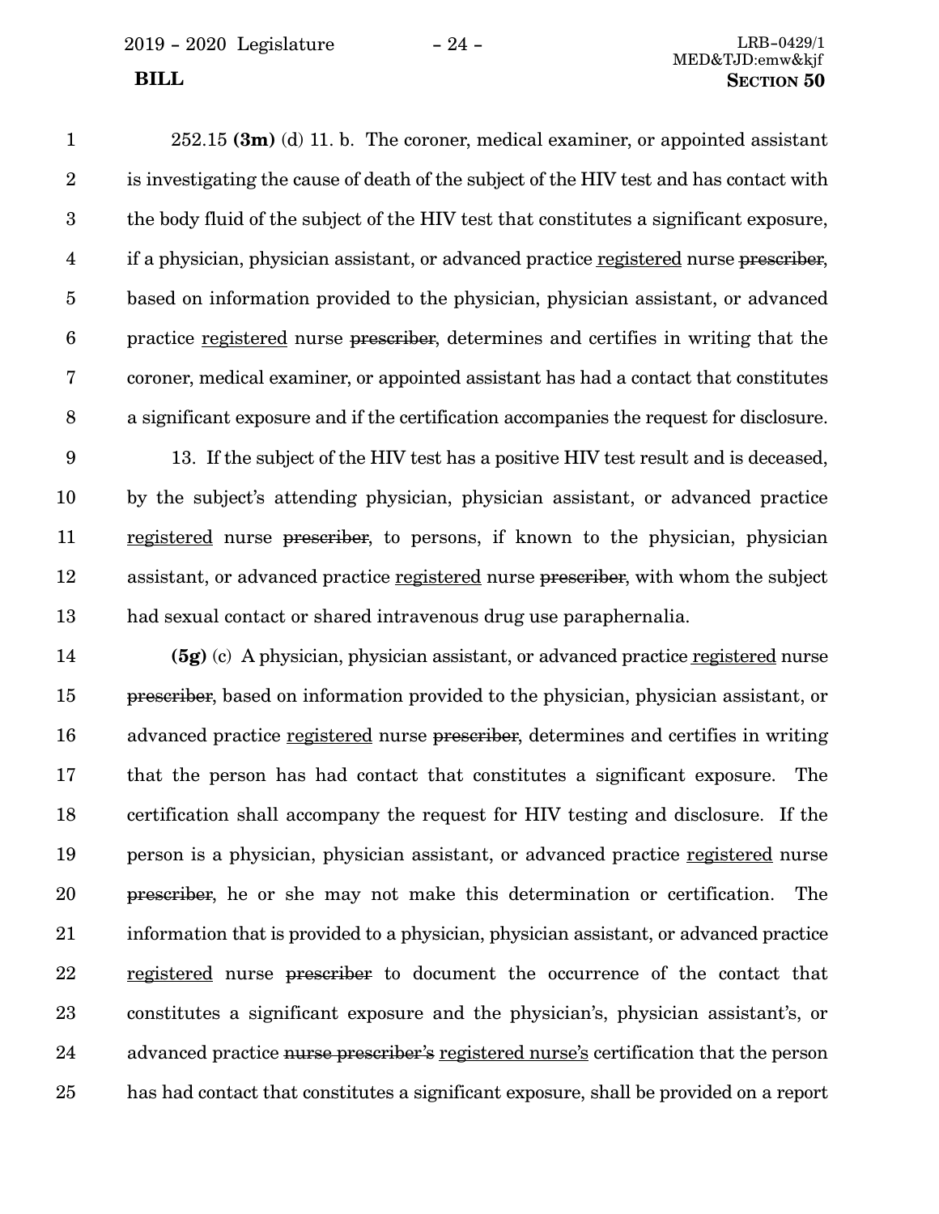252.15 **(3m)** (d) 11. b. The coroner, medical examiner, or appointed assistant is investigating the cause of death of the subject of the HIV test and has contact with the body fluid of the subject of the HIV test that constitutes a significant exposure, if a physician, physician assistant, or advanced practice registered nurse ~~prescriber~~, based on information provided to the physician, physician assistant, or advanced practice registered nurse ~~prescriber~~, determines and certifies in writing that the coroner, medical examiner, or appointed assistant has had a contact that constitutes a significant exposure and if the certification accompanies the request for disclosure.

13. If the subject of the HIV test has a positive HIV test result and is deceased, by the subject's attending physician, physician assistant, or advanced practice registered nurse ~~prescriber~~, to persons, if known to the physician, physician assistant, or advanced practice registered nurse ~~prescriber~~, with whom the subject had sexual contact or shared intravenous drug use paraphernalia.

**(5g)** (c) A physician, physician assistant, or advanced practice registered nurse ~~prescriber~~, based on information provided to the physician, physician assistant, or advanced practice registered nurse ~~prescriber~~, determines and certifies in writing that the person has had contact that constitutes a significant exposure. The certification shall accompany the request for HIV testing and disclosure. If the person is a physician, physician assistant, or advanced practice registered nurse ~~prescriber~~, he or she may not make this determination or certification. The information that is provided to a physician, physician assistant, or advanced practice registered nurse ~~prescriber~~ to document the occurrence of the contact that constitutes a significant exposure and the physician's, physician assistant's, or advanced practice ~~nurse prescriber's~~ registered nurse's certification that the person has had contact that constitutes a significant exposure, shall be provided on a report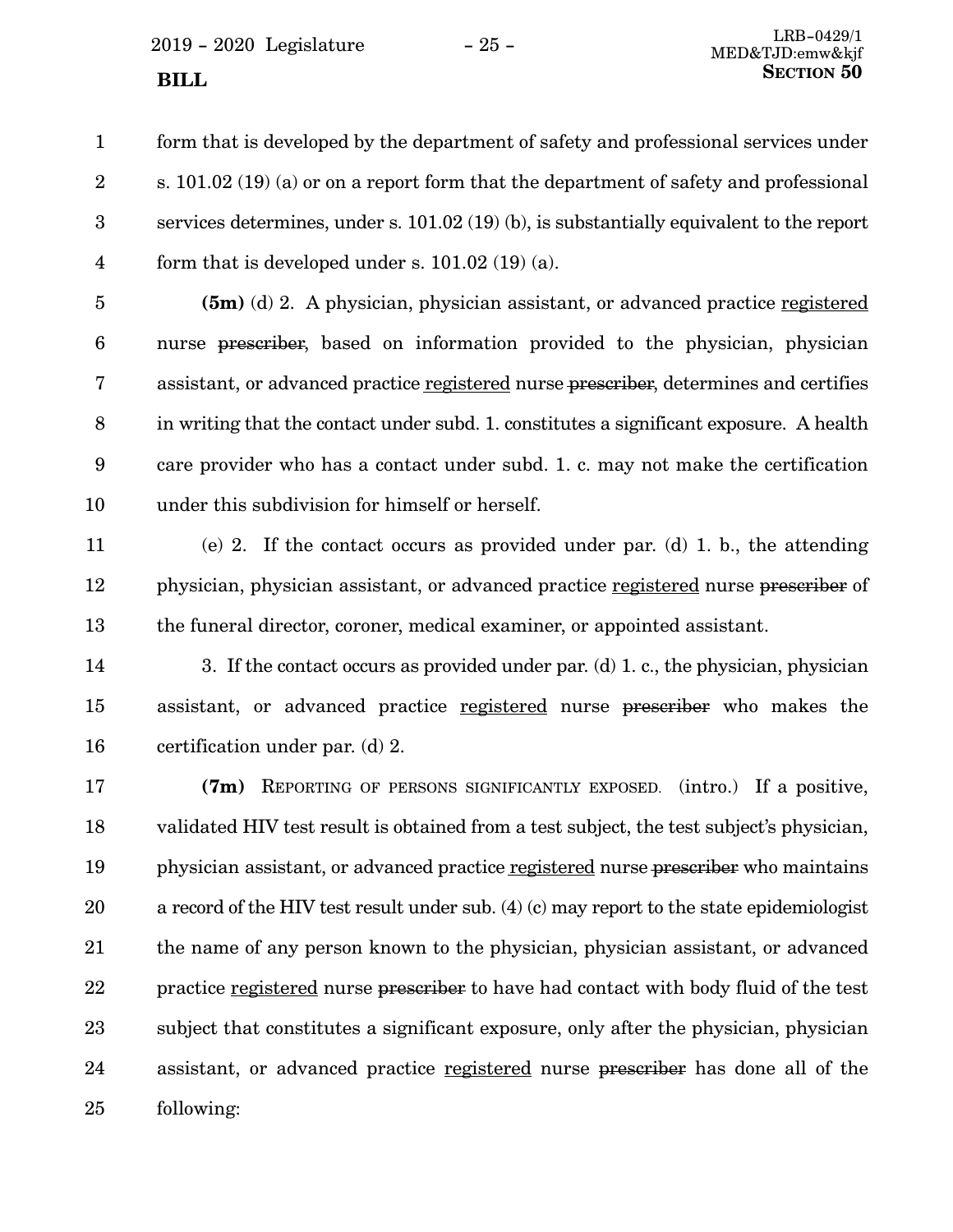form that is developed by the department of safety and professional services under s. 101.02 (19) (a) or on a report form that the department of safety and professional services determines, under s. 101.02 (19) (b), is substantially equivalent to the report form that is developed under s. 101.02 (19) (a).

**(5m)** (d) 2. A physician, physician assistant, or advanced practice <u>registered</u> nurse ~~prescriber~~, based on information provided to the physician, physician assistant, or advanced practice <u>registered</u> nurse ~~prescriber~~, determines and certifies in writing that the contact under subd. 1. constitutes a significant exposure. A health care provider who has a contact under subd. 1. c. may not make the certification under this subdivision for himself or herself.

(e) 2. If the contact occurs as provided under par. (d) 1. b., the attending physician, physician assistant, or advanced practice <u>registered</u> nurse ~~prescriber~~ of the funeral director, coroner, medical examiner, or appointed assistant.

3. If the contact occurs as provided under par. (d) 1. c., the physician, physician assistant, or advanced practice <u>registered</u> nurse ~~prescriber~~ who makes the certification under par. (d) 2.

**(7m)** REPORTING OF PERSONS SIGNIFICANTLY EXPOSED. (intro.) If a positive, validated HIV test result is obtained from a test subject, the test subject's physician, physician assistant, or advanced practice <u>registered</u> nurse ~~prescriber~~ who maintains a record of the HIV test result under sub. (4) (c) may report to the state epidemiologist the name of any person known to the physician, physician assistant, or advanced practice <u>registered</u> nurse ~~prescriber~~ to have had contact with body fluid of the test subject that constitutes a significant exposure, only after the physician, physician assistant, or advanced practice <u>registered</u> nurse ~~prescriber~~ has done all of the following: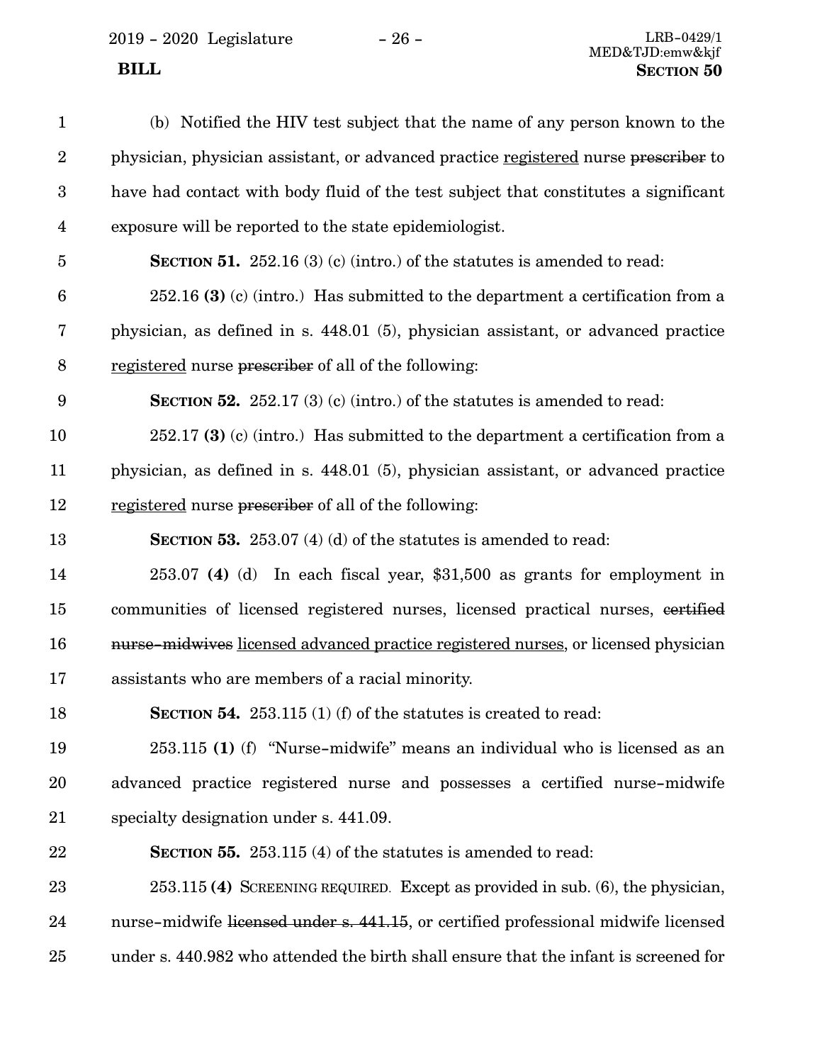(b) Notified the HIV test subject that the name of any person known to the physician, physician assistant, or advanced practice <u>registered</u> nurse ~~prescriber~~ to have had contact with body fluid of the test subject that constitutes a significant exposure will be reported to the state epidemiologist.

**SECTION 51.** 252.16 (3) (c) (intro.) of the statutes is amended to read:

252.16 **(3)** (c) (intro.) Has submitted to the department a certification from a physician, as defined in s. 448.01 (5), physician assistant, or advanced practice <u>registered</u> nurse ~~prescriber~~ of all of the following:

**SECTION 52.** 252.17 (3) (c) (intro.) of the statutes is amended to read:

252.17 **(3)** (c) (intro.) Has submitted to the department a certification from a physician, as defined in s. 448.01 (5), physician assistant, or advanced practice <u>registered</u> nurse ~~prescriber~~ of all of the following:

**SECTION 53.** 253.07 (4) (d) of the statutes is amended to read:

253.07 **(4)** (d) In each fiscal year, $31,500 as grants for employment in communities of licensed registered nurses, licensed practical nurses, ~~certified nurse-midwives~~ <u>licensed advanced practice registered nurses</u>, or licensed physician assistants who are members of a racial minority.

**SECTION 54.** 253.115 (1) (f) of the statutes is created to read:

253.115 **(1)** (f) "Nurse-midwife" means an individual who is licensed as an advanced practice registered nurse and possesses a certified nurse-midwife specialty designation under s. 441.09.

**SECTION 55.** 253.115 (4) of the statutes is amended to read:

253.115 **(4)** SCREENING REQUIRED. Except as provided in sub. (6), the physician, nurse-midwife ~~licensed under s. 441.15~~, or certified professional midwife licensed under s. 440.982 who attended the birth shall ensure that the infant is screened for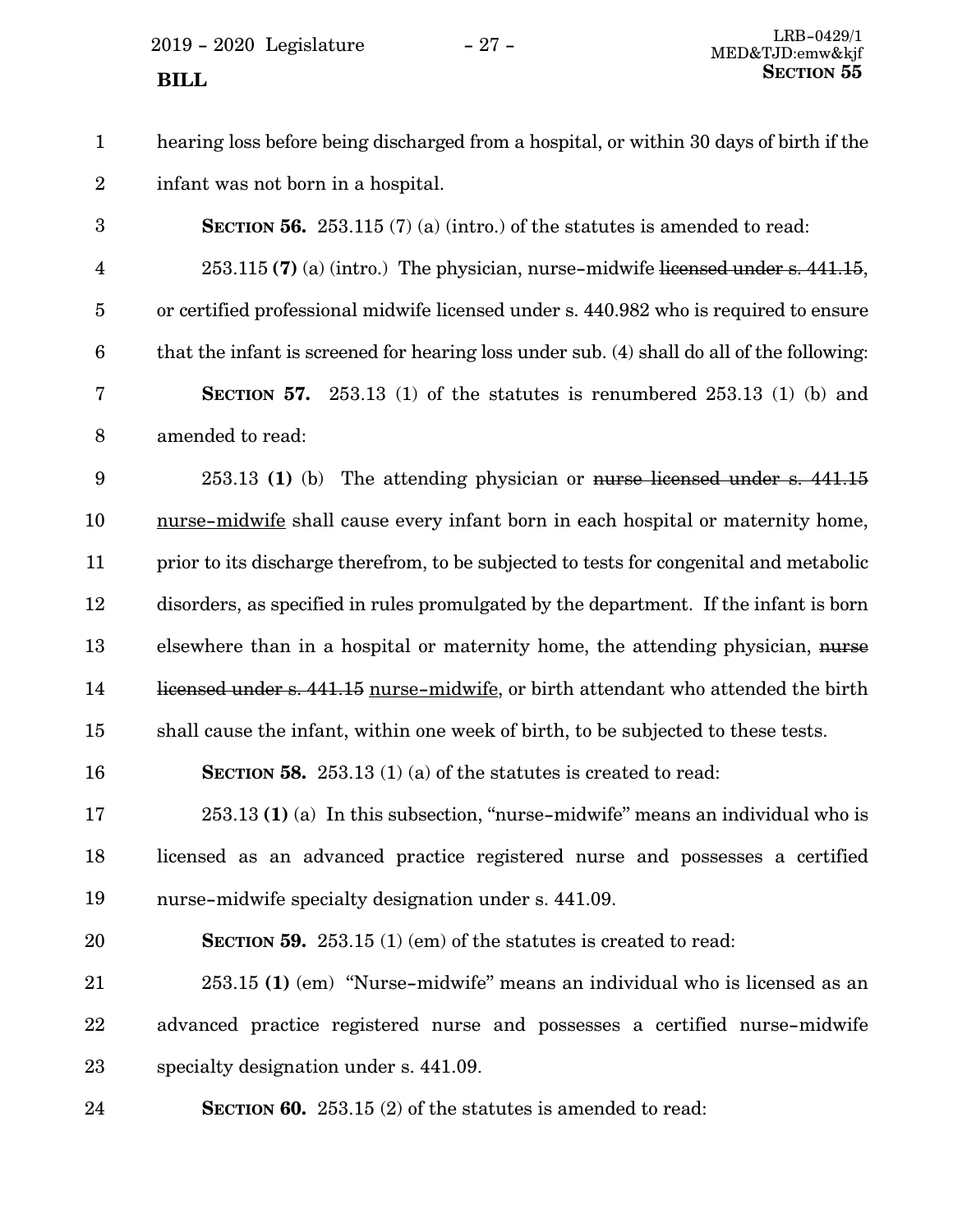hearing loss before being discharged from a hospital, or within 30 days of birth if the infant was not born in a hospital.

**SECTION 56.** 253.115 (7) (a) (intro.) of the statutes is amended to read:

253.115 **(7)** (a) (intro.) The physician, nurse-midwife ~~licensed under s. 441.15~~, or certified professional midwife licensed under s. 440.982 who is required to ensure that the infant is screened for hearing loss under sub. (4) shall do all of the following:

**SECTION 57.** 253.13 (1) of the statutes is renumbered 253.13 (1) (b) and amended to read:

253.13 **(1)** (b) The attending physician or ~~nurse licensed under s. 441.15~~ <u>nurse-midwife</u> shall cause every infant born in each hospital or maternity home, prior to its discharge therefrom, to be subjected to tests for congenital and metabolic disorders, as specified in rules promulgated by the department. If the infant is born elsewhere than in a hospital or maternity home, the attending physician, ~~nurse licensed under s. 441.15~~ <u>nurse-midwife</u>, or birth attendant who attended the birth shall cause the infant, within one week of birth, to be subjected to these tests.

**SECTION 58.** 253.13 (1) (a) of the statutes is created to read:

253.13 **(1)** (a) In this subsection, "nurse-midwife" means an individual who is licensed as an advanced practice registered nurse and possesses a certified nurse-midwife specialty designation under s. 441.09.

**SECTION 59.** 253.15 (1) (em) of the statutes is created to read:

253.15 **(1)** (em) "Nurse-midwife" means an individual who is licensed as an advanced practice registered nurse and possesses a certified nurse-midwife specialty designation under s. 441.09.

**SECTION 60.** 253.15 (2) of the statutes is amended to read: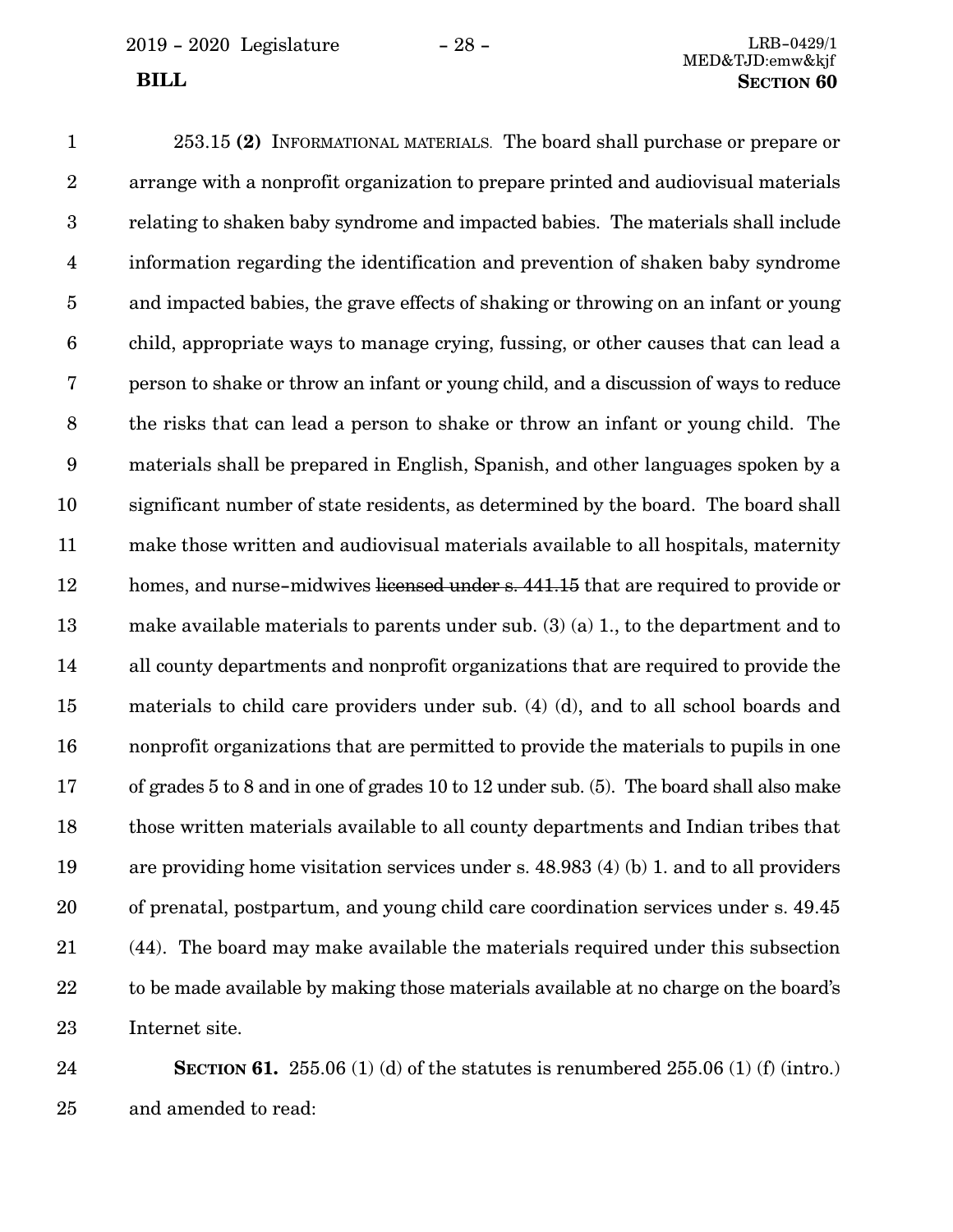253.15 **(2)** INFORMATIONAL MATERIALS. The board shall purchase or prepare or arrange with a nonprofit organization to prepare printed and audiovisual materials relating to shaken baby syndrome and impacted babies. The materials shall include information regarding the identification and prevention of shaken baby syndrome and impacted babies, the grave effects of shaking or throwing on an infant or young child, appropriate ways to manage crying, fussing, or other causes that can lead a person to shake or throw an infant or young child, and a discussion of ways to reduce the risks that can lead a person to shake or throw an infant or young child. The materials shall be prepared in English, Spanish, and other languages spoken by a significant number of state residents, as determined by the board. The board shall make those written and audiovisual materials available to all hospitals, maternity homes, and nurse-midwives ~~licensed under s. 441.15~~ that are required to provide or make available materials to parents under sub. (3) (a) 1., to the department and to all county departments and nonprofit organizations that are required to provide the materials to child care providers under sub. (4) (d), and to all school boards and nonprofit organizations that are permitted to provide the materials to pupils in one of grades 5 to 8 and in one of grades 10 to 12 under sub. (5). The board shall also make those written materials available to all county departments and Indian tribes that are providing home visitation services under s. 48.983 (4) (b) 1. and to all providers of prenatal, postpartum, and young child care coordination services under s. 49.45 (44). The board may make available the materials required under this subsection to be made available by making those materials available at no charge on the board's Internet site.

**SECTION 61.** 255.06 (1) (d) of the statutes is renumbered 255.06 (1) (f) (intro.) and amended to read: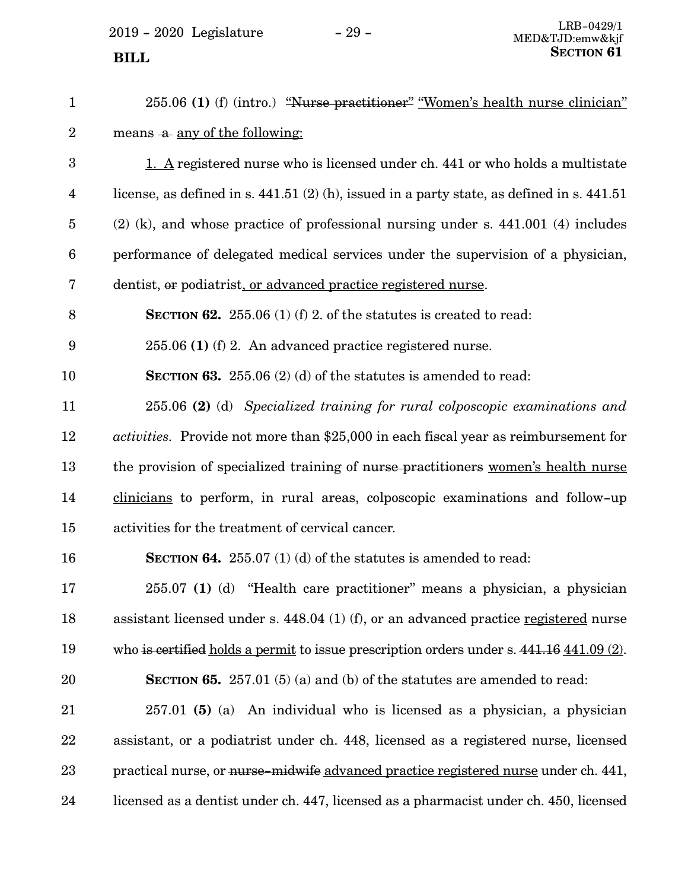255.06 **(1)** (f) (intro.) ~~"Nurse practitioner"~~ "Women's health nurse clinician" means ~~a~~ any of the following:

1. A registered nurse who is licensed under ch. 441 or who holds a multistate license, as defined in s. 441.51 (2) (h), issued in a party state, as defined in s. 441.51 (2) (k), and whose practice of professional nursing under s. 441.001 (4) includes performance of delegated medical services under the supervision of a physician, dentist, ~~or~~ podiatrist, or advanced practice registered nurse.

**SECTION 62.** 255.06 (1) (f) 2. of the statutes is created to read:

255.06 **(1)** (f) 2. An advanced practice registered nurse.

**SECTION 63.** 255.06 (2) (d) of the statutes is amended to read:

255.06 **(2)** (d) *Specialized training for rural colposcopic examinations and activities.* Provide not more than $25,000 in each fiscal year as reimbursement for the provision of specialized training of ~~nurse practitioners~~ women's health nurse clinicians to perform, in rural areas, colposcopic examinations and follow-up activities for the treatment of cervical cancer.

**SECTION 64.** 255.07 (1) (d) of the statutes is amended to read:

255.07 **(1)** (d) "Health care practitioner" means a physician, a physician assistant licensed under s. 448.04 (1) (f), or an advanced practice registered nurse who ~~is certified~~ holds a permit to issue prescription orders under s. ~~441.16~~ 441.09 (2).

**SECTION 65.** 257.01 (5) (a) and (b) of the statutes are amended to read:

257.01 **(5)** (a) An individual who is licensed as a physician, a physician assistant, or a podiatrist under ch. 448, licensed as a registered nurse, licensed practical nurse, or ~~nurse-midwife~~ advanced practice registered nurse under ch. 441, licensed as a dentist under ch. 447, licensed as a pharmacist under ch. 450, licensed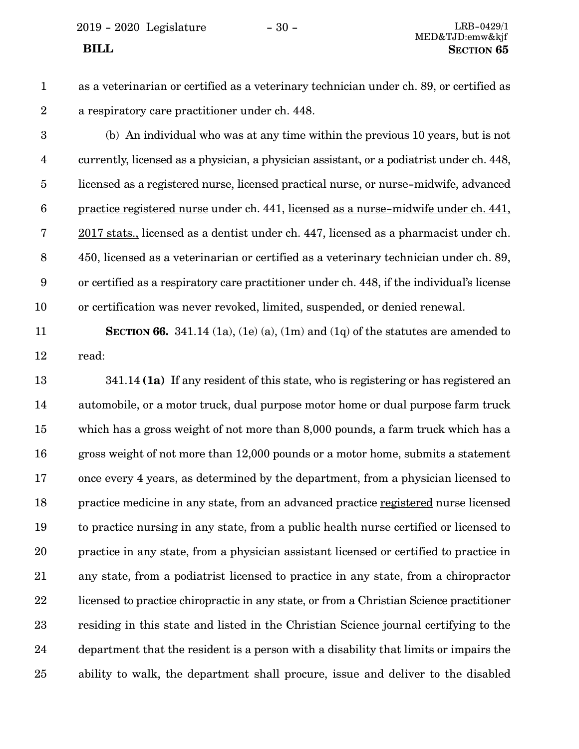as a veterinarian or certified as a veterinary technician under ch. 89, or certified as a respiratory care practitioner under ch. 448.

(b) An individual who was at any time within the previous 10 years, but is not currently, licensed as a physician, a physician assistant, or a podiatrist under ch. 448, licensed as a registered nurse, licensed practical nurse, or ~~nurse-midwife,~~ advanced practice registered nurse under ch. 441, licensed as a nurse-midwife under ch. 441, 2017 stats., licensed as a dentist under ch. 447, licensed as a pharmacist under ch. 450, licensed as a veterinarian or certified as a veterinary technician under ch. 89, or certified as a respiratory care practitioner under ch. 448, if the individual's license or certification was never revoked, limited, suspended, or denied renewal.

**SECTION 66.** 341.14 (1a), (1e) (a), (1m) and (1q) of the statutes are amended to read:

341.14 **(1a)** If any resident of this state, who is registering or has registered an automobile, or a motor truck, dual purpose motor home or dual purpose farm truck which has a gross weight of not more than 8,000 pounds, a farm truck which has a gross weight of not more than 12,000 pounds or a motor home, submits a statement once every 4 years, as determined by the department, from a physician licensed to practice medicine in any state, from an advanced practice registered nurse licensed to practice nursing in any state, from a public health nurse certified or licensed to practice in any state, from a physician assistant licensed or certified to practice in any state, from a podiatrist licensed to practice in any state, from a chiropractor licensed to practice chiropractic in any state, or from a Christian Science practitioner residing in this state and listed in the Christian Science journal certifying to the department that the resident is a person with a disability that limits or impairs the ability to walk, the department shall procure, issue and deliver to the disabled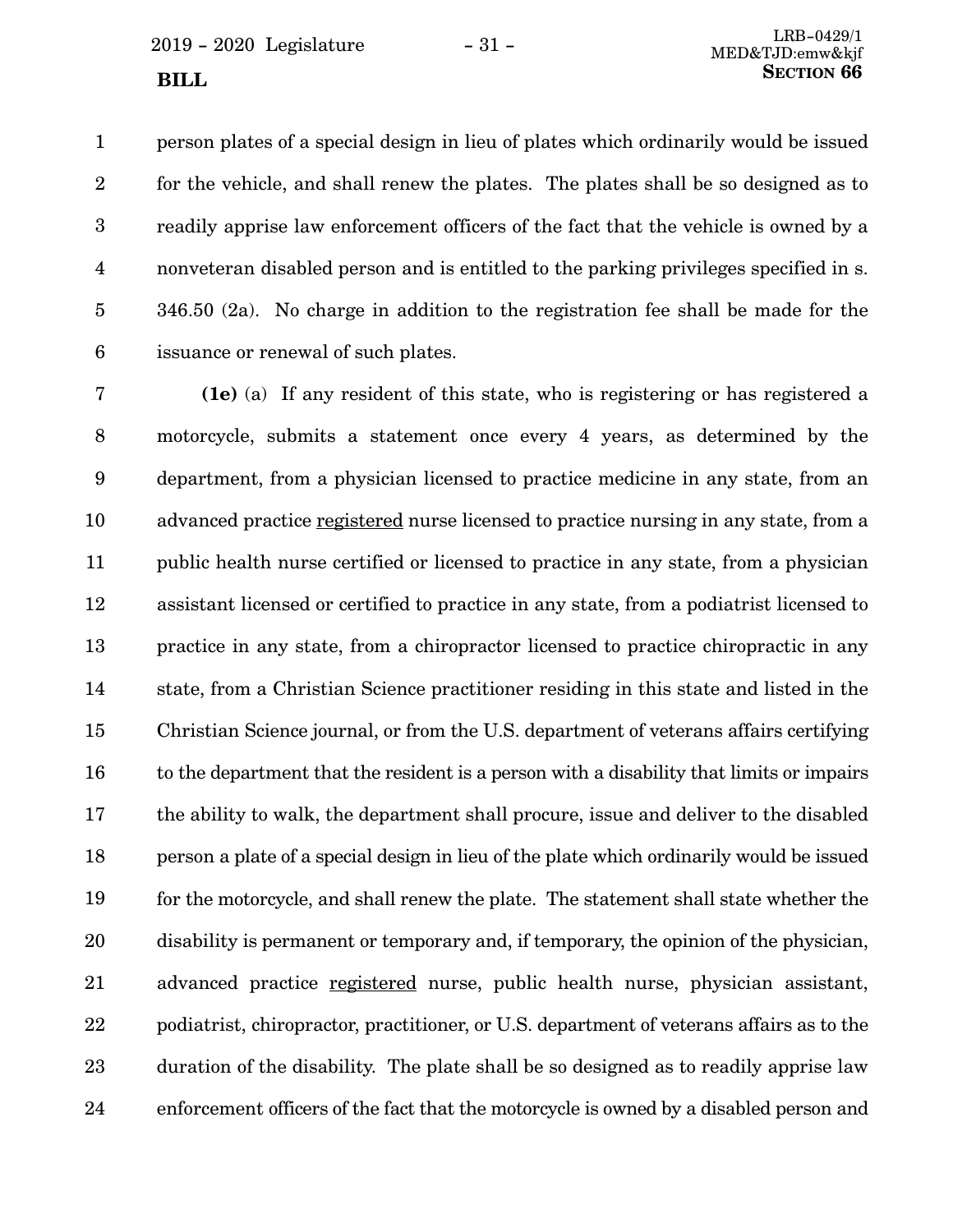person plates of a special design in lieu of plates which ordinarily would be issued for the vehicle, and shall renew the plates. The plates shall be so designed as to readily apprise law enforcement officers of the fact that the vehicle is owned by a nonveteran disabled person and is entitled to the parking privileges specified in s. 346.50 (2a). No charge in addition to the registration fee shall be made for the issuance or renewal of such plates.

**(1e)** (a) If any resident of this state, who is registering or has registered a motorcycle, submits a statement once every 4 years, as determined by the department, from a physician licensed to practice medicine in any state, from an advanced practice registered nurse licensed to practice nursing in any state, from a public health nurse certified or licensed to practice in any state, from a physician assistant licensed or certified to practice in any state, from a podiatrist licensed to practice in any state, from a chiropractor licensed to practice chiropractic in any state, from a Christian Science practitioner residing in this state and listed in the Christian Science journal, or from the U.S. department of veterans affairs certifying to the department that the resident is a person with a disability that limits or impairs the ability to walk, the department shall procure, issue and deliver to the disabled person a plate of a special design in lieu of the plate which ordinarily would be issued for the motorcycle, and shall renew the plate. The statement shall state whether the disability is permanent or temporary and, if temporary, the opinion of the physician, advanced practice registered nurse, public health nurse, physician assistant, podiatrist, chiropractor, practitioner, or U.S. department of veterans affairs as to the duration of the disability. The plate shall be so designed as to readily apprise law enforcement officers of the fact that the motorcycle is owned by a disabled person and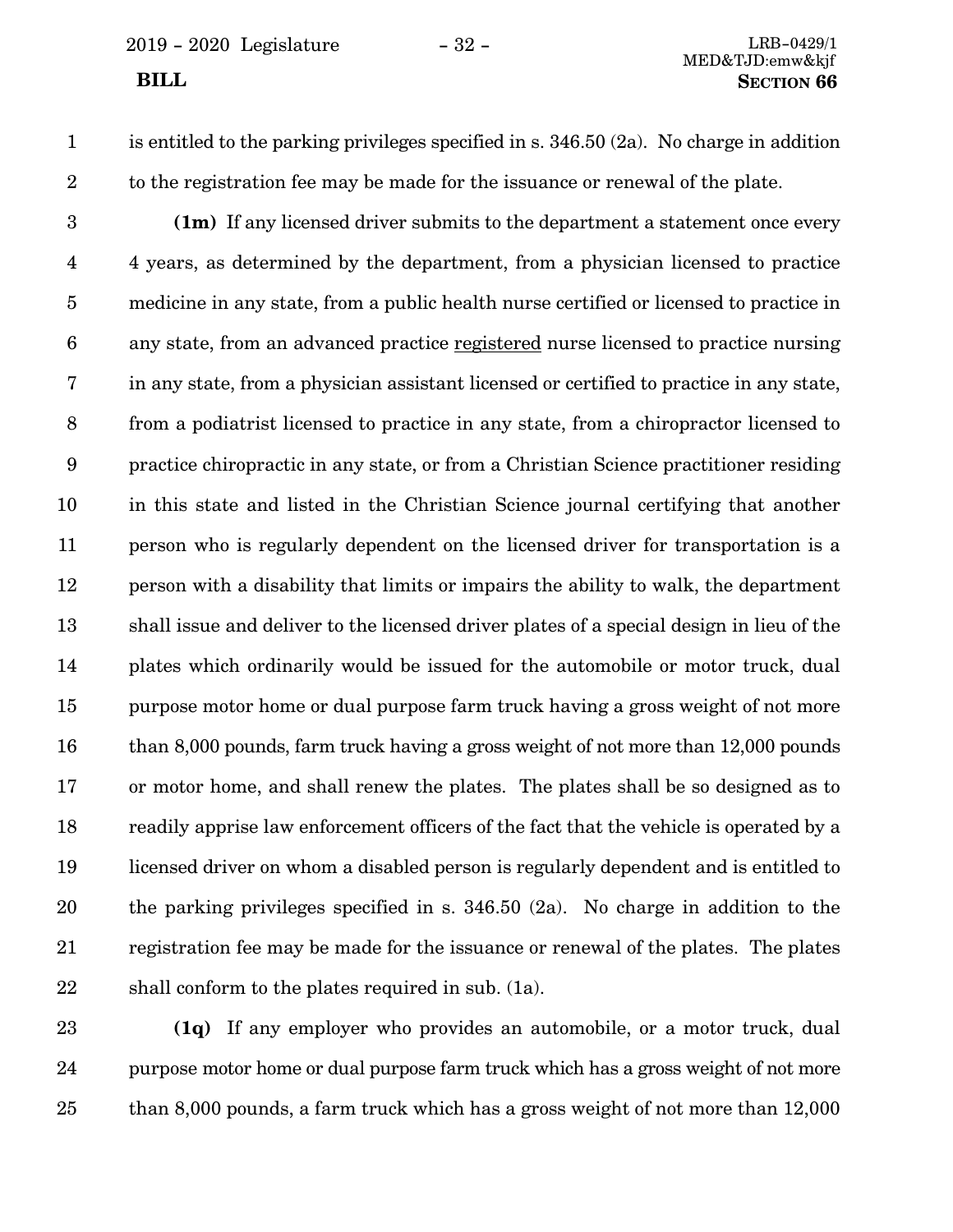is entitled to the parking privileges specified in s. 346.50 (2a). No charge in addition to the registration fee may be made for the issuance or renewal of the plate.

**(1m)** If any licensed driver submits to the department a statement once every 4 years, as determined by the department, from a physician licensed to practice medicine in any state, from a public health nurse certified or licensed to practice in any state, from an advanced practice registered nurse licensed to practice nursing in any state, from a physician assistant licensed or certified to practice in any state, from a podiatrist licensed to practice in any state, from a chiropractor licensed to practice chiropractic in any state, or from a Christian Science practitioner residing in this state and listed in the Christian Science journal certifying that another person who is regularly dependent on the licensed driver for transportation is a person with a disability that limits or impairs the ability to walk, the department shall issue and deliver to the licensed driver plates of a special design in lieu of the plates which ordinarily would be issued for the automobile or motor truck, dual purpose motor home or dual purpose farm truck having a gross weight of not more than 8,000 pounds, farm truck having a gross weight of not more than 12,000 pounds or motor home, and shall renew the plates. The plates shall be so designed as to readily apprise law enforcement officers of the fact that the vehicle is operated by a licensed driver on whom a disabled person is regularly dependent and is entitled to the parking privileges specified in s. 346.50 (2a). No charge in addition to the registration fee may be made for the issuance or renewal of the plates. The plates shall conform to the plates required in sub. (1a).

**(1q)** If any employer who provides an automobile, or a motor truck, dual purpose motor home or dual purpose farm truck which has a gross weight of not more than 8,000 pounds, a farm truck which has a gross weight of not more than 12,000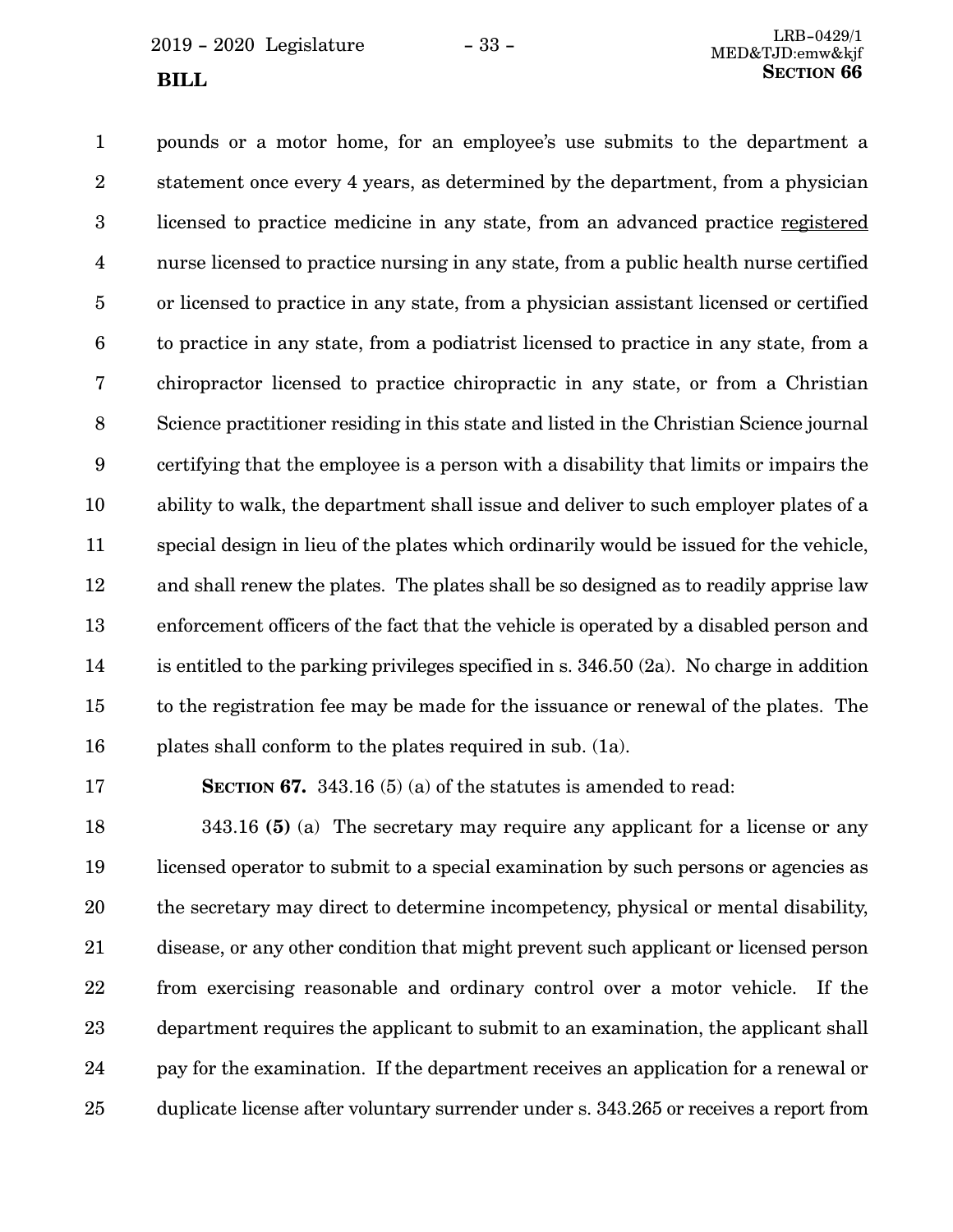pounds or a motor home, for an employee's use submits to the department a statement once every 4 years, as determined by the department, from a physician licensed to practice medicine in any state, from an advanced practice registered nurse licensed to practice nursing in any state, from a public health nurse certified or licensed to practice in any state, from a physician assistant licensed or certified to practice in any state, from a podiatrist licensed to practice in any state, from a chiropractor licensed to practice chiropractic in any state, or from a Christian Science practitioner residing in this state and listed in the Christian Science journal certifying that the employee is a person with a disability that limits or impairs the ability to walk, the department shall issue and deliver to such employer plates of a special design in lieu of the plates which ordinarily would be issued for the vehicle, and shall renew the plates. The plates shall be so designed as to readily apprise law enforcement officers of the fact that the vehicle is operated by a disabled person and is entitled to the parking privileges specified in s. 346.50 (2a). No charge in addition to the registration fee may be made for the issuance or renewal of the plates. The plates shall conform to the plates required in sub. (1a).

**SECTION 67.** 343.16 (5) (a) of the statutes is amended to read:

343.16 **(5)** (a) The secretary may require any applicant for a license or any licensed operator to submit to a special examination by such persons or agencies as the secretary may direct to determine incompetency, physical or mental disability, disease, or any other condition that might prevent such applicant or licensed person from exercising reasonable and ordinary control over a motor vehicle. If the department requires the applicant to submit to an examination, the applicant shall pay for the examination. If the department receives an application for a renewal or duplicate license after voluntary surrender under s. 343.265 or receives a report from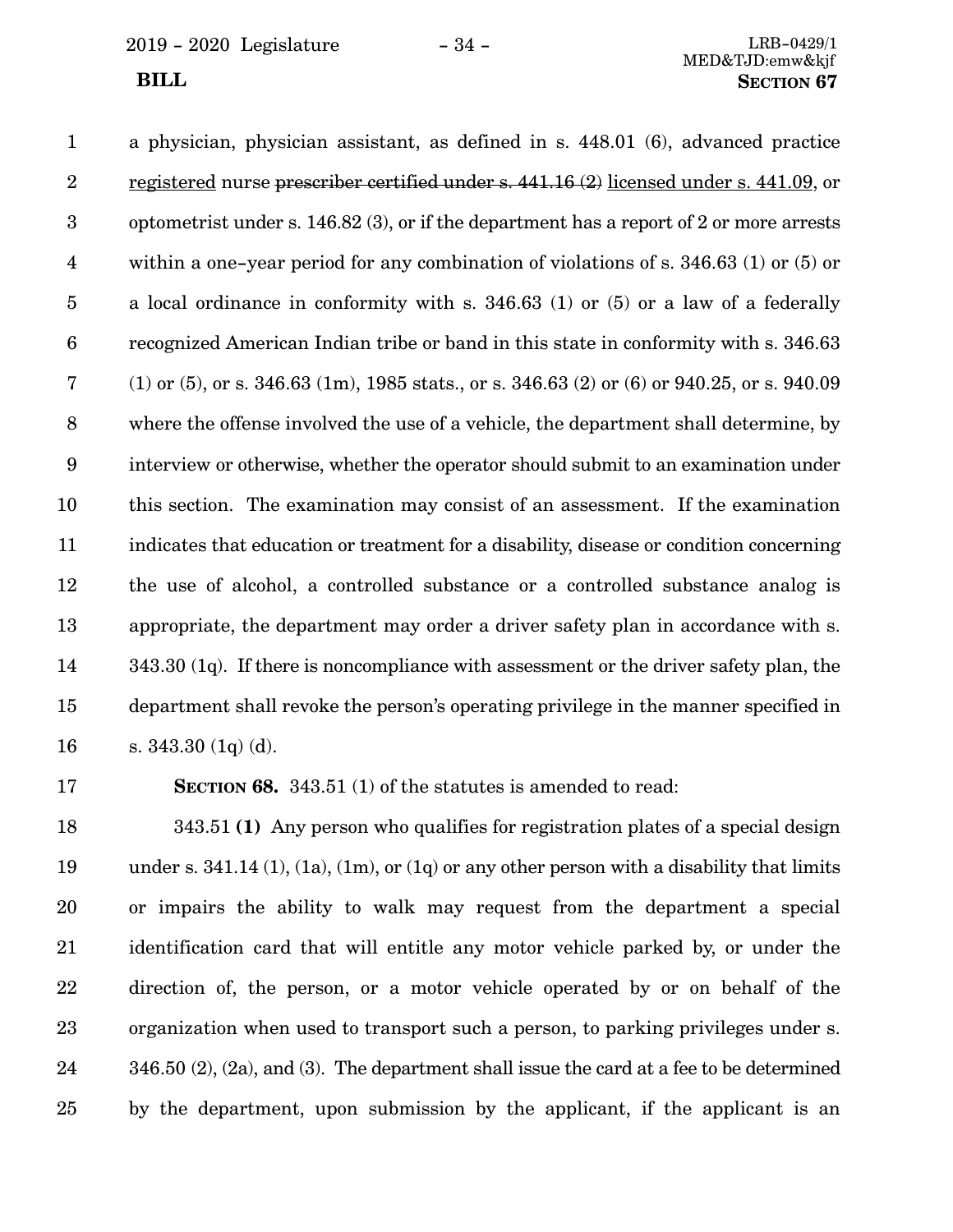a physician, physician assistant, as defined in s. 448.01 (6), advanced practice <u>registered</u> nurse ~~prescriber certified under s. 441.16 (2)~~ <u>licensed under s. 441.09</u>, or optometrist under s. 146.82 (3), or if the department has a report of 2 or more arrests within a one-year period for any combination of violations of s. 346.63 (1) or (5) or a local ordinance in conformity with s. 346.63 (1) or (5) or a law of a federally recognized American Indian tribe or band in this state in conformity with s. 346.63 (1) or (5), or s. 346.63 (1m), 1985 stats., or s. 346.63 (2) or (6) or 940.25, or s. 940.09 where the offense involved the use of a vehicle, the department shall determine, by interview or otherwise, whether the operator should submit to an examination under this section. The examination may consist of an assessment. If the examination indicates that education or treatment for a disability, disease or condition concerning the use of alcohol, a controlled substance or a controlled substance analog is appropriate, the department may order a driver safety plan in accordance with s. 343.30 (1q). If there is noncompliance with assessment or the driver safety plan, the department shall revoke the person's operating privilege in the manner specified in s. 343.30 (1q) (d).

**SECTION 68.** 343.51 (1) of the statutes is amended to read:

343.51 **(1)** Any person who qualifies for registration plates of a special design under s. 341.14 (1), (1a), (1m), or (1q) or any other person with a disability that limits or impairs the ability to walk may request from the department a special identification card that will entitle any motor vehicle parked by, or under the direction of, the person, or a motor vehicle operated by or on behalf of the organization when used to transport such a person, to parking privileges under s. 346.50 (2), (2a), and (3). The department shall issue the card at a fee to be determined by the department, upon submission by the applicant, if the applicant is an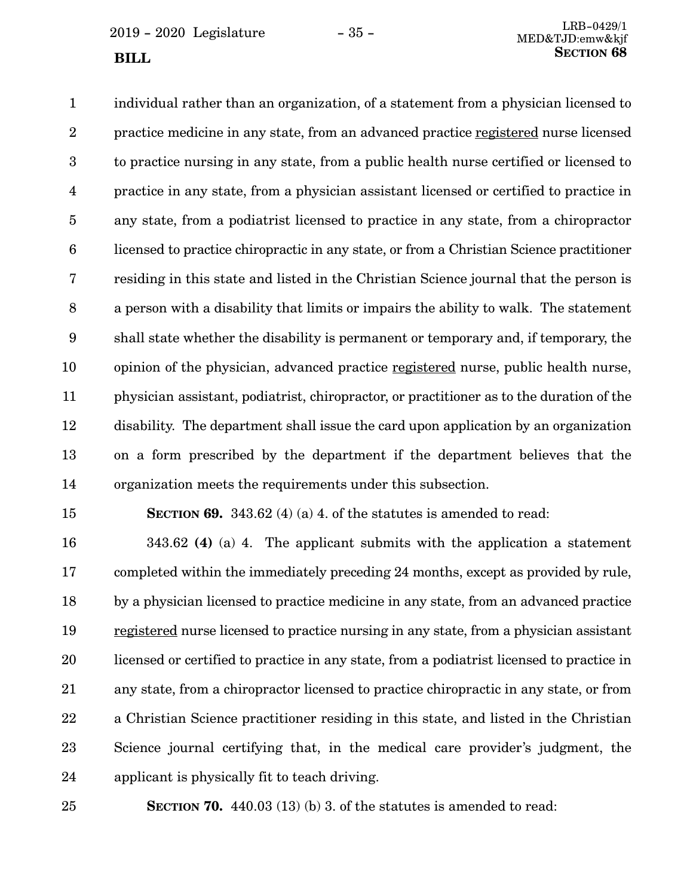individual rather than an organization, of a statement from a physician licensed to practice medicine in any state, from an advanced practice registered nurse licensed to practice nursing in any state, from a public health nurse certified or licensed to practice in any state, from a physician assistant licensed or certified to practice in any state, from a podiatrist licensed to practice in any state, from a chiropractor licensed to practice chiropractic in any state, or from a Christian Science practitioner residing in this state and listed in the Christian Science journal that the person is a person with a disability that limits or impairs the ability to walk. The statement shall state whether the disability is permanent or temporary and, if temporary, the opinion of the physician, advanced practice registered nurse, public health nurse, physician assistant, podiatrist, chiropractor, or practitioner as to the duration of the disability. The department shall issue the card upon application by an organization on a form prescribed by the department if the department believes that the organization meets the requirements under this subsection.

**SECTION 69.** 343.62 (4) (a) 4. of the statutes is amended to read:

343.62 **(4)** (a) 4. The applicant submits with the application a statement completed within the immediately preceding 24 months, except as provided by rule, by a physician licensed to practice medicine in any state, from an advanced practice registered nurse licensed to practice nursing in any state, from a physician assistant licensed or certified to practice in any state, from a podiatrist licensed to practice in any state, from a chiropractor licensed to practice chiropractic in any state, or from a Christian Science practitioner residing in this state, and listed in the Christian Science journal certifying that, in the medical care provider's judgment, the applicant is physically fit to teach driving.

**SECTION 70.** 440.03 (13) (b) 3. of the statutes is amended to read: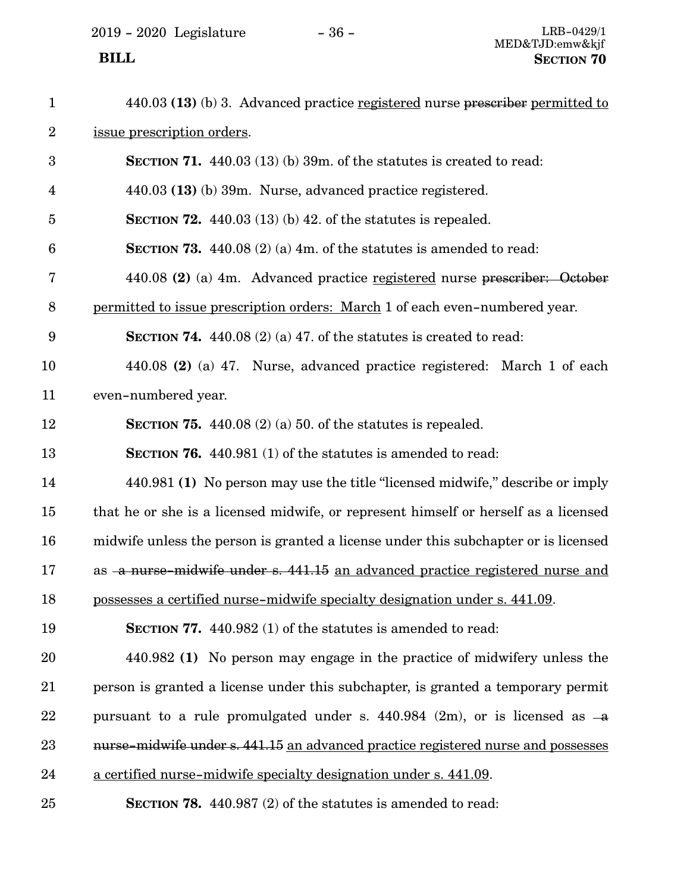440.03 **(13)** (b) 3. Advanced practice registered nurse ~~prescriber~~ permitted to issue prescription orders.

**SECTION 71.** 440.03 (13) (b) 39m. of the statutes is created to read:

440.03 **(13)** (b) 39m. Nurse, advanced practice registered.

**SECTION 72.** 440.03 (13) (b) 42. of the statutes is repealed.

**SECTION 73.** 440.08 (2) (a) 4m. of the statutes is amended to read:

440.08 **(2)** (a) 4m. Advanced practice registered nurse ~~prescriber: October~~ permitted to issue prescription orders: March 1 of each even-numbered year.

**SECTION 74.** 440.08 (2) (a) 47. of the statutes is created to read:

440.08 **(2)** (a) 47. Nurse, advanced practice registered: March 1 of each even-numbered year.

**SECTION 75.** 440.08 (2) (a) 50. of the statutes is repealed.

**SECTION 76.** 440.981 (1) of the statutes is amended to read:

440.981 **(1)** No person may use the title "licensed midwife," describe or imply that he or she is a licensed midwife, or represent himself or herself as a licensed midwife unless the person is granted a license under this subchapter or is licensed as ~~a nurse-midwife under s. 441.15~~ an advanced practice registered nurse and possesses a certified nurse-midwife specialty designation under s. 441.09.

**SECTION 77.** 440.982 (1) of the statutes is amended to read:

440.982 **(1)** No person may engage in the practice of midwifery unless the person is granted a license under this subchapter, is granted a temporary permit pursuant to a rule promulgated under s. 440.984 (2m), or is licensed as ~~a nurse-midwife under s. 441.15~~ an advanced practice registered nurse and possesses a certified nurse-midwife specialty designation under s. 441.09.

**SECTION 78.** 440.987 (2) of the statutes is amended to read: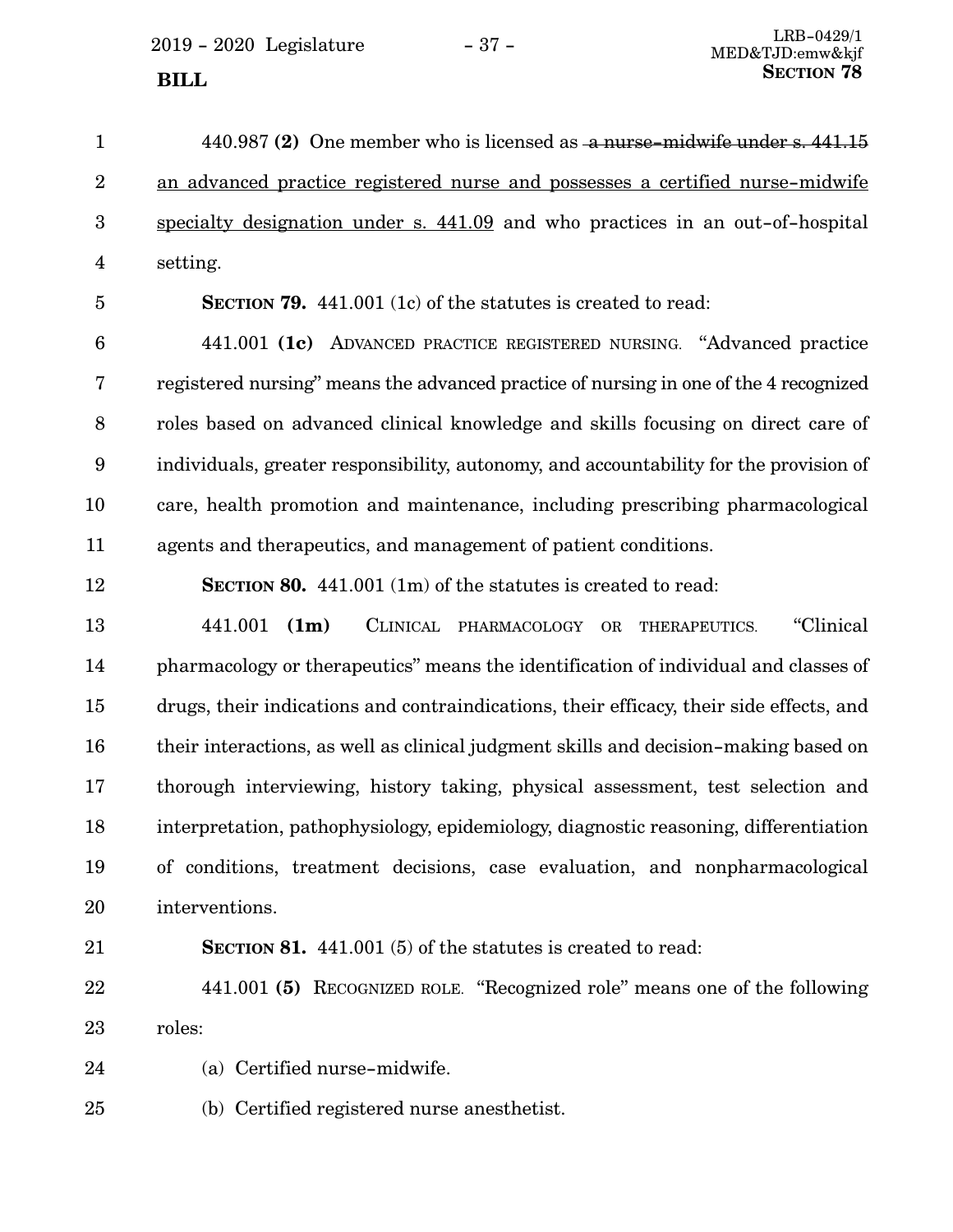440.987 **(2)** One member who is licensed as ~~a nurse-midwife under s. 441.15~~ an advanced practice registered nurse and possesses a certified nurse-midwife specialty designation under s. 441.09 and who practices in an out-of-hospital setting.

**SECTION 79.** 441.001 (1c) of the statutes is created to read:

441.001 **(1c)** ADVANCED PRACTICE REGISTERED NURSING. "Advanced practice registered nursing" means the advanced practice of nursing in one of the 4 recognized roles based on advanced clinical knowledge and skills focusing on direct care of individuals, greater responsibility, autonomy, and accountability for the provision of care, health promotion and maintenance, including prescribing pharmacological agents and therapeutics, and management of patient conditions.

**SECTION 80.** 441.001 (1m) of the statutes is created to read:

441.001 **(1m)** CLINICAL PHARMACOLOGY OR THERAPEUTICS. "Clinical pharmacology or therapeutics" means the identification of individual and classes of drugs, their indications and contraindications, their efficacy, their side effects, and their interactions, as well as clinical judgment skills and decision-making based on thorough interviewing, history taking, physical assessment, test selection and interpretation, pathophysiology, epidemiology, diagnostic reasoning, differentiation of conditions, treatment decisions, case evaluation, and nonpharmacological interventions.

**SECTION 81.** 441.001 (5) of the statutes is created to read:

441.001 **(5)** RECOGNIZED ROLE. "Recognized role" means one of the following roles:

(a) Certified nurse-midwife.

(b) Certified registered nurse anesthetist.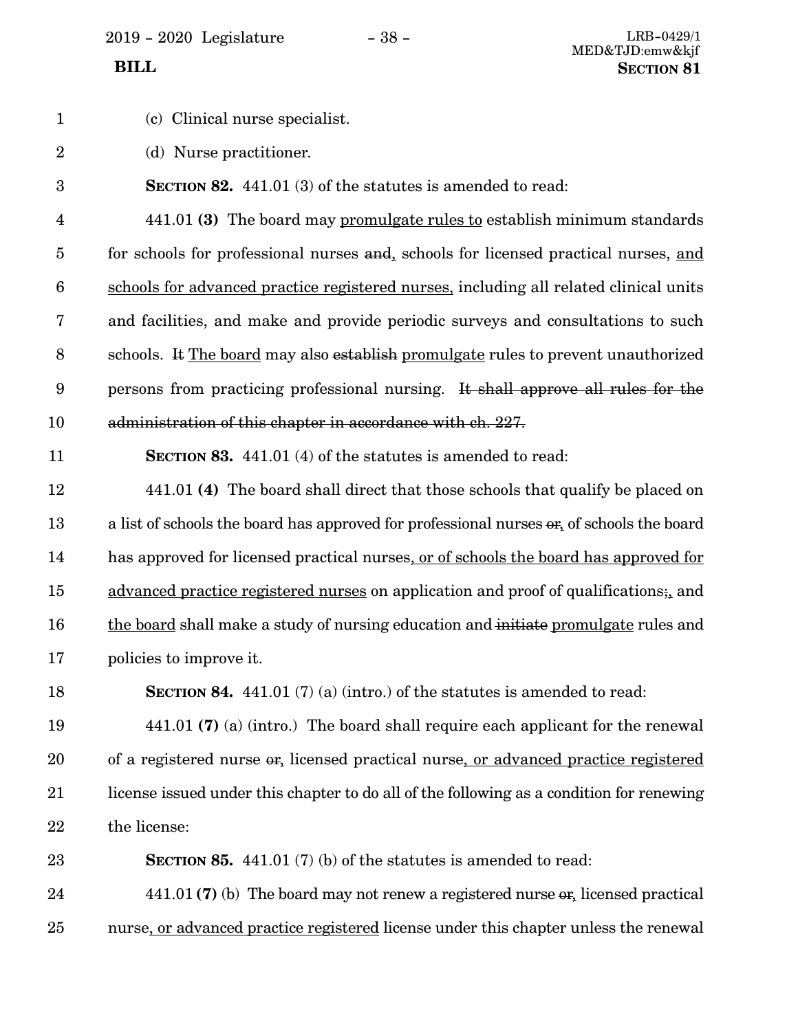(c) Clinical nurse specialist.

(d) Nurse practitioner.

**SECTION 82.** 441.01 (3) of the statutes is amended to read:

441.01 **(3)** The board may <u>promulgate rules to</u> establish minimum standards for schools for professional nurses ~~and~~<u>,</u> schools for licensed practical nurses, <u>and schools for advanced practice registered nurses,</u> including all related clinical units and facilities, and make and provide periodic surveys and consultations to such schools. ~~It~~ <u>The board</u> may also ~~establish~~ <u>promulgate</u> rules to prevent unauthorized persons from practicing professional nursing. ~~It shall approve all rules for the administration of this chapter in accordance with ch. 227.~~

**SECTION 83.** 441.01 (4) of the statutes is amended to read:

441.01 **(4)** The board shall direct that those schools that qualify be placed on a list of schools the board has approved for professional nurses ~~or~~<u>,</u> of schools the board has approved for licensed practical nurses<u>, or of schools the board has approved for advanced practice registered nurses</u> on application and proof of qualifications~~;~~<u>,</u> and <u>the board</u> shall make a study of nursing education and ~~initiate~~ <u>promulgate</u> rules and policies to improve it.

**SECTION 84.** 441.01 (7) (a) (intro.) of the statutes is amended to read:

441.01 **(7)** (a) (intro.) The board shall require each applicant for the renewal of a registered nurse ~~or~~<u>,</u> licensed practical nurse<u>, or advanced practice registered</u> license issued under this chapter to do all of the following as a condition for renewing the license:

**SECTION 85.** 441.01 (7) (b) of the statutes is amended to read:

441.01 **(7)** (b) The board may not renew a registered nurse ~~or~~<u>,</u> licensed practical nurse<u>, or advanced practice registered</u> license under this chapter unless the renewal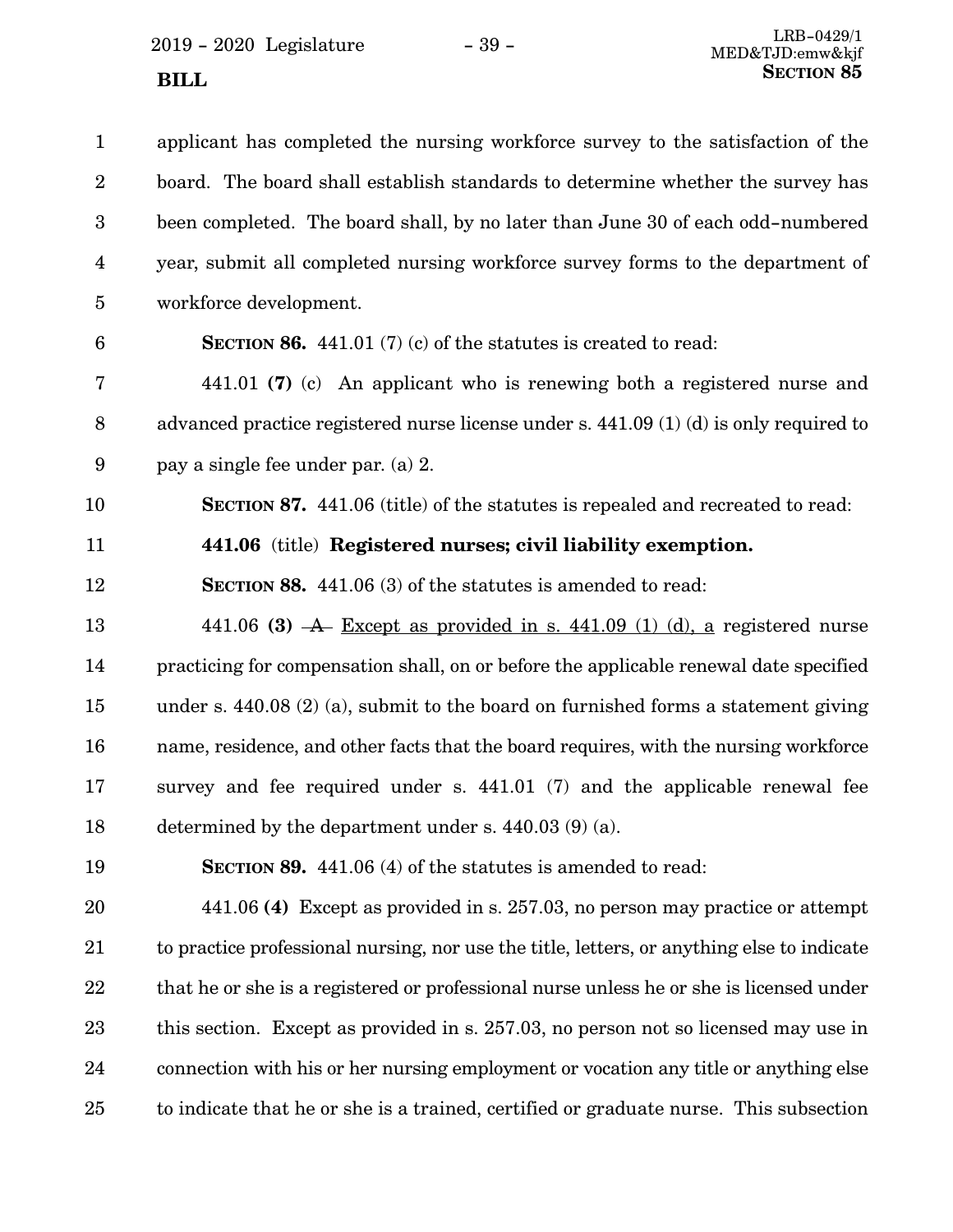applicant has completed the nursing workforce survey to the satisfaction of the board. The board shall establish standards to determine whether the survey has been completed. The board shall, by no later than June 30 of each odd-numbered year, submit all completed nursing workforce survey forms to the department of workforce development.

**SECTION 86.** 441.01 (7) (c) of the statutes is created to read:

441.01 **(7)** (c) An applicant who is renewing both a registered nurse and advanced practice registered nurse license under s. 441.09 (1) (d) is only required to pay a single fee under par. (a) 2.

**SECTION 87.** 441.06 (title) of the statutes is repealed and recreated to read:

**441.06** (title) **Registered nurses; civil liability exemption.**

**SECTION 88.** 441.06 (3) of the statutes is amended to read:

441.06 **(3)** ~~A~~ Except as provided in s. 441.09 (1) (d), a registered nurse practicing for compensation shall, on or before the applicable renewal date specified under s. 440.08 (2) (a), submit to the board on furnished forms a statement giving name, residence, and other facts that the board requires, with the nursing workforce survey and fee required under s. 441.01 (7) and the applicable renewal fee determined by the department under s. 440.03 (9) (a).

**SECTION 89.** 441.06 (4) of the statutes is amended to read:

441.06 **(4)** Except as provided in s. 257.03, no person may practice or attempt to practice professional nursing, nor use the title, letters, or anything else to indicate that he or she is a registered or professional nurse unless he or she is licensed under this section. Except as provided in s. 257.03, no person not so licensed may use in connection with his or her nursing employment or vocation any title or anything else to indicate that he or she is a trained, certified or graduate nurse. This subsection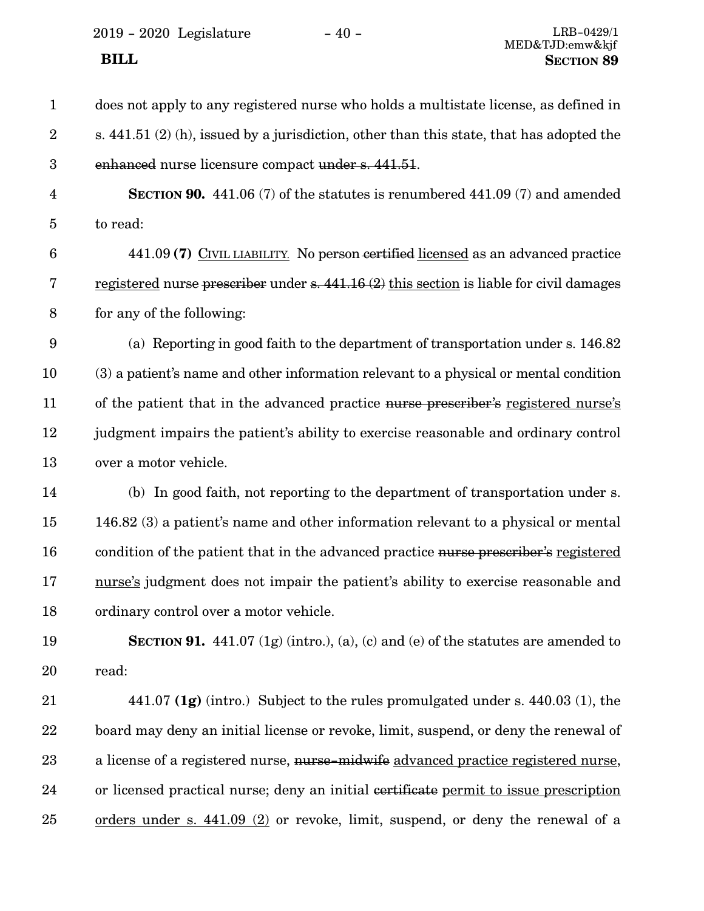does not apply to any registered nurse who holds a multistate license, as defined in s. 441.51 (2) (h), issued by a jurisdiction, other than this state, that has adopted the ~~enhanced~~ nurse licensure compact ~~under s. 441.51~~.

**SECTION 90.** 441.06 (7) of the statutes is renumbered 441.09 (7) and amended to read:

441.09 **(7)** CIVIL LIABILITY. No person ~~certified~~ licensed as an advanced practice registered nurse ~~prescriber~~ under ~~s. 441.16 (2)~~ this section is liable for civil damages for any of the following:

(a) Reporting in good faith to the department of transportation under s. 146.82 (3) a patient's name and other information relevant to a physical or mental condition of the patient that in the advanced practice ~~nurse prescriber's~~ registered nurse's judgment impairs the patient's ability to exercise reasonable and ordinary control over a motor vehicle.

(b) In good faith, not reporting to the department of transportation under s. 146.82 (3) a patient's name and other information relevant to a physical or mental condition of the patient that in the advanced practice ~~nurse prescriber's~~ registered nurse's judgment does not impair the patient's ability to exercise reasonable and ordinary control over a motor vehicle.

**SECTION 91.** 441.07 (1g) (intro.), (a), (c) and (e) of the statutes are amended to read:

441.07 **(1g)** (intro.) Subject to the rules promulgated under s. 440.03 (1), the board may deny an initial license or revoke, limit, suspend, or deny the renewal of a license of a registered nurse, ~~nurse-midwife~~ advanced practice registered nurse, or licensed practical nurse; deny an initial ~~certificate~~ permit to issue prescription orders under s. 441.09 (2) or revoke, limit, suspend, or deny the renewal of a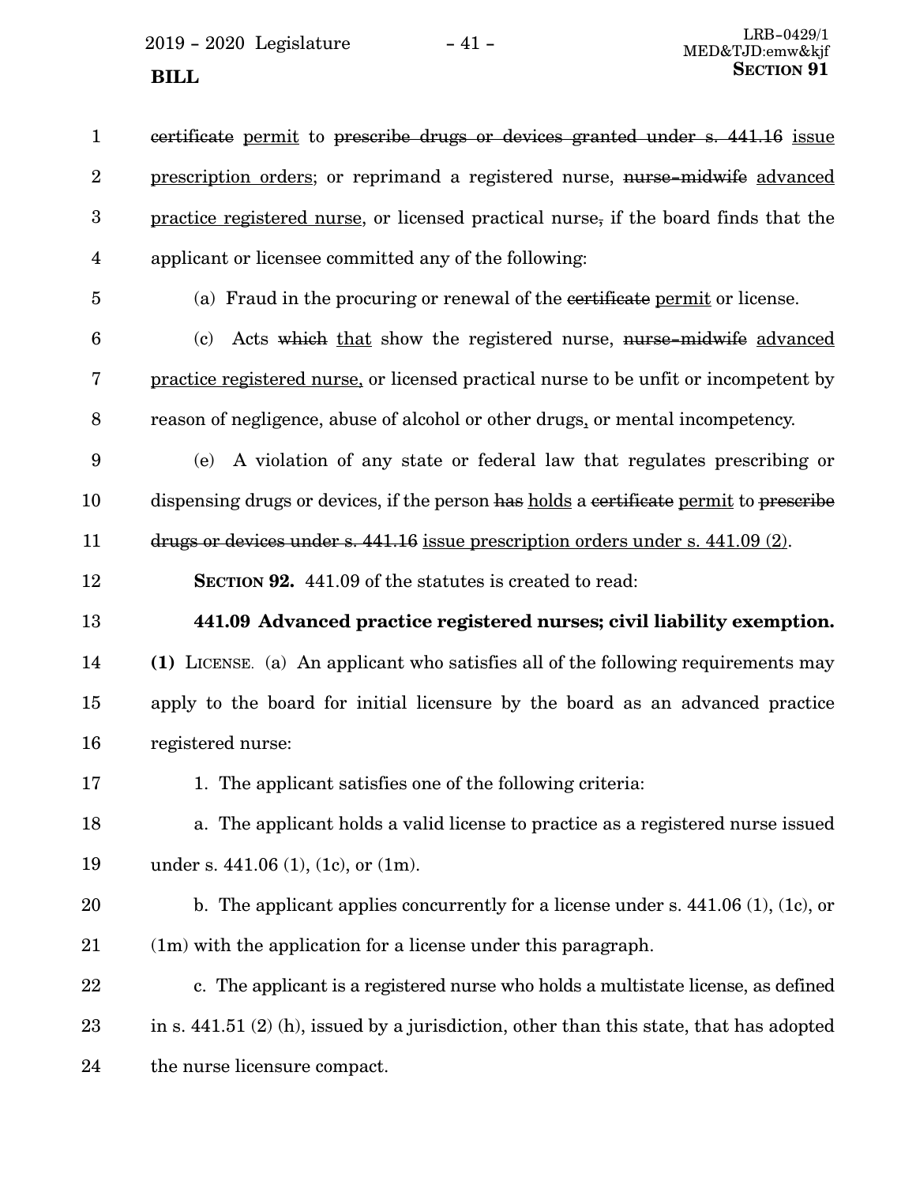~~certificate~~ <u>permit</u> to ~~prescribe drugs or devices granted under s. 441.16~~ <u>issue prescription orders</u>; or reprimand a registered nurse, ~~nurse-midwife~~ <u>advanced practice registered nurse</u>, or licensed practical nurse~~,~~ if the board finds that the applicant or licensee committed any of the following:

(a) Fraud in the procuring or renewal of the ~~certificate~~ <u>permit</u> or license.

(c) Acts ~~which~~ <u>that</u> show the registered nurse, ~~nurse-midwife~~ <u>advanced practice registered nurse,</u> or licensed practical nurse to be unfit or incompetent by reason of negligence, abuse of alcohol or other drugs<u>,</u> or mental incompetency.

(e) A violation of any state or federal law that regulates prescribing or dispensing drugs or devices, if the person ~~has~~ <u>holds</u> a ~~certificate~~ <u>permit</u> to ~~prescribe drugs or devices under s. 441.16~~ <u>issue prescription orders under s. 441.09 (2)</u>.

**SECTION 92.** 441.09 of the statutes is created to read:

**441.09 Advanced practice registered nurses; civil liability exemption.**

**(1)** LICENSE. (a) An applicant who satisfies all of the following requirements may apply to the board for initial licensure by the board as an advanced practice registered nurse:

1. The applicant satisfies one of the following criteria:

a. The applicant holds a valid license to practice as a registered nurse issued under s. 441.06 (1), (1c), or (1m).

b. The applicant applies concurrently for a license under s. 441.06 (1), (1c), or (1m) with the application for a license under this paragraph.

c. The applicant is a registered nurse who holds a multistate license, as defined in s. 441.51 (2) (h), issued by a jurisdiction, other than this state, that has adopted the nurse licensure compact.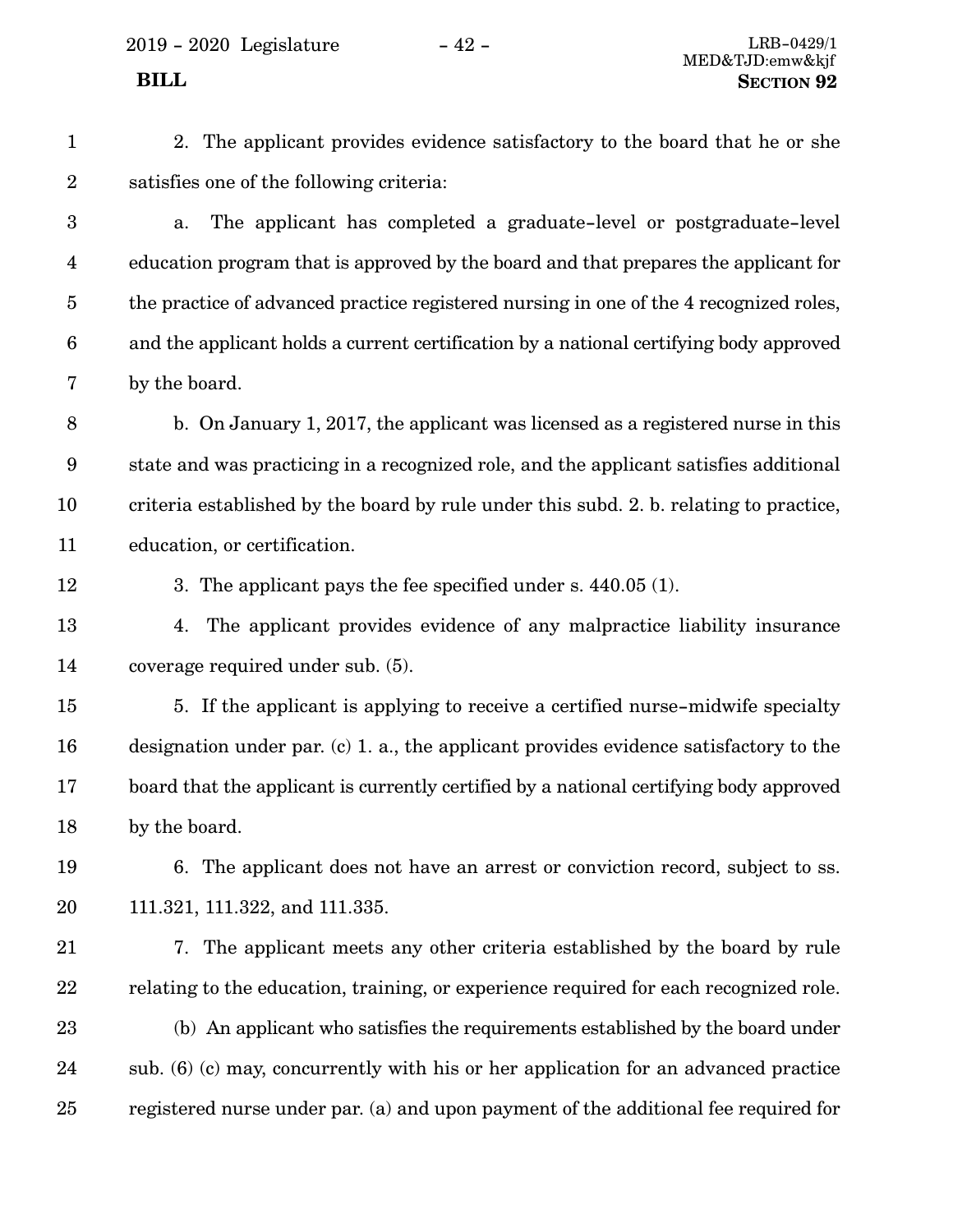2. The applicant provides evidence satisfactory to the board that he or she satisfies one of the following criteria:

a. The applicant has completed a graduate-level or postgraduate-level education program that is approved by the board and that prepares the applicant for the practice of advanced practice registered nursing in one of the 4 recognized roles, and the applicant holds a current certification by a national certifying body approved by the board.

b. On January 1, 2017, the applicant was licensed as a registered nurse in this state and was practicing in a recognized role, and the applicant satisfies additional criteria established by the board by rule under this subd. 2. b. relating to practice, education, or certification.

3. The applicant pays the fee specified under s. 440.05 (1).

4. The applicant provides evidence of any malpractice liability insurance coverage required under sub. (5).

5. If the applicant is applying to receive a certified nurse-midwife specialty designation under par. (c) 1. a., the applicant provides evidence satisfactory to the board that the applicant is currently certified by a national certifying body approved by the board.

6. The applicant does not have an arrest or conviction record, subject to ss. 111.321, 111.322, and 111.335.

7. The applicant meets any other criteria established by the board by rule relating to the education, training, or experience required for each recognized role.

(b) An applicant who satisfies the requirements established by the board under sub. (6) (c) may, concurrently with his or her application for an advanced practice registered nurse under par. (a) and upon payment of the additional fee required for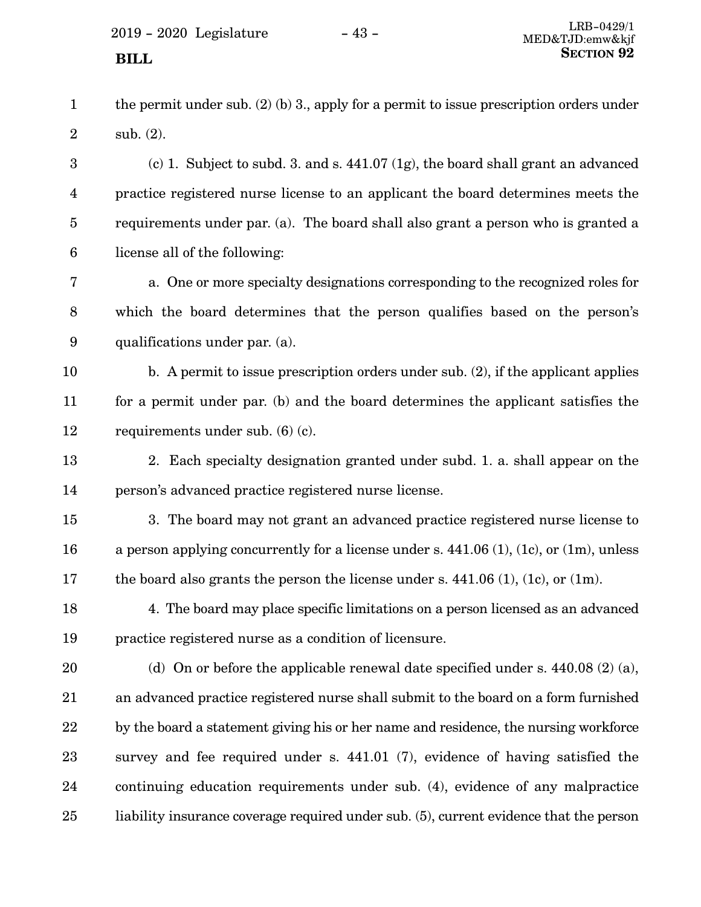the permit under sub. (2) (b) 3., apply for a permit to issue prescription orders under sub. (2).

(c) 1. Subject to subd. 3. and s. 441.07 (1g), the board shall grant an advanced practice registered nurse license to an applicant the board determines meets the requirements under par. (a). The board shall also grant a person who is granted a license all of the following:

a. One or more specialty designations corresponding to the recognized roles for which the board determines that the person qualifies based on the person's qualifications under par. (a).

b. A permit to issue prescription orders under sub. (2), if the applicant applies for a permit under par. (b) and the board determines the applicant satisfies the requirements under sub. (6) (c).

2. Each specialty designation granted under subd. 1. a. shall appear on the person's advanced practice registered nurse license.

3. The board may not grant an advanced practice registered nurse license to a person applying concurrently for a license under s. 441.06 (1), (1c), or (1m), unless the board also grants the person the license under s. 441.06 (1), (1c), or (1m).

4. The board may place specific limitations on a person licensed as an advanced practice registered nurse as a condition of licensure.

(d) On or before the applicable renewal date specified under s. 440.08 (2) (a), an advanced practice registered nurse shall submit to the board on a form furnished by the board a statement giving his or her name and residence, the nursing workforce survey and fee required under s. 441.01 (7), evidence of having satisfied the continuing education requirements under sub. (4), evidence of any malpractice liability insurance coverage required under sub. (5), current evidence that the person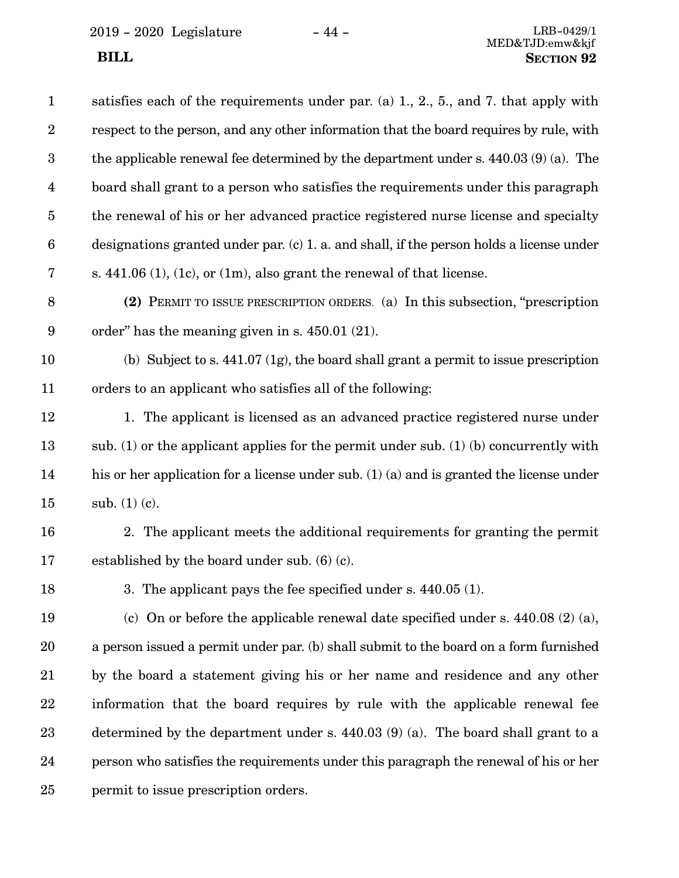satisfies each of the requirements under par. (a) 1., 2., 5., and 7. that apply with respect to the person, and any other information that the board requires by rule, with the applicable renewal fee determined by the department under s. 440.03 (9) (a). The board shall grant to a person who satisfies the requirements under this paragraph the renewal of his or her advanced practice registered nurse license and specialty designations granted under par. (c) 1. a. and shall, if the person holds a license under s. 441.06 (1), (1c), or (1m), also grant the renewal of that license.

**(2)** PERMIT TO ISSUE PRESCRIPTION ORDERS. (a) In this subsection, "prescription order" has the meaning given in s. 450.01 (21).

(b) Subject to s. 441.07 (1g), the board shall grant a permit to issue prescription orders to an applicant who satisfies all of the following:

1. The applicant is licensed as an advanced practice registered nurse under sub. (1) or the applicant applies for the permit under sub. (1) (b) concurrently with his or her application for a license under sub. (1) (a) and is granted the license under sub. (1) (c).

2. The applicant meets the additional requirements for granting the permit established by the board under sub. (6) (c).

3. The applicant pays the fee specified under s. 440.05 (1).

(c) On or before the applicable renewal date specified under s. 440.08 (2) (a), a person issued a permit under par. (b) shall submit to the board on a form furnished by the board a statement giving his or her name and residence and any other information that the board requires by rule with the applicable renewal fee determined by the department under s. 440.03 (9) (a). The board shall grant to a person who satisfies the requirements under this paragraph the renewal of his or her permit to issue prescription orders.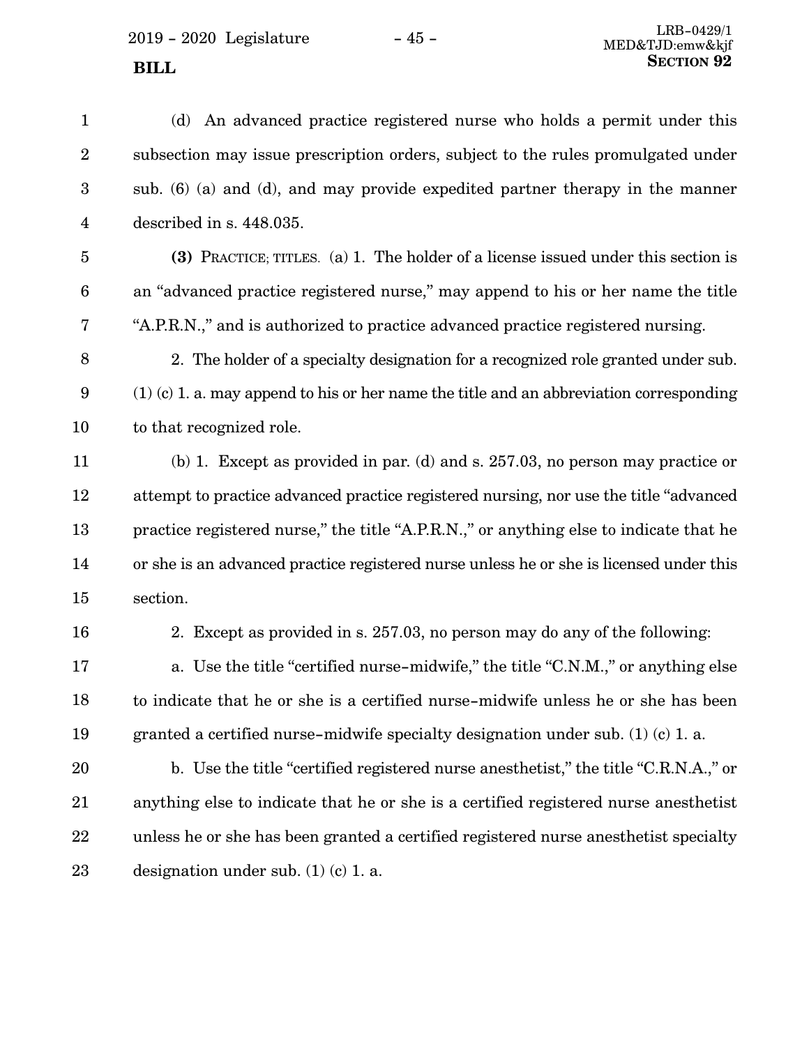(d) An advanced practice registered nurse who holds a permit under this subsection may issue prescription orders, subject to the rules promulgated under sub. (6) (a) and (d), and may provide expedited partner therapy in the manner described in s. 448.035.

**(3)** PRACTICE; TITLES. (a) 1. The holder of a license issued under this section is an "advanced practice registered nurse," may append to his or her name the title "A.P.R.N.," and is authorized to practice advanced practice registered nursing.

2. The holder of a specialty designation for a recognized role granted under sub. (1) (c) 1. a. may append to his or her name the title and an abbreviation corresponding to that recognized role.

(b) 1. Except as provided in par. (d) and s. 257.03, no person may practice or attempt to practice advanced practice registered nursing, nor use the title "advanced practice registered nurse," the title "A.P.R.N.," or anything else to indicate that he or she is an advanced practice registered nurse unless he or she is licensed under this section.

2. Except as provided in s. 257.03, no person may do any of the following:

a. Use the title "certified nurse-midwife," the title "C.N.M.," or anything else to indicate that he or she is a certified nurse-midwife unless he or she has been granted a certified nurse-midwife specialty designation under sub. (1) (c) 1. a.

b. Use the title "certified registered nurse anesthetist," the title "C.R.N.A.," or anything else to indicate that he or she is a certified registered nurse anesthetist unless he or she has been granted a certified registered nurse anesthetist specialty designation under sub. (1) (c) 1. a.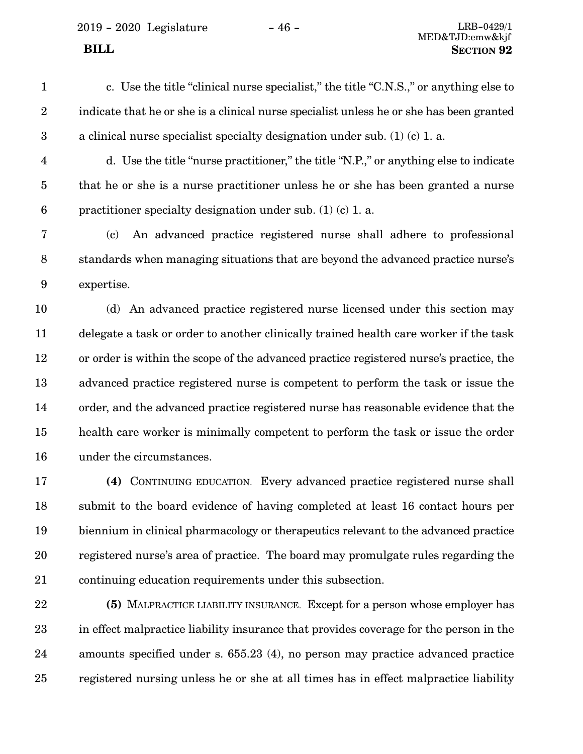c. Use the title "clinical nurse specialist," the title "C.N.S.," or anything else to indicate that he or she is a clinical nurse specialist unless he or she has been granted a clinical nurse specialist specialty designation under sub. (1) (c) 1. a.

d. Use the title "nurse practitioner," the title "N.P.," or anything else to indicate that he or she is a nurse practitioner unless he or she has been granted a nurse practitioner specialty designation under sub. (1) (c) 1. a.

(c) An advanced practice registered nurse shall adhere to professional standards when managing situations that are beyond the advanced practice nurse's expertise.

(d) An advanced practice registered nurse licensed under this section may delegate a task or order to another clinically trained health care worker if the task or order is within the scope of the advanced practice registered nurse's practice, the advanced practice registered nurse is competent to perform the task or issue the order, and the advanced practice registered nurse has reasonable evidence that the health care worker is minimally competent to perform the task or issue the order under the circumstances.

**(4)** CONTINUING EDUCATION. Every advanced practice registered nurse shall submit to the board evidence of having completed at least 16 contact hours per biennium in clinical pharmacology or therapeutics relevant to the advanced practice registered nurse's area of practice. The board may promulgate rules regarding the continuing education requirements under this subsection.

**(5)** MALPRACTICE LIABILITY INSURANCE. Except for a person whose employer has in effect malpractice liability insurance that provides coverage for the person in the amounts specified under s. 655.23 (4), no person may practice advanced practice registered nursing unless he or she at all times has in effect malpractice liability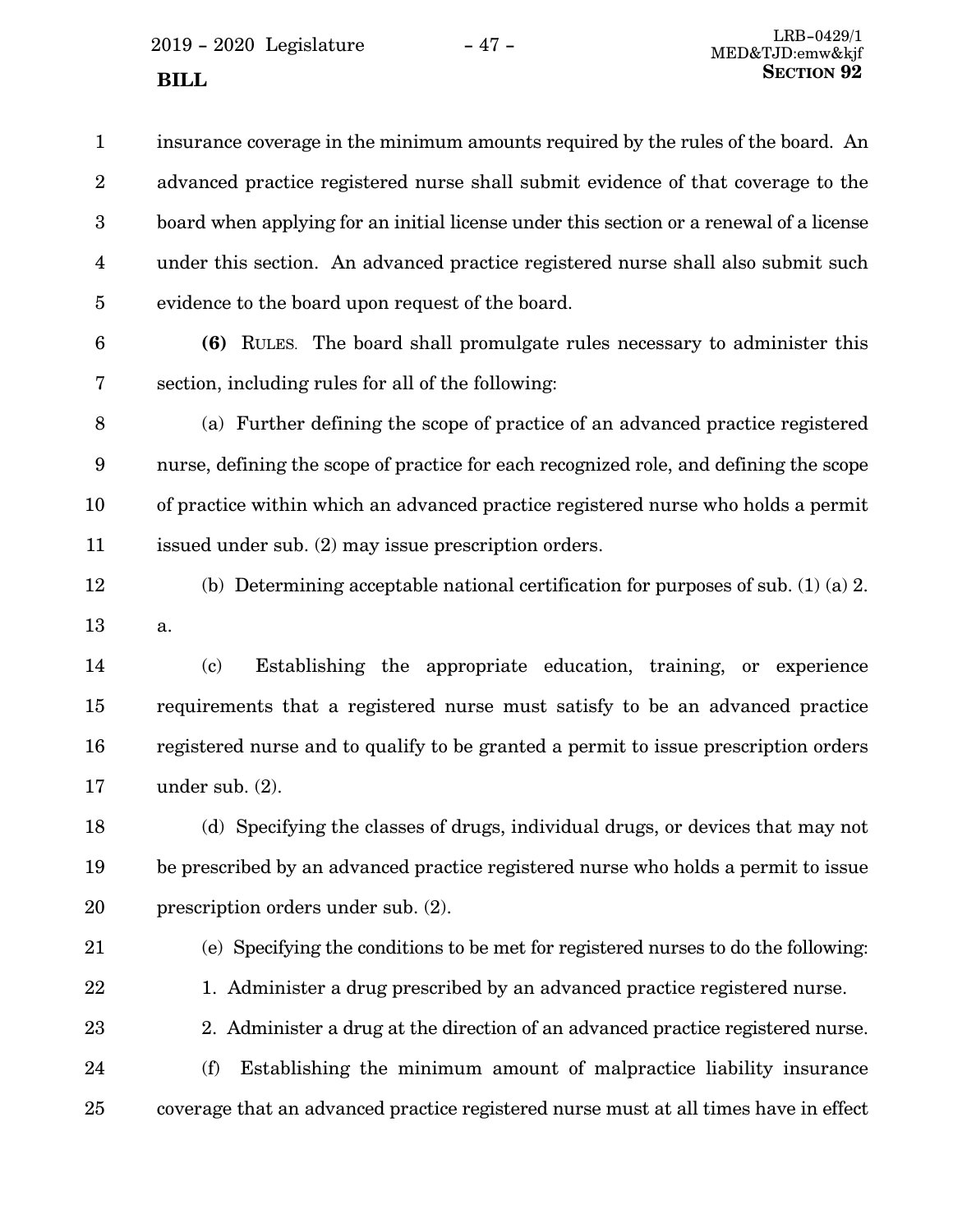insurance coverage in the minimum amounts required by the rules of the board. An advanced practice registered nurse shall submit evidence of that coverage to the board when applying for an initial license under this section or a renewal of a license under this section. An advanced practice registered nurse shall also submit such evidence to the board upon request of the board.

**(6)** RULES. The board shall promulgate rules necessary to administer this section, including rules for all of the following:

(a) Further defining the scope of practice of an advanced practice registered nurse, defining the scope of practice for each recognized role, and defining the scope of practice within which an advanced practice registered nurse who holds a permit issued under sub. (2) may issue prescription orders.

(b) Determining acceptable national certification for purposes of sub. (1) (a) 2. a.

(c) Establishing the appropriate education, training, or experience requirements that a registered nurse must satisfy to be an advanced practice registered nurse and to qualify to be granted a permit to issue prescription orders under sub. (2).

(d) Specifying the classes of drugs, individual drugs, or devices that may not be prescribed by an advanced practice registered nurse who holds a permit to issue prescription orders under sub. (2).

(e) Specifying the conditions to be met for registered nurses to do the following:

1. Administer a drug prescribed by an advanced practice registered nurse.

2. Administer a drug at the direction of an advanced practice registered nurse.

(f) Establishing the minimum amount of malpractice liability insurance coverage that an advanced practice registered nurse must at all times have in effect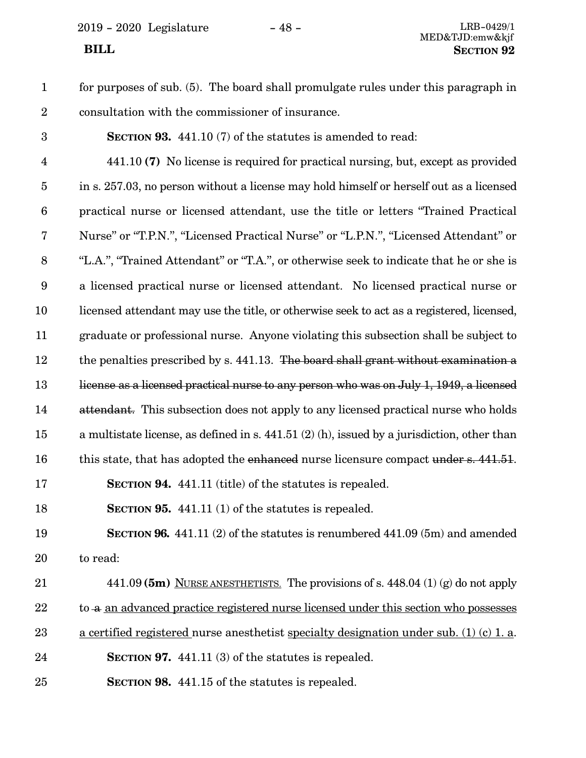for purposes of sub. (5). The board shall promulgate rules under this paragraph in consultation with the commissioner of insurance.

**SECTION 93.** 441.10 (7) of the statutes is amended to read:

441.10 **(7)** No license is required for practical nursing, but, except as provided in s. 257.03, no person without a license may hold himself or herself out as a licensed practical nurse or licensed attendant, use the title or letters "Trained Practical Nurse" or "T.P.N.", "Licensed Practical Nurse" or "L.P.N.", "Licensed Attendant" or "L.A.", "Trained Attendant" or "T.A.", or otherwise seek to indicate that he or she is a licensed practical nurse or licensed attendant. No licensed practical nurse or licensed attendant may use the title, or otherwise seek to act as a registered, licensed, graduate or professional nurse. Anyone violating this subsection shall be subject to the penalties prescribed by s. 441.13. ~~The board shall grant without examination a license as a licensed practical nurse to any person who was on July 1, 1949, a licensed attendant.~~ This subsection does not apply to any licensed practical nurse who holds a multistate license, as defined in s. 441.51 (2) (h), issued by a jurisdiction, other than this state, that has adopted the ~~enhanced~~ nurse licensure compact ~~under s. 441.51~~.

**SECTION 94.** 441.11 (title) of the statutes is repealed.

**SECTION 95.** 441.11 (1) of the statutes is repealed.

**SECTION 96.** 441.11 (2) of the statutes is renumbered 441.09 (5m) and amended to read:

441.09 **(5m)** <u>NURSE ANESTHETISTS.</u> The provisions of s. 448.04 (1) (g) do not apply to ~~a~~ <u>an advanced practice registered nurse licensed under this section who possesses a certified registered</u> nurse anesthetist <u>specialty designation under sub. (1) (c) 1. a</u>.

**SECTION 97.** 441.11 (3) of the statutes is repealed.

**SECTION 98.** 441.15 of the statutes is repealed.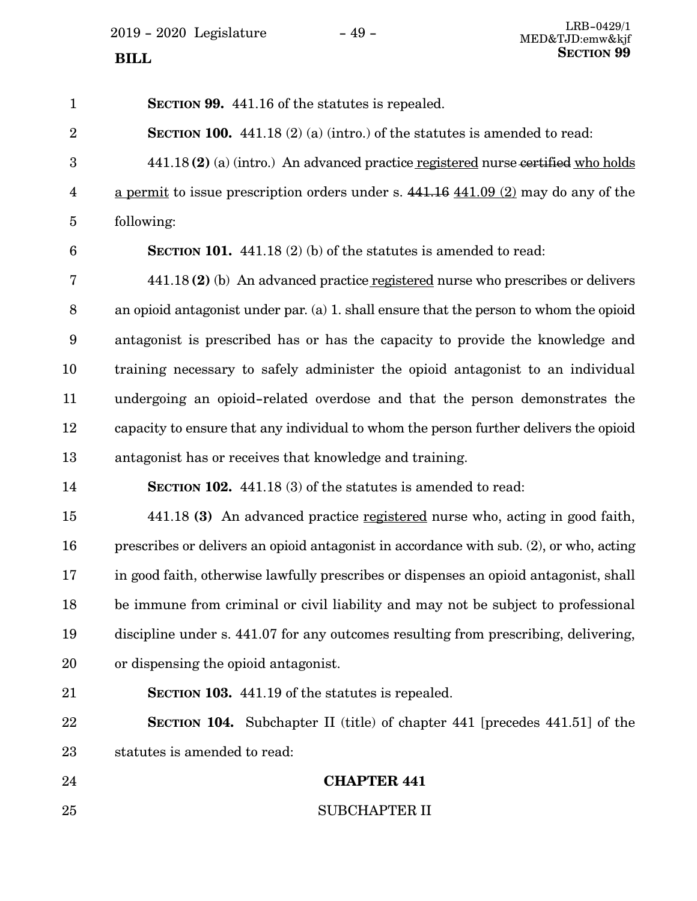**SECTION 99.** 441.16 of the statutes is repealed.

**SECTION 100.** 441.18 (2) (a) (intro.) of the statutes is amended to read:

441.18 **(2)** (a) (intro.) An advanced practice registered nurse ~~certified~~ who holds a permit to issue prescription orders under s. ~~441.16~~ 441.09 (2) may do any of the following:

**SECTION 101.** 441.18 (2) (b) of the statutes is amended to read:

441.18 **(2)** (b) An advanced practice registered nurse who prescribes or delivers an opioid antagonist under par. (a) 1. shall ensure that the person to whom the opioid antagonist is prescribed has or has the capacity to provide the knowledge and training necessary to safely administer the opioid antagonist to an individual undergoing an opioid-related overdose and that the person demonstrates the capacity to ensure that any individual to whom the person further delivers the opioid antagonist has or receives that knowledge and training.

**SECTION 102.** 441.18 (3) of the statutes is amended to read:

441.18 **(3)** An advanced practice registered nurse who, acting in good faith, prescribes or delivers an opioid antagonist in accordance with sub. (2), or who, acting in good faith, otherwise lawfully prescribes or dispenses an opioid antagonist, shall be immune from criminal or civil liability and may not be subject to professional discipline under s. 441.07 for any outcomes resulting from prescribing, delivering, or dispensing the opioid antagonist.

**SECTION 103.** 441.19 of the statutes is repealed.

**SECTION 104.** Subchapter II (title) of chapter 441 [precedes 441.51] of the statutes is amended to read:

**CHAPTER 441**

SUBCHAPTER II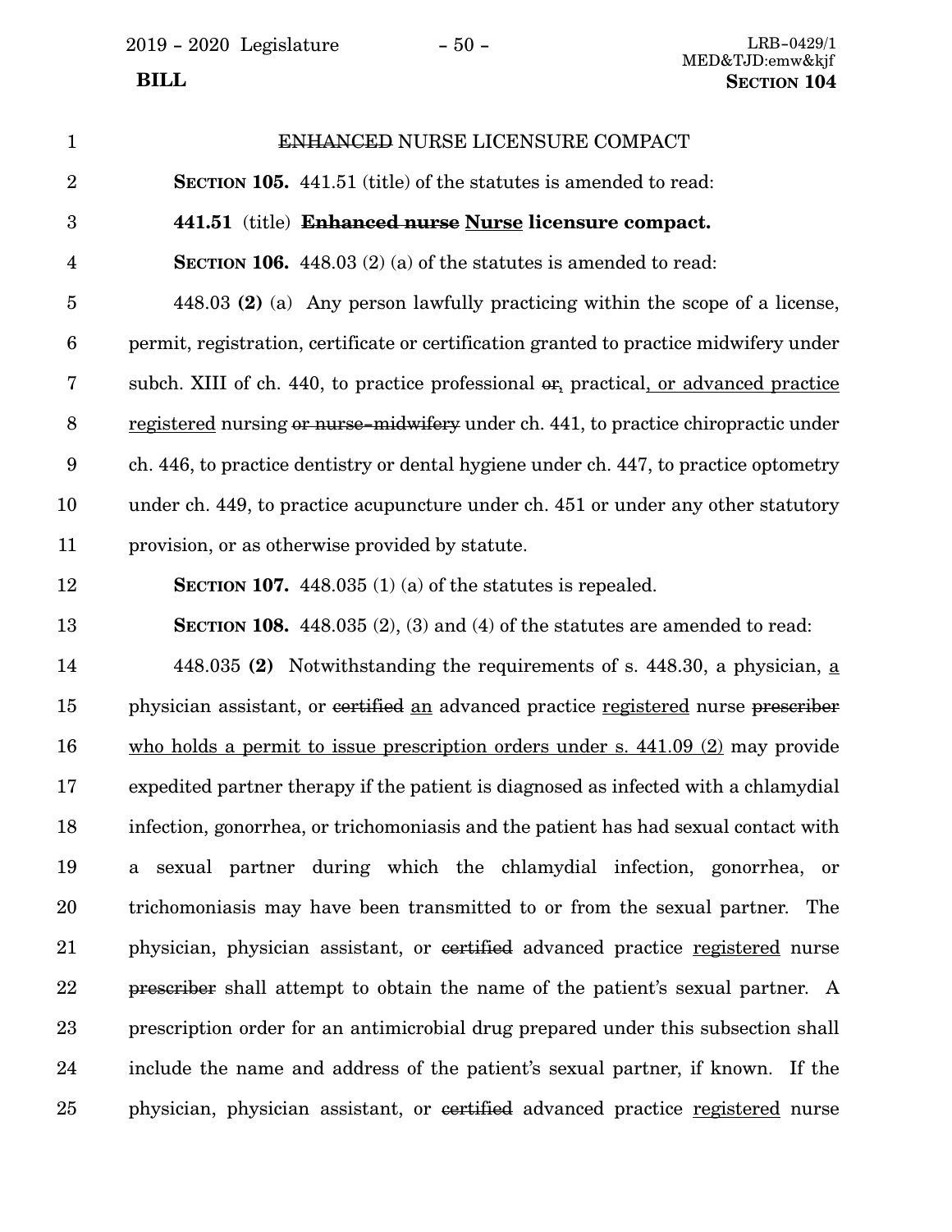~~ENHANCED~~ NURSE LICENSURE COMPACT

**SECTION 105.** 441.51 (title) of the statutes is amended to read:

**441.51** (title) **~~Enhanced nurse~~ <u>Nurse</u> licensure compact.**

**SECTION 106.** 448.03 (2) (a) of the statutes is amended to read:

448.03 **(2)** (a) Any person lawfully practicing within the scope of a license, permit, registration, certificate or certification granted to practice midwifery under subch. XIII of ch. 440, to practice professional ~~or~~, practical<u>, or advanced practice registered</u> nursing ~~or nurse-midwifery~~ under ch. 441, to practice chiropractic under ch. 446, to practice dentistry or dental hygiene under ch. 447, to practice optometry under ch. 449, to practice acupuncture under ch. 451 or under any other statutory provision, or as otherwise provided by statute.

**SECTION 107.** 448.035 (1) (a) of the statutes is repealed.

**SECTION 108.** 448.035 (2), (3) and (4) of the statutes are amended to read:

448.035 **(2)** Notwithstanding the requirements of s. 448.30, a physician, <u>a</u> physician assistant, or ~~certified~~ <u>an</u> advanced practice <u>registered</u> nurse ~~prescriber~~ <u>who holds a permit to issue prescription orders under s. 441.09 (2)</u> may provide expedited partner therapy if the patient is diagnosed as infected with a chlamydial infection, gonorrhea, or trichomoniasis and the patient has had sexual contact with a sexual partner during which the chlamydial infection, gonorrhea, or trichomoniasis may have been transmitted to or from the sexual partner. The physician, physician assistant, or ~~certified~~ advanced practice <u>registered</u> nurse ~~prescriber~~ shall attempt to obtain the name of the patient's sexual partner. A prescription order for an antimicrobial drug prepared under this subsection shall include the name and address of the patient's sexual partner, if known. If the physician, physician assistant, or ~~certified~~ advanced practice <u>registered</u> nurse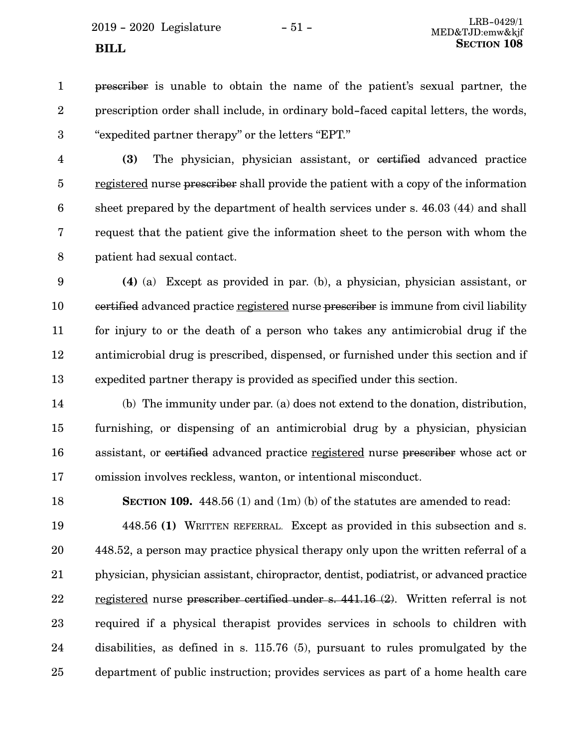~~prescriber~~ is unable to obtain the name of the patient's sexual partner, the prescription order shall include, in ordinary bold-faced capital letters, the words, "expedited partner therapy" or the letters "EPT."

**(3)** The physician, physician assistant, or ~~certified~~ advanced practice registered nurse ~~prescriber~~ shall provide the patient with a copy of the information sheet prepared by the department of health services under s. 46.03 (44) and shall request that the patient give the information sheet to the person with whom the patient had sexual contact.

**(4)** (a) Except as provided in par. (b), a physician, physician assistant, or ~~certified~~ advanced practice registered nurse ~~prescriber~~ is immune from civil liability for injury to or the death of a person who takes any antimicrobial drug if the antimicrobial drug is prescribed, dispensed, or furnished under this section and if expedited partner therapy is provided as specified under this section.

(b) The immunity under par. (a) does not extend to the donation, distribution, furnishing, or dispensing of an antimicrobial drug by a physician, physician assistant, or ~~certified~~ advanced practice registered nurse ~~prescriber~~ whose act or omission involves reckless, wanton, or intentional misconduct.

**SECTION 109.** 448.56 (1) and (1m) (b) of the statutes are amended to read:

448.56 **(1)** WRITTEN REFERRAL. Except as provided in this subsection and s. 448.52, a person may practice physical therapy only upon the written referral of a physician, physician assistant, chiropractor, dentist, podiatrist, or advanced practice registered nurse ~~prescriber certified under s. 441.16 (2)~~. Written referral is not required if a physical therapist provides services in schools to children with disabilities, as defined in s. 115.76 (5), pursuant to rules promulgated by the department of public instruction; provides services as part of a home health care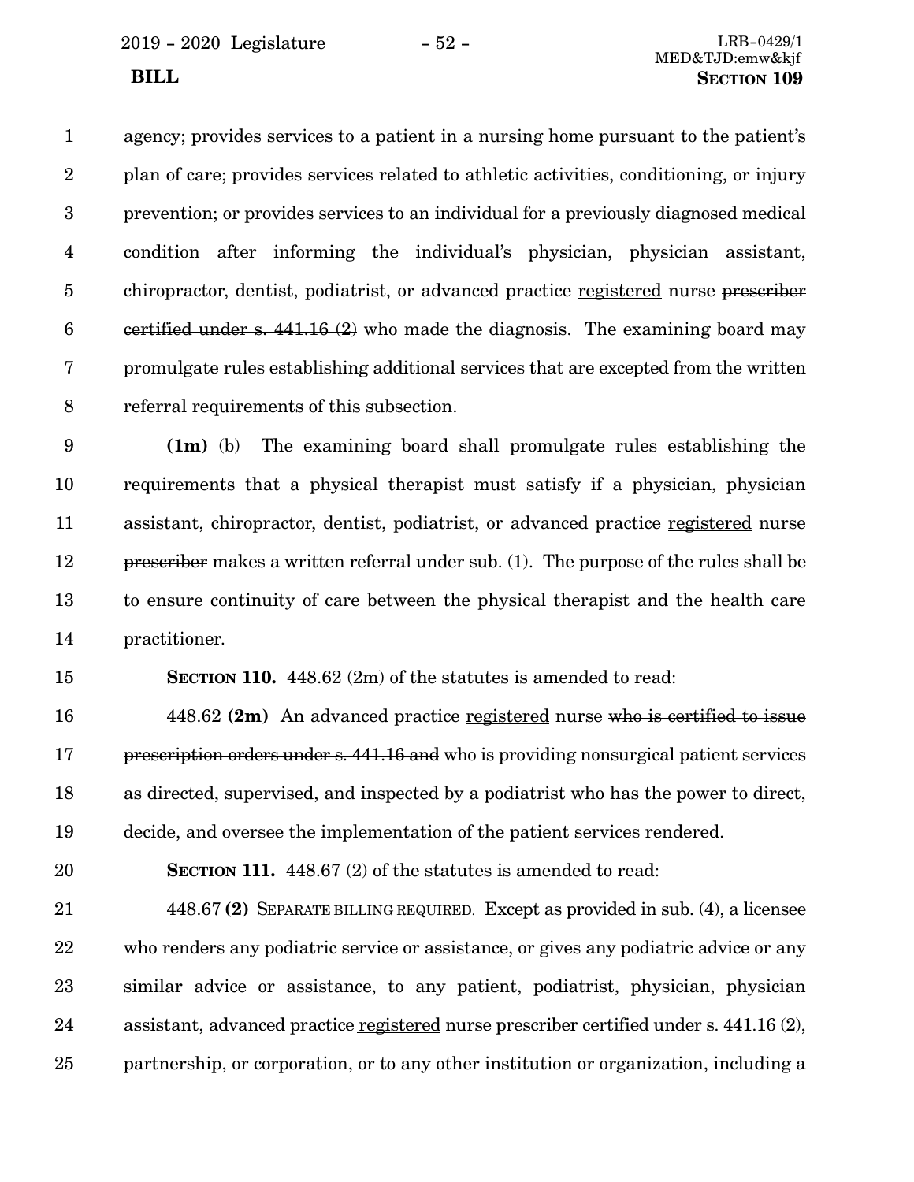agency; provides services to a patient in a nursing home pursuant to the patient's plan of care; provides services related to athletic activities, conditioning, or injury prevention; or provides services to an individual for a previously diagnosed medical condition after informing the individual's physician, physician assistant, chiropractor, dentist, podiatrist, or advanced practice <u>registered</u> nurse ~~prescriber certified under s. 441.16 (2)~~ who made the diagnosis. The examining board may promulgate rules establishing additional services that are excepted from the written referral requirements of this subsection.

**(1m)** (b) The examining board shall promulgate rules establishing the requirements that a physical therapist must satisfy if a physician, physician assistant, chiropractor, dentist, podiatrist, or advanced practice <u>registered</u> nurse ~~prescriber~~ makes a written referral under sub. (1). The purpose of the rules shall be to ensure continuity of care between the physical therapist and the health care practitioner.

**SECTION 110.** 448.62 (2m) of the statutes is amended to read:

448.62 **(2m)** An advanced practice <u>registered</u> nurse ~~who is certified to issue prescription orders under s. 441.16 and~~ who is providing nonsurgical patient services as directed, supervised, and inspected by a podiatrist who has the power to direct, decide, and oversee the implementation of the patient services rendered.

**SECTION 111.** 448.67 (2) of the statutes is amended to read:

448.67 **(2)** SEPARATE BILLING REQUIRED. Except as provided in sub. (4), a licensee who renders any podiatric service or assistance, or gives any podiatric advice or any similar advice or assistance, to any patient, podiatrist, physician, physician assistant, advanced practice <u>registered</u> nurse ~~prescriber certified under s. 441.16 (2)~~, partnership, or corporation, or to any other institution or organization, including a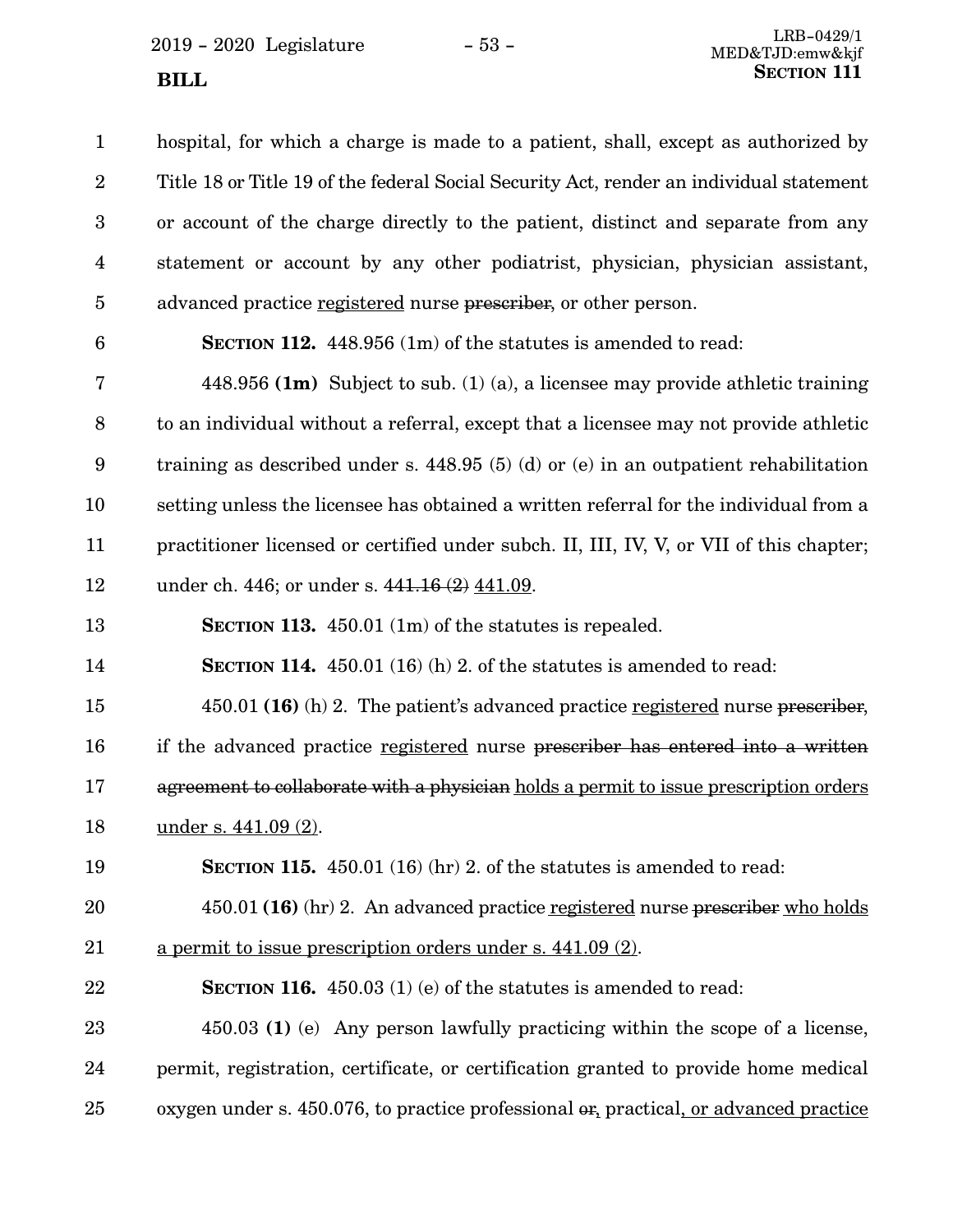hospital, for which a charge is made to a patient, shall, except as authorized by Title 18 or Title 19 of the federal Social Security Act, render an individual statement or account of the charge directly to the patient, distinct and separate from any statement or account by any other podiatrist, physician, physician assistant, advanced practice <u>registered</u> nurse ~~prescriber~~, or other person.

**SECTION 112.** 448.956 (1m) of the statutes is amended to read:

448.956 **(1m)** Subject to sub. (1) (a), a licensee may provide athletic training to an individual without a referral, except that a licensee may not provide athletic training as described under s. 448.95 (5) (d) or (e) in an outpatient rehabilitation setting unless the licensee has obtained a written referral for the individual from a practitioner licensed or certified under subch. II, III, IV, V, or VII of this chapter; under ch. 446; or under s. ~~441.16 (2)~~ <u>441.09</u>.

**SECTION 113.** 450.01 (1m) of the statutes is repealed.

**SECTION 114.** 450.01 (16) (h) 2. of the statutes is amended to read:

450.01 **(16)** (h) 2. The patient's advanced practice <u>registered</u> nurse ~~prescriber~~, if the advanced practice <u>registered</u> nurse ~~prescriber has entered into a written agreement to collaborate with a physician~~ <u>holds a permit to issue prescription orders under s. 441.09 (2)</u>.

**SECTION 115.** 450.01 (16) (hr) 2. of the statutes is amended to read:

450.01 **(16)** (hr) 2. An advanced practice <u>registered</u> nurse ~~prescriber~~ <u>who holds a permit to issue prescription orders under s. 441.09 (2)</u>.

**SECTION 116.** 450.03 (1) (e) of the statutes is amended to read:

450.03 **(1)** (e) Any person lawfully practicing within the scope of a license, permit, registration, certificate, or certification granted to provide home medical oxygen under s. 450.076, to practice professional ~~or~~, practical<u>, or advanced practice</u>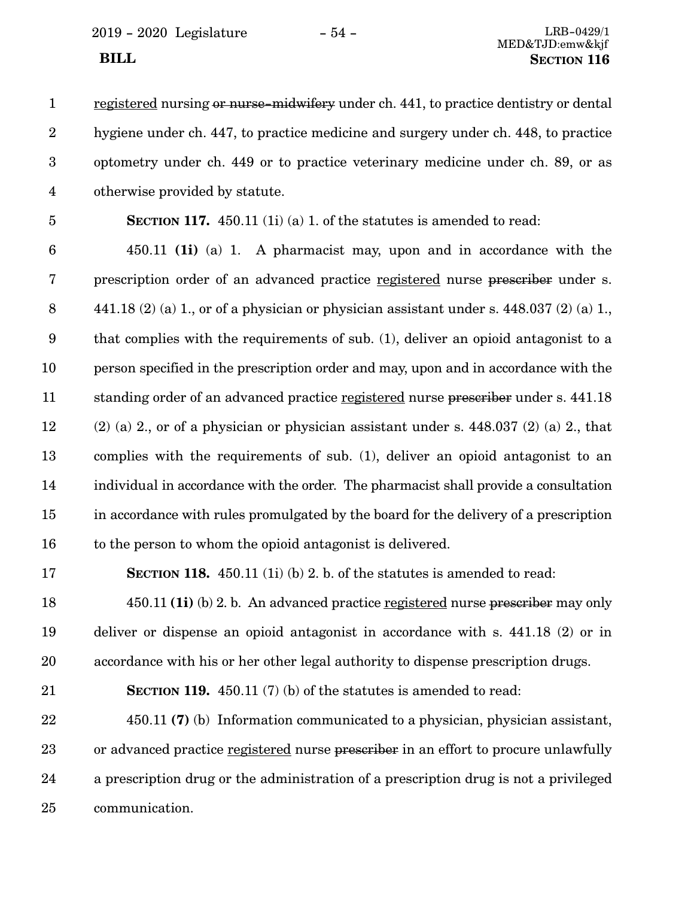registered nursing ~~or nurse-midwifery~~ under ch. 441, to practice dentistry or dental hygiene under ch. 447, to practice medicine and surgery under ch. 448, to practice optometry under ch. 449 or to practice veterinary medicine under ch. 89, or as otherwise provided by statute.

**SECTION 117.** 450.11 (1i) (a) 1. of the statutes is amended to read:

450.11 **(1i)** (a) 1. A pharmacist may, upon and in accordance with the prescription order of an advanced practice registered nurse ~~prescriber~~ under s. 441.18 (2) (a) 1., or of a physician or physician assistant under s. 448.037 (2) (a) 1., that complies with the requirements of sub. (1), deliver an opioid antagonist to a person specified in the prescription order and may, upon and in accordance with the standing order of an advanced practice registered nurse ~~prescriber~~ under s. 441.18 (2) (a) 2., or of a physician or physician assistant under s. 448.037 (2) (a) 2., that complies with the requirements of sub. (1), deliver an opioid antagonist to an individual in accordance with the order. The pharmacist shall provide a consultation in accordance with rules promulgated by the board for the delivery of a prescription to the person to whom the opioid antagonist is delivered.

**SECTION 118.** 450.11 (1i) (b) 2. b. of the statutes is amended to read:

450.11 **(1i)** (b) 2. b. An advanced practice registered nurse ~~prescriber~~ may only deliver or dispense an opioid antagonist in accordance with s. 441.18 (2) or in accordance with his or her other legal authority to dispense prescription drugs.

**SECTION 119.** 450.11 (7) (b) of the statutes is amended to read:

450.11 **(7)** (b) Information communicated to a physician, physician assistant, or advanced practice registered nurse ~~prescriber~~ in an effort to procure unlawfully a prescription drug or the administration of a prescription drug is not a privileged communication.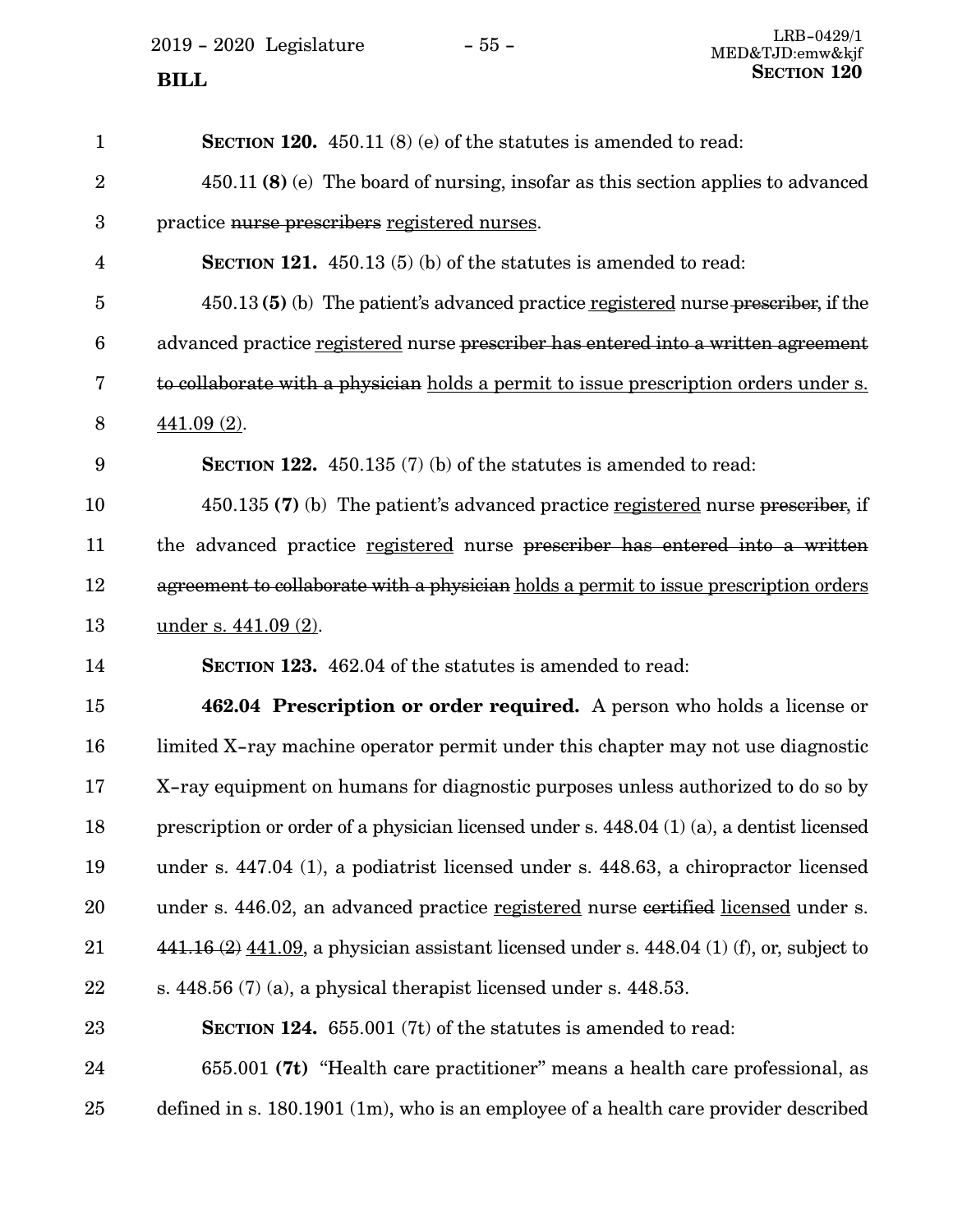**SECTION 120.** 450.11 (8) (e) of the statutes is amended to read:

450.11 **(8)** (e) The board of nursing, insofar as this section applies to advanced practice ~~nurse prescribers~~ registered nurses.

**SECTION 121.** 450.13 (5) (b) of the statutes is amended to read:

450.13 **(5)** (b) The patient's advanced practice registered nurse ~~prescriber~~, if the advanced practice registered nurse ~~prescriber has entered into a written agreement to collaborate with a physician~~ holds a permit to issue prescription orders under s. 441.09 (2).

**SECTION 122.** 450.135 (7) (b) of the statutes is amended to read:

450.135 **(7)** (b) The patient's advanced practice registered nurse ~~prescriber~~, if the advanced practice registered nurse ~~prescriber has entered into a written agreement to collaborate with a physician~~ holds a permit to issue prescription orders under s. 441.09 (2).

**SECTION 123.** 462.04 of the statutes is amended to read:

**462.04 Prescription or order required.** A person who holds a license or limited X-ray machine operator permit under this chapter may not use diagnostic X-ray equipment on humans for diagnostic purposes unless authorized to do so by prescription or order of a physician licensed under s. 448.04 (1) (a), a dentist licensed under s. 447.04 (1), a podiatrist licensed under s. 448.63, a chiropractor licensed under s. 446.02, an advanced practice registered nurse ~~certified~~ licensed under s. ~~441.16 (2)~~ 441.09, a physician assistant licensed under s. 448.04 (1) (f), or, subject to s. 448.56 (7) (a), a physical therapist licensed under s. 448.53.

**SECTION 124.** 655.001 (7t) of the statutes is amended to read:

655.001 **(7t)** "Health care practitioner" means a health care professional, as defined in s. 180.1901 (1m), who is an employee of a health care provider described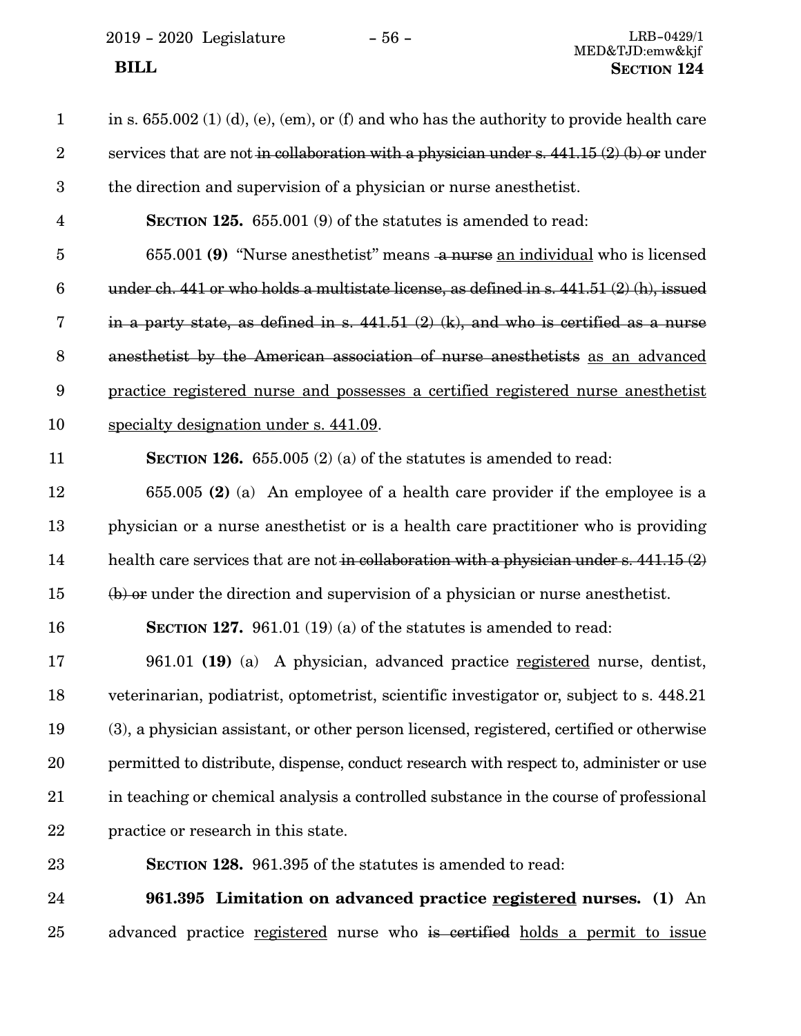in s. 655.002 (1) (d), (e), (em), or (f) and who has the authority to provide health care services that are not ~~in collaboration with a physician under s. 441.15 (2) (b) or~~ under the direction and supervision of a physician or nurse anesthetist.

**SECTION 125.** 655.001 (9) of the statutes is amended to read:

655.001 **(9)** "Nurse anesthetist" means ~~a nurse~~ <u>an individual</u> who is licensed ~~under ch. 441 or who holds a multistate license, as defined in s. 441.51 (2) (h), issued in a party state, as defined in s. 441.51 (2) (k), and who is certified as a nurse anesthetist by the American association of nurse anesthetists~~ <u>as an advanced practice registered nurse and possesses a certified registered nurse anesthetist specialty designation under s. 441.09</u>.

**SECTION 126.** 655.005 (2) (a) of the statutes is amended to read:

655.005 **(2)** (a) An employee of a health care provider if the employee is a physician or a nurse anesthetist or is a health care practitioner who is providing health care services that are not ~~in collaboration with a physician under s. 441.15 (2) (b) or~~ under the direction and supervision of a physician or nurse anesthetist.

**SECTION 127.** 961.01 (19) (a) of the statutes is amended to read:

961.01 **(19)** (a) A physician, advanced practice <u>registered</u> nurse, dentist, veterinarian, podiatrist, optometrist, scientific investigator or, subject to s. 448.21 (3), a physician assistant, or other person licensed, registered, certified or otherwise permitted to distribute, dispense, conduct research with respect to, administer or use in teaching or chemical analysis a controlled substance in the course of professional practice or research in this state.

**SECTION 128.** 961.395 of the statutes is amended to read:

**961.395 Limitation on advanced practice <u>registered</u> nurses. (1)** An advanced practice <u>registered</u> nurse who ~~is certified~~ <u>holds a permit to issue</u>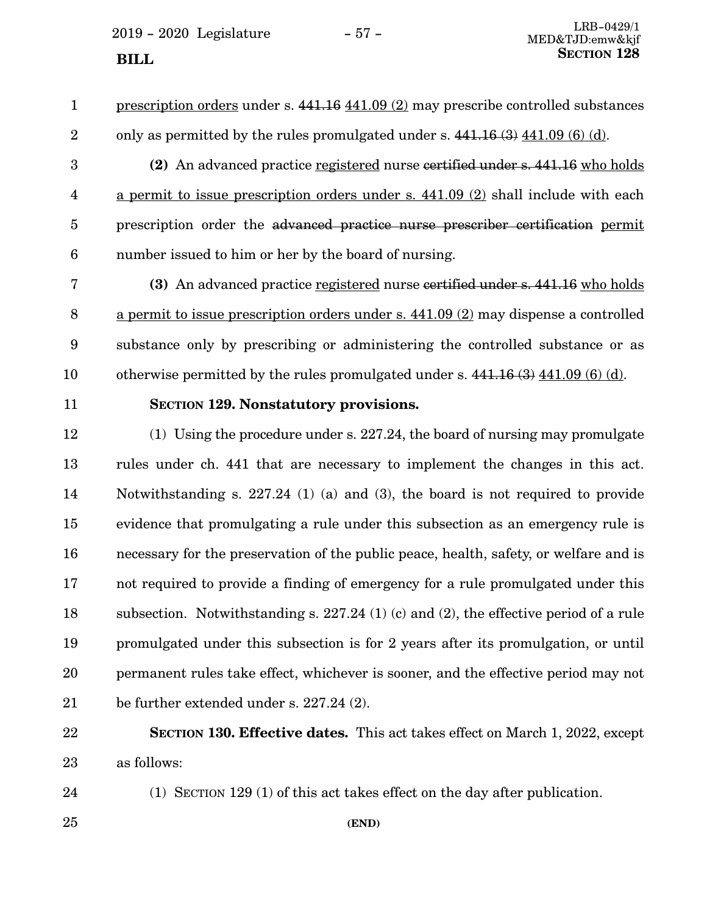prescription orders under s. ~~441.16~~ 441.09 (2) may prescribe controlled substances only as permitted by the rules promulgated under s. ~~441.16 (3)~~ 441.09 (6) (d).

**(2)** An advanced practice registered nurse ~~certified under s. 441.16~~ who holds a permit to issue prescription orders under s. 441.09 (2) shall include with each prescription order the ~~advanced practice nurse prescriber certification~~ permit number issued to him or her by the board of nursing.

**(3)** An advanced practice registered nurse ~~certified under s. 441.16~~ who holds a permit to issue prescription orders under s. 441.09 (2) may dispense a controlled substance only by prescribing or administering the controlled substance or as otherwise permitted by the rules promulgated under s. ~~441.16 (3)~~ 441.09 (6) (d).

**SECTION 129. Nonstatutory provisions.**

(1) Using the procedure under s. 227.24, the board of nursing may promulgate rules under ch. 441 that are necessary to implement the changes in this act. Notwithstanding s. 227.24 (1) (a) and (3), the board is not required to provide evidence that promulgating a rule under this subsection as an emergency rule is necessary for the preservation of the public peace, health, safety, or welfare and is not required to provide a finding of emergency for a rule promulgated under this subsection. Notwithstanding s. 227.24 (1) (c) and (2), the effective period of a rule promulgated under this subsection is for 2 years after its promulgation, or until permanent rules take effect, whichever is sooner, and the effective period may not be further extended under s. 227.24 (2).

**SECTION 130. Effective dates.** This act takes effect on March 1, 2022, except as follows:

(1) SECTION 129 (1) of this act takes effect on the day after publication.

**(END)**